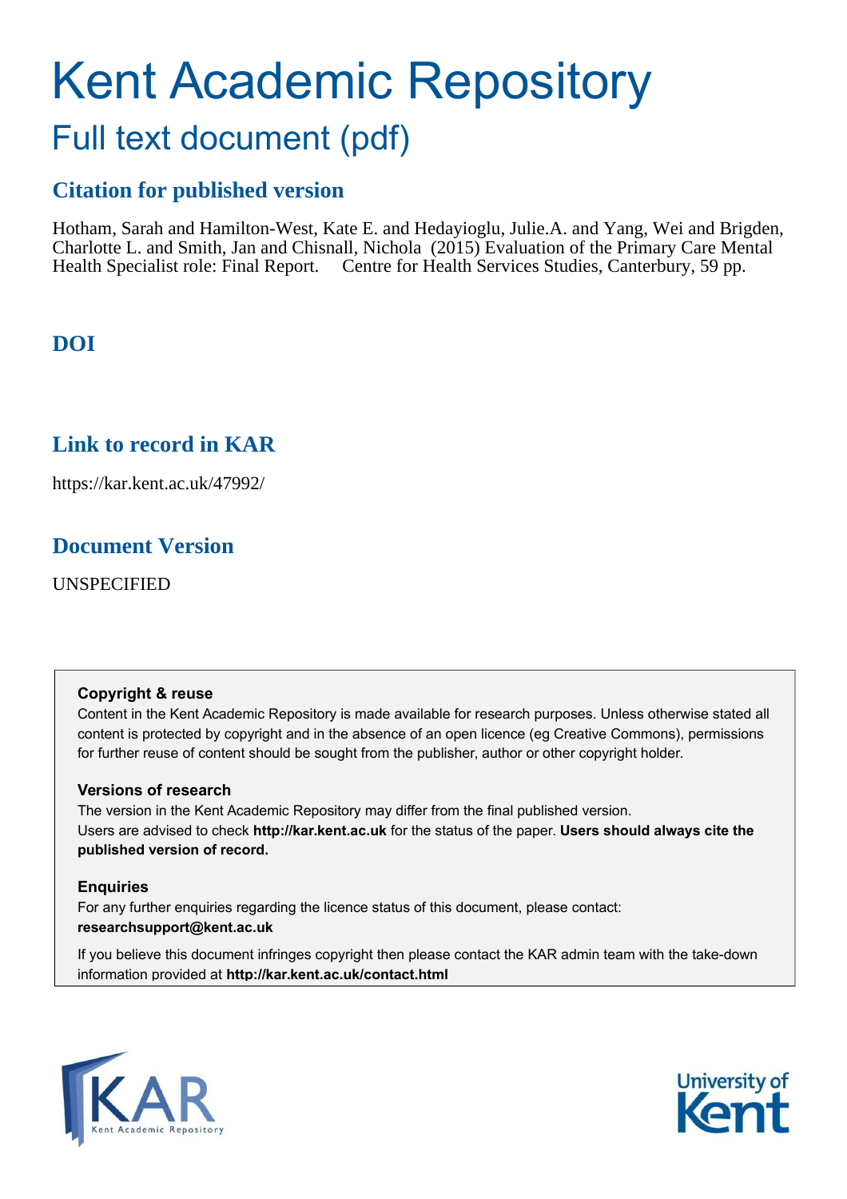# Kent Academic Repository

## Full text document (pdf)

### Citation for published version

Hotham, Sarah and Hamilton-West, Kate E. and Hedayioglu, Julie.A. and Yang, Wei and Brigden, Charlotte L. and Smith, Jan and Chisnall, Nichola (2015) Evaluation of the Primary Care Mental Health Specialist role: Final Report. Centre for Health Services Studies, Canterbury, 59 pp.

### DOI

### Link to record in KAR

https://kar.kent.ac.uk/47992/

### Document Version

UNSPECIFIED

**Copyright & reuse**
Content in the Kent Academic Repository is made available for research purposes. Unless otherwise stated all content is protected by copyright and in the absence of an open licence (eg Creative Commons), permissions for further reuse of content should be sought from the publisher, author or other copyright holder.

**Versions of research**
The version in the Kent Academic Repository may differ from the final published version.
Users are advised to check **http://kar.kent.ac.uk** for the status of the paper. **Users should always cite the published version of record.**

**Enquiries**
For any further enquiries regarding the licence status of this document, please contact:
**researchsupport@kent.ac.uk**

If you believe this document infringes copyright then please contact the KAR admin team with the take-down information provided at **http://kar.kent.ac.uk/contact.html**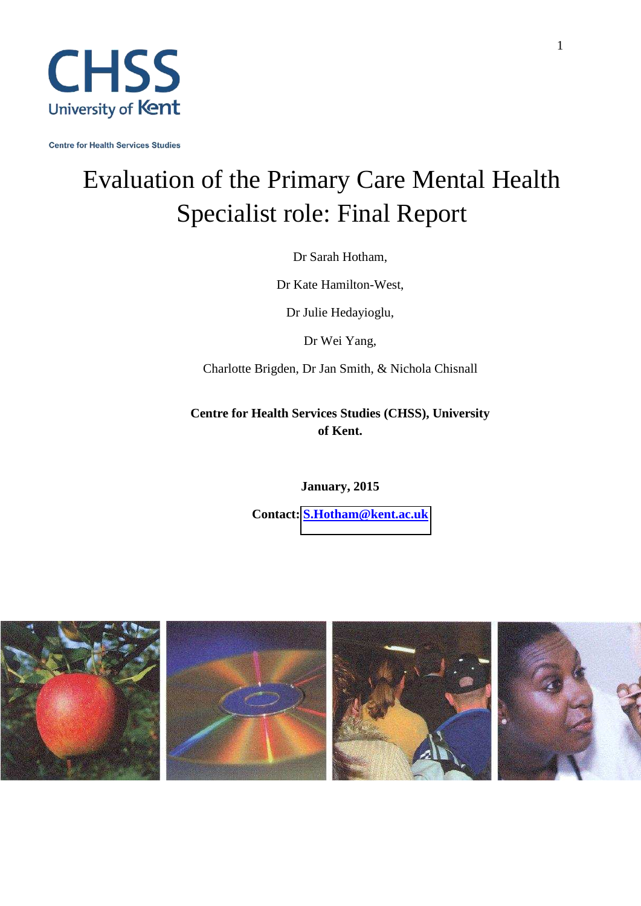CHSS

University of Kent

Centre for Health Services Studies

# Evaluation of the Primary Care Mental Health Specialist role: Final Report

Dr Sarah Hotham,

Dr Kate Hamilton-West,

Dr Julie Hedayioglu,

Dr Wei Yang,

Charlotte Brigden, Dr Jan Smith, & Nichola Chisnall

**Centre for Health Services Studies (CHSS), University of Kent.**

**January, 2015**

**Contact: S.Hotham@kent.ac.uk**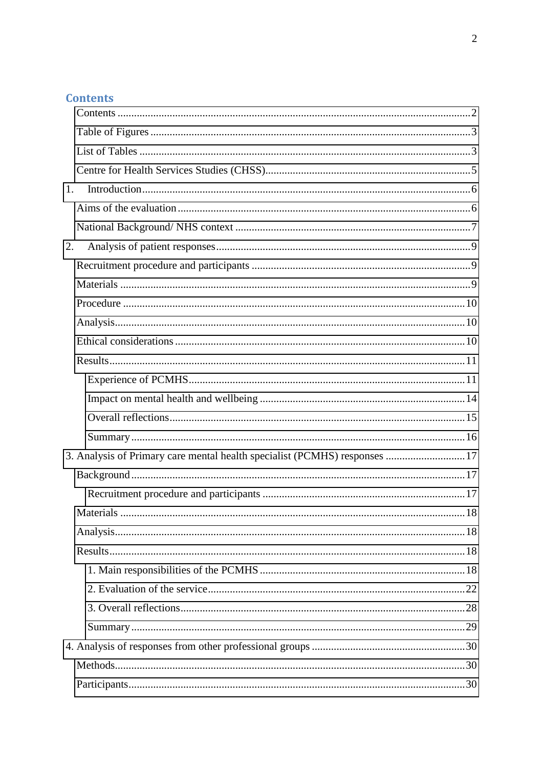## Contents

- Contents ........ 2
- Table of Figures ........ 3
- List of Tables ........ 3
- Centre for Health Services Studies (CHSS) ........ 5
- 1. Introduction ........ 6
  - Aims of the evaluation ........ 6
  - National Background/ NHS context ........ 7
- 2. Analysis of patient responses ........ 9
  - Recruitment procedure and participants ........ 9
  - Materials ........ 9
  - Procedure ........ 10
  - Analysis ........ 10
  - Ethical considerations ........ 10
  - Results ........ 11
    - Experience of PCMHS ........ 11
    - Impact on mental health and wellbeing ........ 14
    - Overall reflections ........ 15
    - Summary ........ 16
- 3. Analysis of Primary care mental health specialist (PCMHS) responses ........ 17
  - Background ........ 17
    - Recruitment procedure and participants ........ 17
  - Materials ........ 18
  - Analysis ........ 18
  - Results ........ 18
    - 1. Main responsibilities of the PCMHS ........ 18
    - 2. Evaluation of the service ........ 22
    - 3. Overall reflections ........ 28
    - Summary ........ 29
- 4. Analysis of responses from other professional groups ........ 30
  - Methods ........ 30
  - Participants ........ 30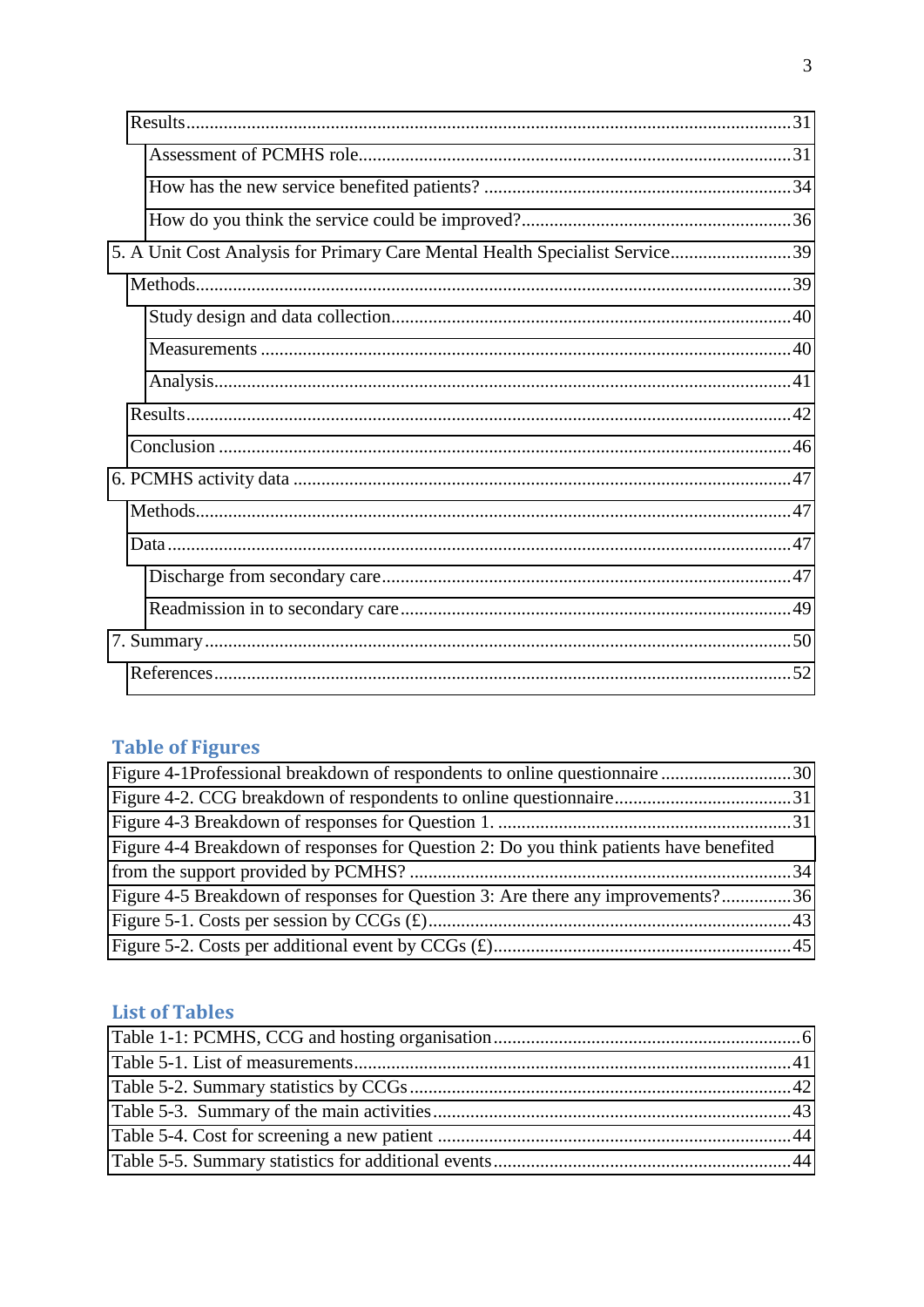Results......31

Assessment of PCMHS role......31

How has the new service benefited patients? ......34

How do you think the service could be improved?......36

5. A Unit Cost Analysis for Primary Care Mental Health Specialist Service......39

Methods......39

Study design and data collection......40

Measurements ......40

Analysis......41

Results......42

Conclusion ......46

6. PCMHS activity data ......47

Methods......47

Data ......47

Discharge from secondary care......47

Readmission in to secondary care......49

7. Summary......50

References......52

## Table of Figures

Figure 4-1Professional breakdown of respondents to online questionnaire ......30

Figure 4-2. CCG breakdown of respondents to online questionnaire......31

Figure 4-3 Breakdown of responses for Question 1. ......31

Figure 4-4 Breakdown of responses for Question 2: Do you think patients have benefited from the support provided by PCMHS? ......34

Figure 4-5 Breakdown of responses for Question 3: Are there any improvements?......36

Figure 5-1. Costs per session by CCGs (£)......43

Figure 5-2. Costs per additional event by CCGs (£)......45

## List of Tables

Table 1-1: PCMHS, CCG and hosting organisation......6

Table 5-1. List of measurements......41

Table 5-2. Summary statistics by CCGs......42

Table 5-3. Summary of the main activities......43

Table 5-4. Cost for screening a new patient ......44

Table 5-5. Summary statistics for additional events......44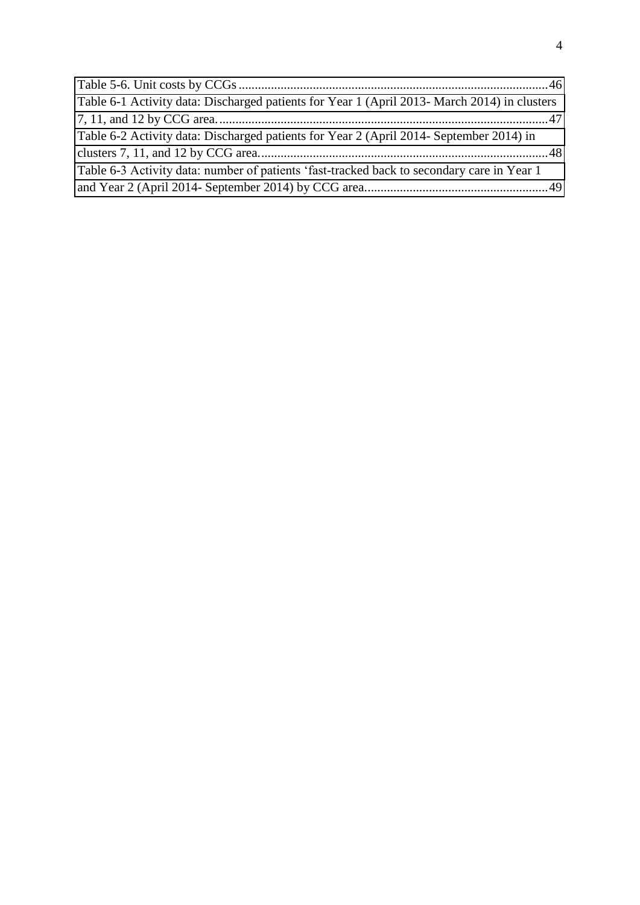Table 5-6. Unit costs by CCGs ........................................................................................................46

Table 6-1 Activity data: Discharged patients for Year 1 (April 2013- March 2014) in clusters 7, 11, and 12 by CCG area. ........................................................................................................47

Table 6-2 Activity data: Discharged patients for Year 2 (April 2014- September 2014) in clusters 7, 11, and 12 by CCG area. ........................................................................................................48

Table 6-3 Activity data: number of patients 'fast-tracked back to secondary care in Year 1 and Year 2 (April 2014- September 2014) by CCG area. ........................................................49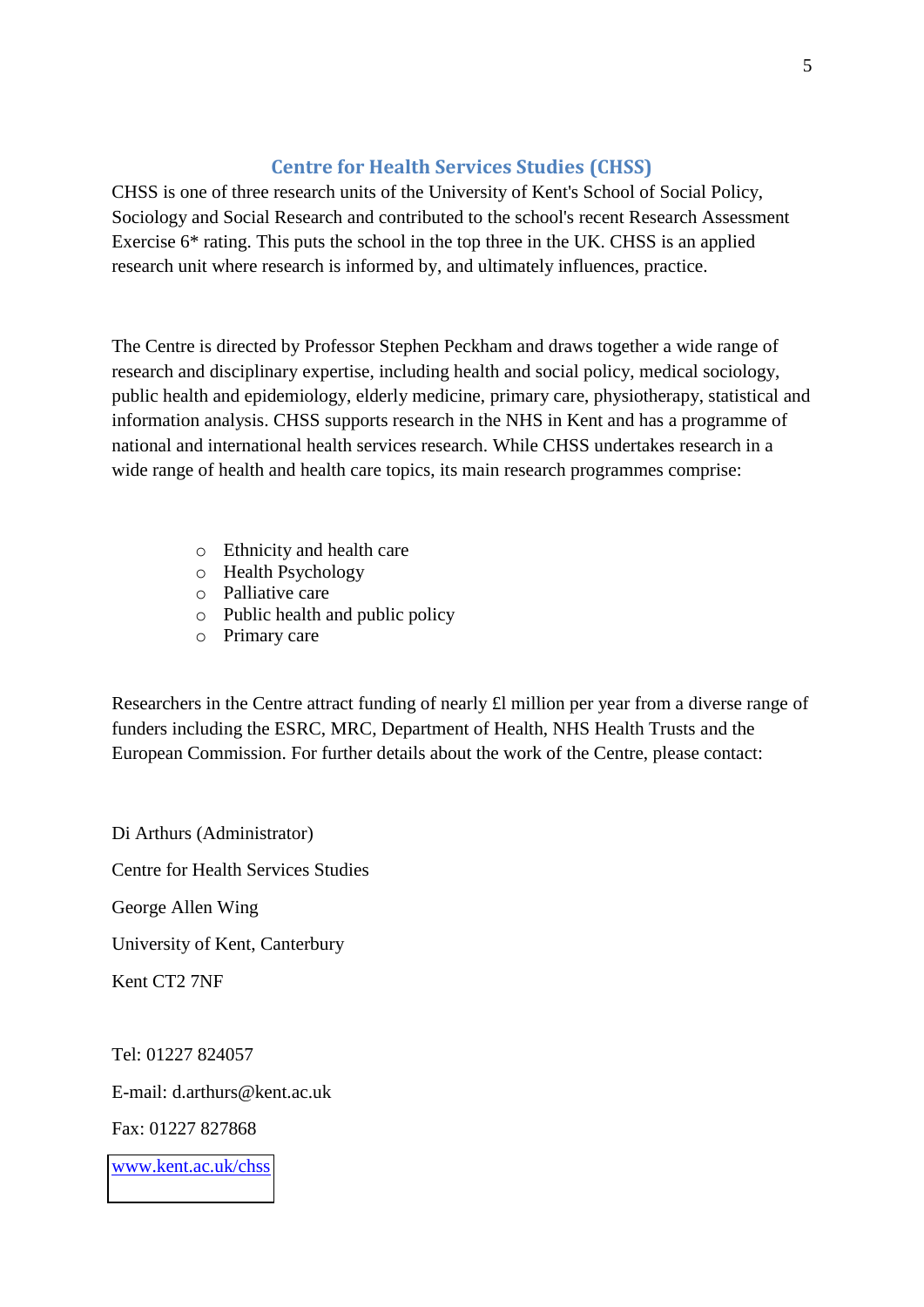## Centre for Health Services Studies (CHSS)

CHSS is one of three research units of the University of Kent's School of Social Policy, Sociology and Social Research and contributed to the school's recent Research Assessment Exercise 6* rating. This puts the school in the top three in the UK. CHSS is an applied research unit where research is informed by, and ultimately influences, practice.

The Centre is directed by Professor Stephen Peckham and draws together a wide range of research and disciplinary expertise, including health and social policy, medical sociology, public health and epidemiology, elderly medicine, primary care, physiotherapy, statistical and information analysis. CHSS supports research in the NHS in Kent and has a programme of national and international health services research. While CHSS undertakes research in a wide range of health and health care topics, its main research programmes comprise:

- Ethnicity and health care
- Health Psychology
- Palliative care
- Public health and public policy
- Primary care

Researchers in the Centre attract funding of nearly £l million per year from a diverse range of funders including the ESRC, MRC, Department of Health, NHS Health Trusts and the European Commission. For further details about the work of the Centre, please contact:

Di Arthurs (Administrator)

Centre for Health Services Studies

George Allen Wing

University of Kent, Canterbury

Kent CT2 7NF

Tel: 01227 824057

E-mail: d.arthurs@kent.ac.uk

Fax: 01227 827868

www.kent.ac.uk/chss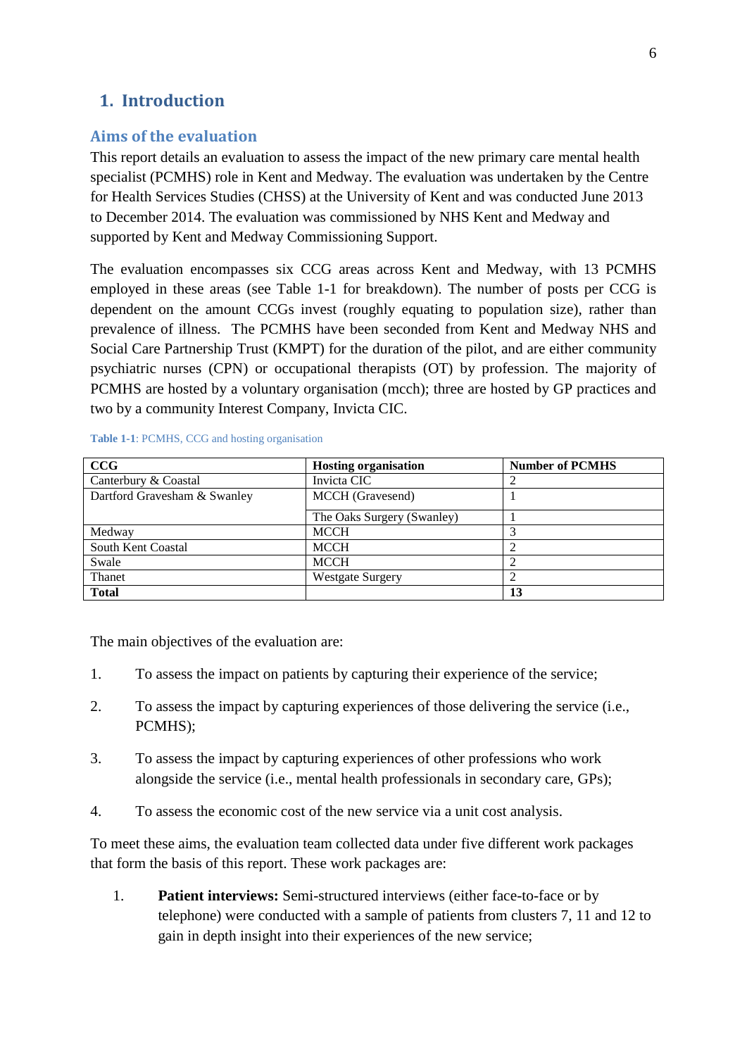# 1. Introduction

## Aims of the evaluation

This report details an evaluation to assess the impact of the new primary care mental health specialist (PCMHS) role in Kent and Medway. The evaluation was undertaken by the Centre for Health Services Studies (CHSS) at the University of Kent and was conducted June 2013 to December 2014. The evaluation was commissioned by NHS Kent and Medway and supported by Kent and Medway Commissioning Support.

The evaluation encompasses six CCG areas across Kent and Medway, with 13 PCMHS employed in these areas (see Table 1-1 for breakdown). The number of posts per CCG is dependent on the amount CCGs invest (roughly equating to population size), rather than prevalence of illness. The PCMHS have been seconded from Kent and Medway NHS and Social Care Partnership Trust (KMPT) for the duration of the pilot, and are either community psychiatric nurses (CPN) or occupational therapists (OT) by profession. The majority of PCMHS are hosted by a voluntary organisation (mcch); three are hosted by GP practices and two by a community Interest Company, Invicta CIC.

**Table 1-1**: PCMHS, CCG and hosting organisation

| CCG | Hosting organisation | Number of PCMHS |
|---|---|---|
| Canterbury & Coastal | Invicta CIC | 2 |
| Dartford Gravesham & Swanley | MCCH (Gravesend) | 1 |
| | The Oaks Surgery (Swanley) | 1 |
| Medway | MCCH | 3 |
| South Kent Coastal | MCCH | 2 |
| Swale | MCCH | 2 |
| Thanet | Westgate Surgery | 2 |
| **Total** | | **13** |

The main objectives of the evaluation are:

1. To assess the impact on patients by capturing their experience of the service;
2. To assess the impact by capturing experiences of those delivering the service (i.e., PCMHS);
3. To assess the impact by capturing experiences of other professions who work alongside the service (i.e., mental health professionals in secondary care, GPs);
4. To assess the economic cost of the new service via a unit cost analysis.

To meet these aims, the evaluation team collected data under five different work packages that form the basis of this report. These work packages are:

1. **Patient interviews:** Semi-structured interviews (either face-to-face or by telephone) were conducted with a sample of patients from clusters 7, 11 and 12 to gain in depth insight into their experiences of the new service;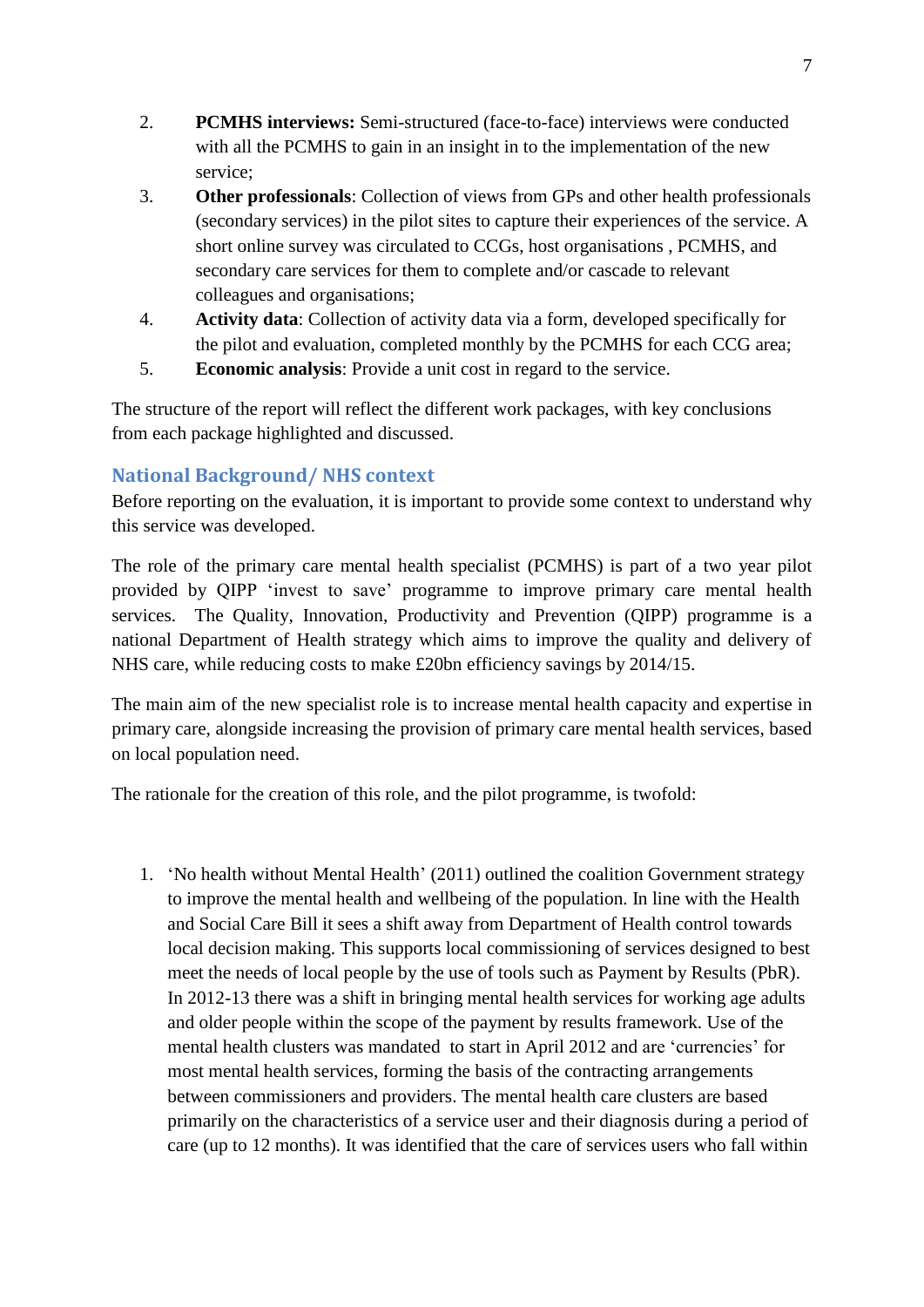2. **PCMHS interviews:** Semi-structured (face-to-face) interviews were conducted with all the PCMHS to gain in an insight in to the implementation of the new service;
3. **Other professionals**: Collection of views from GPs and other health professionals (secondary services) in the pilot sites to capture their experiences of the service. A short online survey was circulated to CCGs, host organisations , PCMHS, and secondary care services for them to complete and/or cascade to relevant colleagues and organisations;
4. **Activity data**: Collection of activity data via a form, developed specifically for the pilot and evaluation, completed monthly by the PCMHS for each CCG area;
5. **Economic analysis**: Provide a unit cost in regard to the service.

The structure of the report will reflect the different work packages, with key conclusions from each package highlighted and discussed.

## National Background/ NHS context

Before reporting on the evaluation, it is important to provide some context to understand why this service was developed.

The role of the primary care mental health specialist (PCMHS) is part of a two year pilot provided by QIPP 'invest to save' programme to improve primary care mental health services. The Quality, Innovation, Productivity and Prevention (QIPP) programme is a national Department of Health strategy which aims to improve the quality and delivery of NHS care, while reducing costs to make £20bn efficiency savings by 2014/15.

The main aim of the new specialist role is to increase mental health capacity and expertise in primary care, alongside increasing the provision of primary care mental health services, based on local population need.

The rationale for the creation of this role, and the pilot programme, is twofold:

1. 'No health without Mental Health' (2011) outlined the coalition Government strategy to improve the mental health and wellbeing of the population. In line with the Health and Social Care Bill it sees a shift away from Department of Health control towards local decision making. This supports local commissioning of services designed to best meet the needs of local people by the use of tools such as Payment by Results (PbR). In 2012-13 there was a shift in bringing mental health services for working age adults and older people within the scope of the payment by results framework. Use of the mental health clusters was mandated to start in April 2012 and are 'currencies' for most mental health services, forming the basis of the contracting arrangements between commissioners and providers. The mental health care clusters are based primarily on the characteristics of a service user and their diagnosis during a period of care (up to 12 months). It was identified that the care of services users who fall within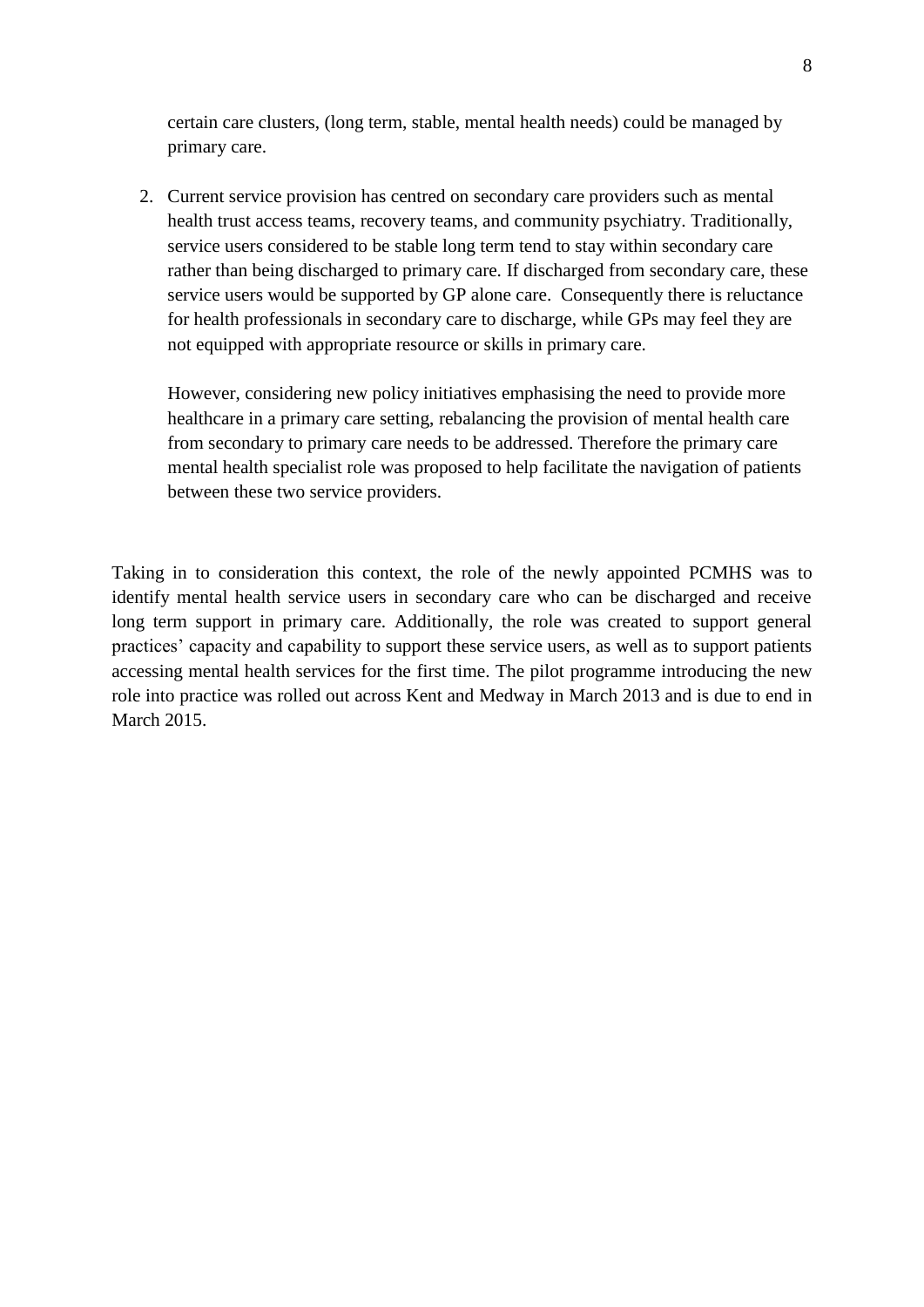certain care clusters, (long term, stable, mental health needs) could be managed by primary care.

2. Current service provision has centred on secondary care providers such as mental health trust access teams, recovery teams, and community psychiatry. Traditionally, service users considered to be stable long term tend to stay within secondary care rather than being discharged to primary care. If discharged from secondary care, these service users would be supported by GP alone care. Consequently there is reluctance for health professionals in secondary care to discharge, while GPs may feel they are not equipped with appropriate resource or skills in primary care.

   However, considering new policy initiatives emphasising the need to provide more healthcare in a primary care setting, rebalancing the provision of mental health care from secondary to primary care needs to be addressed. Therefore the primary care mental health specialist role was proposed to help facilitate the navigation of patients between these two service providers.

Taking in to consideration this context, the role of the newly appointed PCMHS was to identify mental health service users in secondary care who can be discharged and receive long term support in primary care. Additionally, the role was created to support general practices' capacity and capability to support these service users, as well as to support patients accessing mental health services for the first time. The pilot programme introducing the new role into practice was rolled out across Kent and Medway in March 2013 and is due to end in March 2015.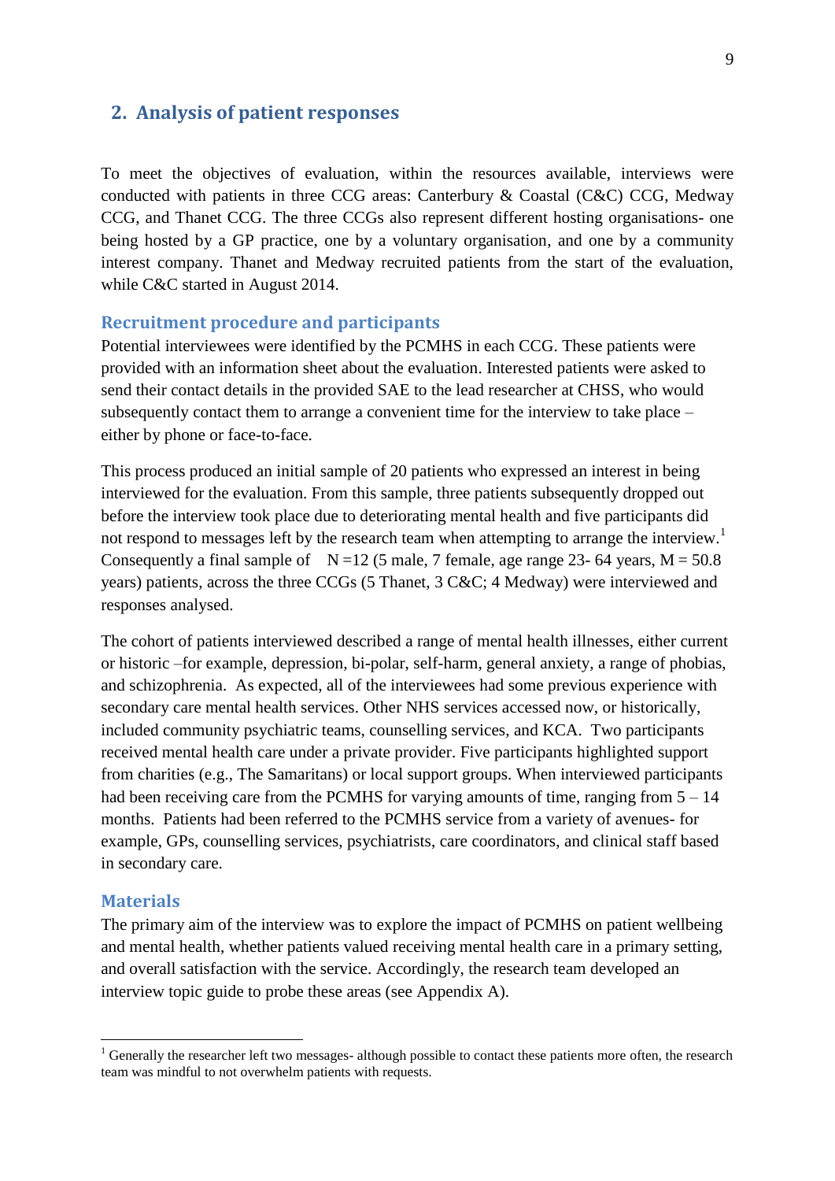## 2. Analysis of patient responses

To meet the objectives of evaluation, within the resources available, interviews were conducted with patients in three CCG areas: Canterbury & Coastal (C&C) CCG, Medway CCG, and Thanet CCG. The three CCGs also represent different hosting organisations- one being hosted by a GP practice, one by a voluntary organisation, and one by a community interest company. Thanet and Medway recruited patients from the start of the evaluation, while C&C started in August 2014.

### Recruitment procedure and participants

Potential interviewees were identified by the PCMHS in each CCG. These patients were provided with an information sheet about the evaluation. Interested patients were asked to send their contact details in the provided SAE to the lead researcher at CHSS, who would subsequently contact them to arrange a convenient time for the interview to take place – either by phone or face-to-face.

This process produced an initial sample of 20 patients who expressed an interest in being interviewed for the evaluation. From this sample, three patients subsequently dropped out before the interview took place due to deteriorating mental health and five participants did not respond to messages left by the research team when attempting to arrange the interview.[1] Consequently a final sample of N =12 (5 male, 7 female, age range 23- 64 years, M = 50.8 years) patients, across the three CCGs (5 Thanet, 3 C&C; 4 Medway) were interviewed and responses analysed.

The cohort of patients interviewed described a range of mental health illnesses, either current or historic –for example, depression, bi-polar, self-harm, general anxiety, a range of phobias, and schizophrenia. As expected, all of the interviewees had some previous experience with secondary care mental health services. Other NHS services accessed now, or historically, included community psychiatric teams, counselling services, and KCA. Two participants received mental health care under a private provider. Five participants highlighted support from charities (e.g., The Samaritans) or local support groups. When interviewed participants had been receiving care from the PCMHS for varying amounts of time, ranging from 5 – 14 months. Patients had been referred to the PCMHS service from a variety of avenues- for example, GPs, counselling services, psychiatrists, care coordinators, and clinical staff based in secondary care.

### Materials

The primary aim of the interview was to explore the impact of PCMHS on patient wellbeing and mental health, whether patients valued receiving mental health care in a primary setting, and overall satisfaction with the service. Accordingly, the research team developed an interview topic guide to probe these areas (see Appendix A).

[1] Generally the researcher left two messages- although possible to contact these patients more often, the research team was mindful to not overwhelm patients with requests.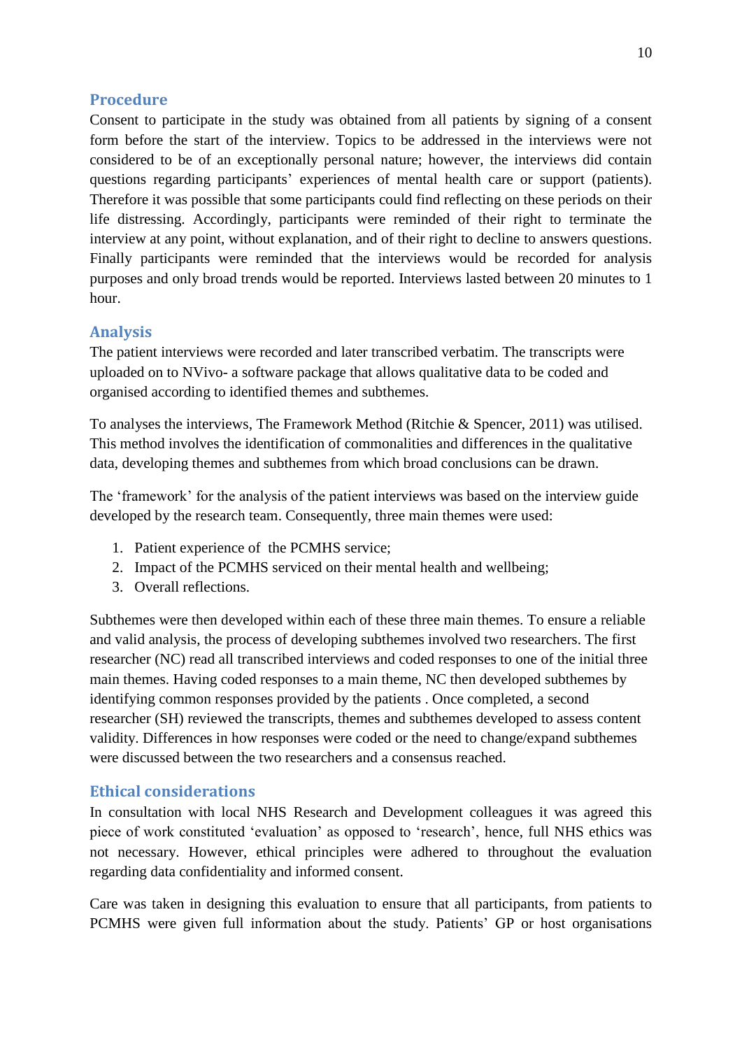## Procedure

Consent to participate in the study was obtained from all patients by signing of a consent form before the start of the interview. Topics to be addressed in the interviews were not considered to be of an exceptionally personal nature; however, the interviews did contain questions regarding participants' experiences of mental health care or support (patients). Therefore it was possible that some participants could find reflecting on these periods on their life distressing. Accordingly, participants were reminded of their right to terminate the interview at any point, without explanation, and of their right to decline to answers questions. Finally participants were reminded that the interviews would be recorded for analysis purposes and only broad trends would be reported. Interviews lasted between 20 minutes to 1 hour.

## Analysis

The patient interviews were recorded and later transcribed verbatim. The transcripts were uploaded on to NVivo- a software package that allows qualitative data to be coded and organised according to identified themes and subthemes.

To analyses the interviews, The Framework Method (Ritchie & Spencer, 2011) was utilised. This method involves the identification of commonalities and differences in the qualitative data, developing themes and subthemes from which broad conclusions can be drawn.

The 'framework' for the analysis of the patient interviews was based on the interview guide developed by the research team. Consequently, three main themes were used:

1. Patient experience of the PCMHS service;
2. Impact of the PCMHS serviced on their mental health and wellbeing;
3. Overall reflections.

Subthemes were then developed within each of these three main themes. To ensure a reliable and valid analysis, the process of developing subthemes involved two researchers. The first researcher (NC) read all transcribed interviews and coded responses to one of the initial three main themes. Having coded responses to a main theme, NC then developed subthemes by identifying common responses provided by the patients . Once completed, a second researcher (SH) reviewed the transcripts, themes and subthemes developed to assess content validity. Differences in how responses were coded or the need to change/expand subthemes were discussed between the two researchers and a consensus reached.

## Ethical considerations

In consultation with local NHS Research and Development colleagues it was agreed this piece of work constituted 'evaluation' as opposed to 'research', hence, full NHS ethics was not necessary. However, ethical principles were adhered to throughout the evaluation regarding data confidentiality and informed consent.

Care was taken in designing this evaluation to ensure that all participants, from patients to PCMHS were given full information about the study. Patients' GP or host organisations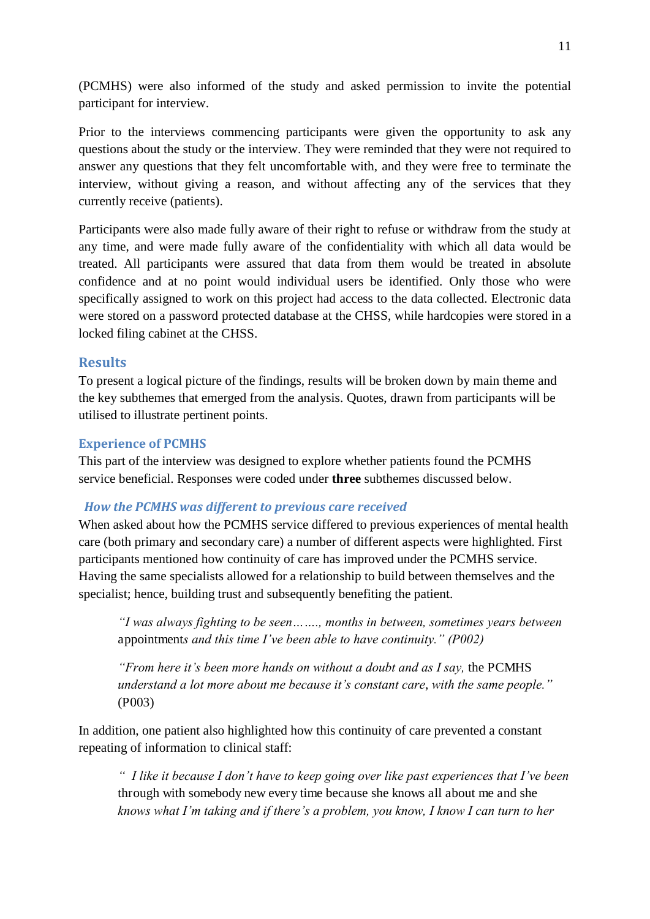(PCMHS) were also informed of the study and asked permission to invite the potential participant for interview.

Prior to the interviews commencing participants were given the opportunity to ask any questions about the study or the interview. They were reminded that they were not required to answer any questions that they felt uncomfortable with, and they were free to terminate the interview, without giving a reason, and without affecting any of the services that they currently receive (patients).

Participants were also made fully aware of their right to refuse or withdraw from the study at any time, and were made fully aware of the confidentiality with which all data would be treated. All participants were assured that data from them would be treated in absolute confidence and at no point would individual users be identified. Only those who were specifically assigned to work on this project had access to the data collected. Electronic data were stored on a password protected database at the CHSS, while hardcopies were stored in a locked filing cabinet at the CHSS.

## Results

To present a logical picture of the findings, results will be broken down by main theme and the key subthemes that emerged from the analysis. Quotes, drawn from participants will be utilised to illustrate pertinent points.

### Experience of PCMHS

This part of the interview was designed to explore whether patients found the PCMHS service beneficial. Responses were coded under **three** subthemes discussed below.

#### *How the PCMHS was different to previous care received*

When asked about how the PCMHS service differed to previous experiences of mental health care (both primary and secondary care) a number of different aspects were highlighted. First participants mentioned how continuity of care has improved under the PCMHS service. Having the same specialists allowed for a relationship to build between themselves and the specialist; hence, building trust and subsequently benefiting the patient.

> *"I was always fighting to be seen…….., months in between, sometimes years between* appointment*s and this time I've been able to have continuity." (P002)*

> *"From here it's been more hands on without a doubt and as I say,* the PCMHS *understand a lot more about me because it's constant care, with the same people."* (P003)

In addition, one patient also highlighted how this continuity of care prevented a constant repeating of information to clinical staff:

> *" I like it because I don't have to keep going over like past experiences that I've been* through with somebody new every time because she knows all about me and she *knows what I'm taking and if there's a problem, you know, I know I can turn to her*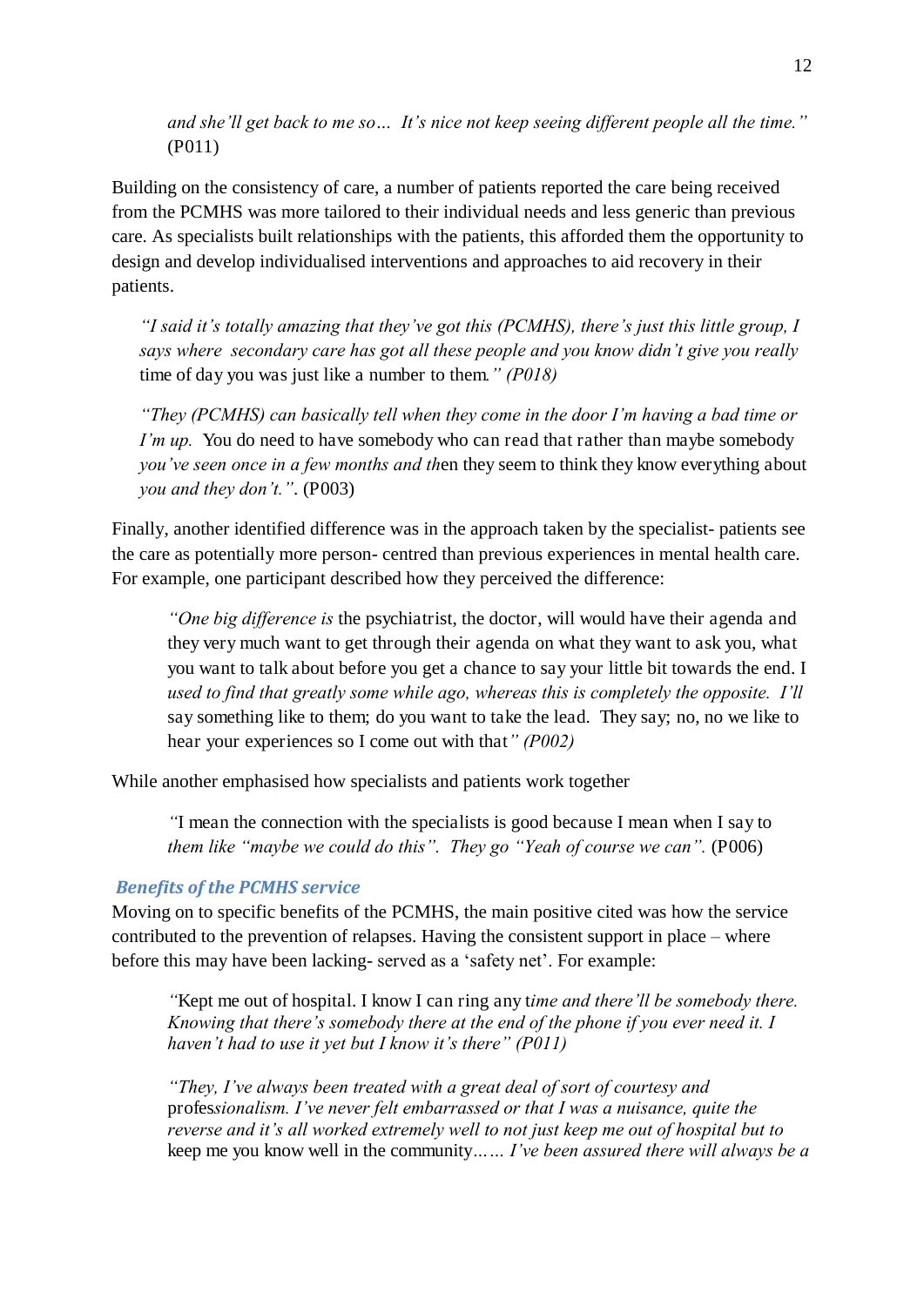*and she'll get back to me so… It's nice not keep seeing different people all the time."* (P011)

Building on the consistency of care, a number of patients reported the care being received from the PCMHS was more tailored to their individual needs and less generic than previous care. As specialists built relationships with the patients, this afforded them the opportunity to design and develop individualised interventions and approaches to aid recovery in their patients.

> *"I said it's totally amazing that they've got this (PCMHS), there's just this little group, I says where secondary care has got all these people and you know didn't give you really* time of day you was just like a number to them*." (P018)*
>
> *"They (PCMHS) can basically tell when they come in the door I'm having a bad time or I'm up.* You do need to have somebody who can read that rather than maybe somebody *you've seen once in a few months and th*en they seem to think they know everything about *you and they don't."*. (P003)

Finally, another identified difference was in the approach taken by the specialist- patients see the care as potentially more person- centred than previous experiences in mental health care. For example, one participant described how they perceived the difference:

> *"One big difference is* the psychiatrist, the doctor, will would have their agenda and they very much want to get through their agenda on what they want to ask you, what you want to talk about before you get a chance to say your little bit towards the end. I *used to find that greatly some while ago, whereas this is completely the opposite. I'll* say something like to them; do you want to take the lead. They say; no, no we like to hear your experiences so I come out with that*" (P002)*

While another emphasised how specialists and patients work together

> *"*I mean the connection with the specialists is good because I mean when I say to *them like "maybe we could do this". They go "Yeah of course we can".* (P006)

### *Benefits of the PCMHS service*

Moving on to specific benefits of the PCMHS, the main positive cited was how the service contributed to the prevention of relapses. Having the consistent support in place – where before this may have been lacking- served as a 'safety net'. For example:

> *"*Kept me out of hospital. I know I can ring any t*ime and there'll be somebody there. Knowing that there's somebody there at the end of the phone if you ever need it. I haven't had to use it yet but I know it's there" (P011)*
>
> *"They, I've always been treated with a great deal of sort of courtesy and* profes*sionalism. I've never felt embarrassed or that I was a nuisance, quite the reverse and it's all worked extremely well to not just keep me out of hospital but to* keep me you know well in the community*…… I've been assured there will always be a*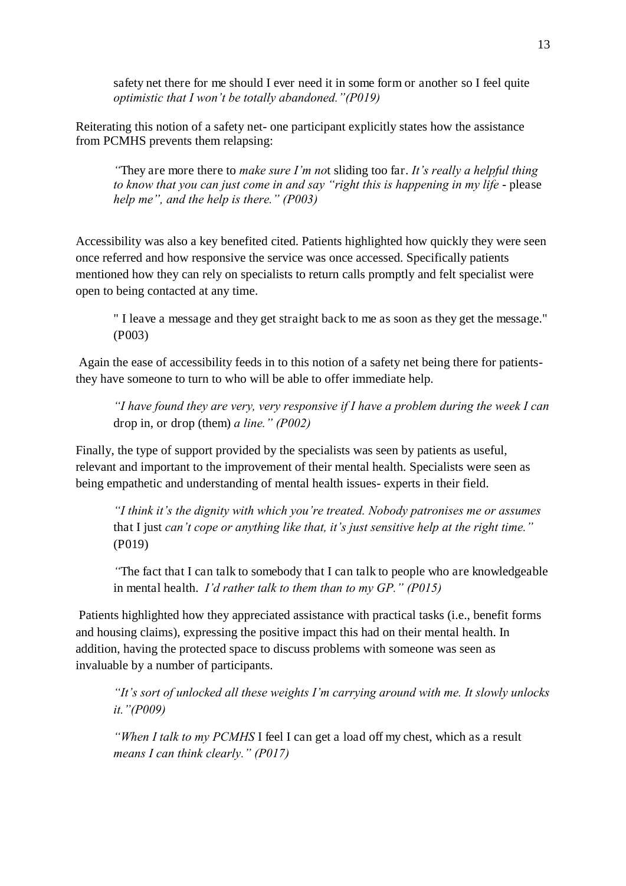safety net there for me should I ever need it in some form or another so I feel quite *optimistic that I won't be totally abandoned."(P019)*

Reiterating this notion of a safety net- one participant explicitly states how the assistance from PCMHS prevents them relapsing:

> *"*They are more there to *make sure I'm no*t sliding too far. *It's really a helpful thing to know that you can just come in and say "right this is happening in my life* - please *help me", and the help is there." (P003)*

Accessibility was also a key benefited cited. Patients highlighted how quickly they were seen once referred and how responsive the service was once accessed. Specifically patients mentioned how they can rely on specialists to return calls promptly and felt specialist were open to being contacted at any time.

> " I leave a message and they get straight back to me as soon as they get the message." (P003)

Again the ease of accessibility feeds in to this notion of a safety net being there for patients- they have someone to turn to who will be able to offer immediate help.

> *"I have found they are very, very responsive if I have a problem during the week I can* drop in, or drop (them) *a line." (P002)*

Finally, the type of support provided by the specialists was seen by patients as useful, relevant and important to the improvement of their mental health. Specialists were seen as being empathetic and understanding of mental health issues- experts in their field.

> *"I think it's the dignity with which you're treated. Nobody patronises me or assumes* that I just *can't cope or anything like that, it's just sensitive help at the right time."* (P019)

> *"*The fact that I can talk to somebody that I can talk to people who are knowledgeable in mental health. *I'd rather talk to them than to my GP." (P015)*

Patients highlighted how they appreciated assistance with practical tasks (i.e., benefit forms and housing claims), expressing the positive impact this had on their mental health. In addition, having the protected space to discuss problems with someone was seen as invaluable by a number of participants.

> *"It's sort of unlocked all these weights I'm carrying around with me. It slowly unlocks it."(P009)*

> *"When I talk to my PCMHS* I feel I can get a load off my chest, which as a result *means I can think clearly." (P017)*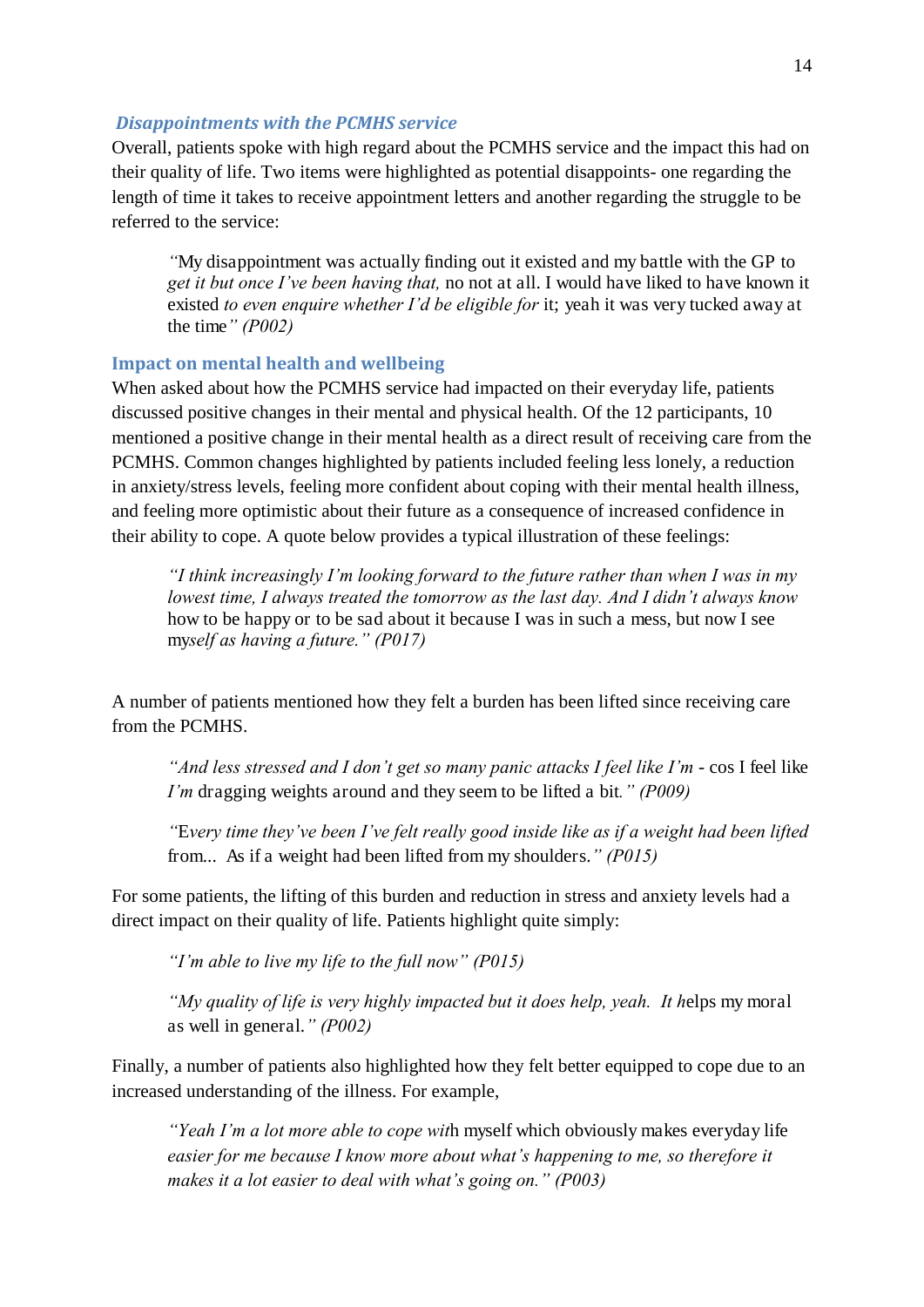### *Disappointments with the PCMHS service*

Overall, patients spoke with high regard about the PCMHS service and the impact this had on their quality of life. Two items were highlighted as potential disappoints- one regarding the length of time it takes to receive appointment letters and another regarding the struggle to be referred to the service:

> *"*My disappointment was actually finding out it existed and my battle with the GP to *get it but once I've been having that,* no not at all. I would have liked to have known it existed *to even enquire whether I'd be eligible for* it; yeah it was very tucked away at the time*" (P002)*

### Impact on mental health and wellbeing

When asked about how the PCMHS service had impacted on their everyday life, patients discussed positive changes in their mental and physical health. Of the 12 participants, 10 mentioned a positive change in their mental health as a direct result of receiving care from the PCMHS. Common changes highlighted by patients included feeling less lonely, a reduction in anxiety/stress levels, feeling more confident about coping with their mental health illness, and feeling more optimistic about their future as a consequence of increased confidence in their ability to cope. A quote below provides a typical illustration of these feelings:

> *"I think increasingly I'm looking forward to the future rather than when I was in my lowest time, I always treated the tomorrow as the last day. And I didn't always know* how to be happy or to be sad about it because I was in such a mess, but now I see my*self as having a future." (P017)*

A number of patients mentioned how they felt a burden has been lifted since receiving care from the PCMHS.

> *"And less stressed and I don't get so many panic attacks I feel like I'm* - cos I feel like *I'm* dragging weights around and they seem to be lifted a bit*." (P009)*

> *"*E*very time they've been I've felt really good inside like as if a weight had been lifted* from... As if a weight had been lifted from my shoulders.*" (P015)*

For some patients, the lifting of this burden and reduction in stress and anxiety levels had a direct impact on their quality of life. Patients highlight quite simply:

> *"I'm able to live my life to the full now" (P015)*

> *"My quality of life is very highly impacted but it does help, yeah. It h*elps my moral as well in general.*" (P002)*

Finally, a number of patients also highlighted how they felt better equipped to cope due to an increased understanding of the illness. For example,

> *"Yeah I'm a lot more able to cope wit*h myself which obviously makes everyday life *easier for me because I know more about what's happening to me, so therefore it makes it a lot easier to deal with what's going on." (P003)*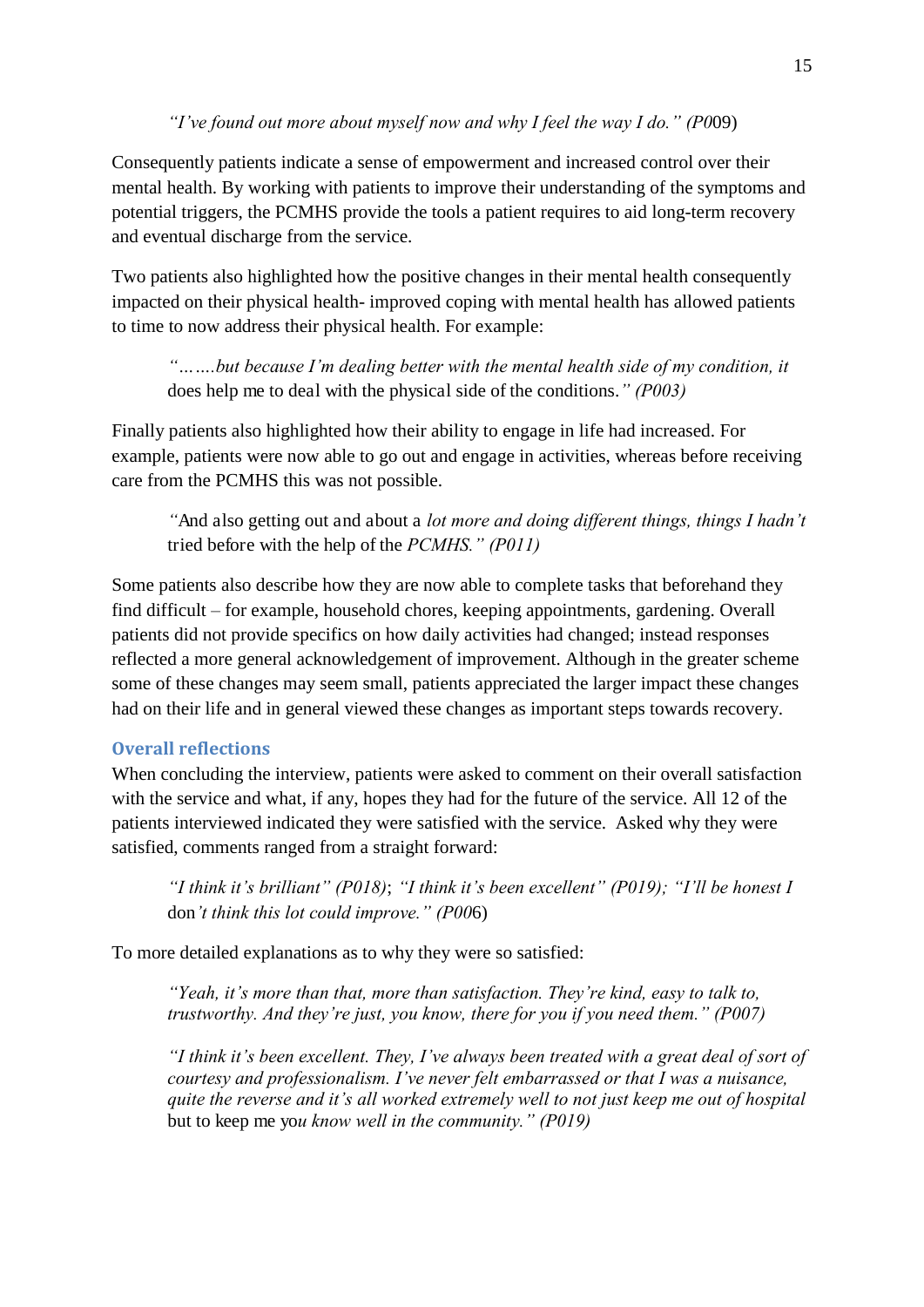*"I've found out more about myself now and why I feel the way I do." (P009)*

Consequently patients indicate a sense of empowerment and increased control over their mental health. By working with patients to improve their understanding of the symptoms and potential triggers, the PCMHS provide the tools a patient requires to aid long-term recovery and eventual discharge from the service.

Two patients also highlighted how the positive changes in their mental health consequently impacted on their physical health- improved coping with mental health has allowed patients to time to now address their physical health. For example:

*"…….but because I'm dealing better with the mental health side of my condition, it does help me to deal with the physical side of the conditions." (P003)*

Finally patients also highlighted how their ability to engage in life had increased. For example, patients were now able to go out and engage in activities, whereas before receiving care from the PCMHS this was not possible.

*"And also getting out and about a lot more and doing different things, things I hadn't tried before with the help of the PCMHS." (P011)*

Some patients also describe how they are now able to complete tasks that beforehand they find difficult – for example, household chores, keeping appointments, gardening. Overall patients did not provide specifics on how daily activities had changed; instead responses reflected a more general acknowledgement of improvement. Although in the greater scheme some of these changes may seem small, patients appreciated the larger impact these changes had on their life and in general viewed these changes as important steps towards recovery.

### Overall reflections

When concluding the interview, patients were asked to comment on their overall satisfaction with the service and what, if any, hopes they had for the future of the service. All 12 of the patients interviewed indicated they were satisfied with the service. Asked why they were satisfied, comments ranged from a straight forward:

*"I think it's brilliant" (P018); "I think it's been excellent" (P019); "I'll be honest I don't think this lot could improve." (P006)*

To more detailed explanations as to why they were so satisfied:

*"Yeah, it's more than that, more than satisfaction. They're kind, easy to talk to, trustworthy. And they're just, you know, there for you if you need them." (P007)*

*"I think it's been excellent. They, I've always been treated with a great deal of sort of courtesy and professionalism. I've never felt embarrassed or that I was a nuisance, quite the reverse and it's all worked extremely well to not just keep me out of hospital but to keep me you know well in the community." (P019)*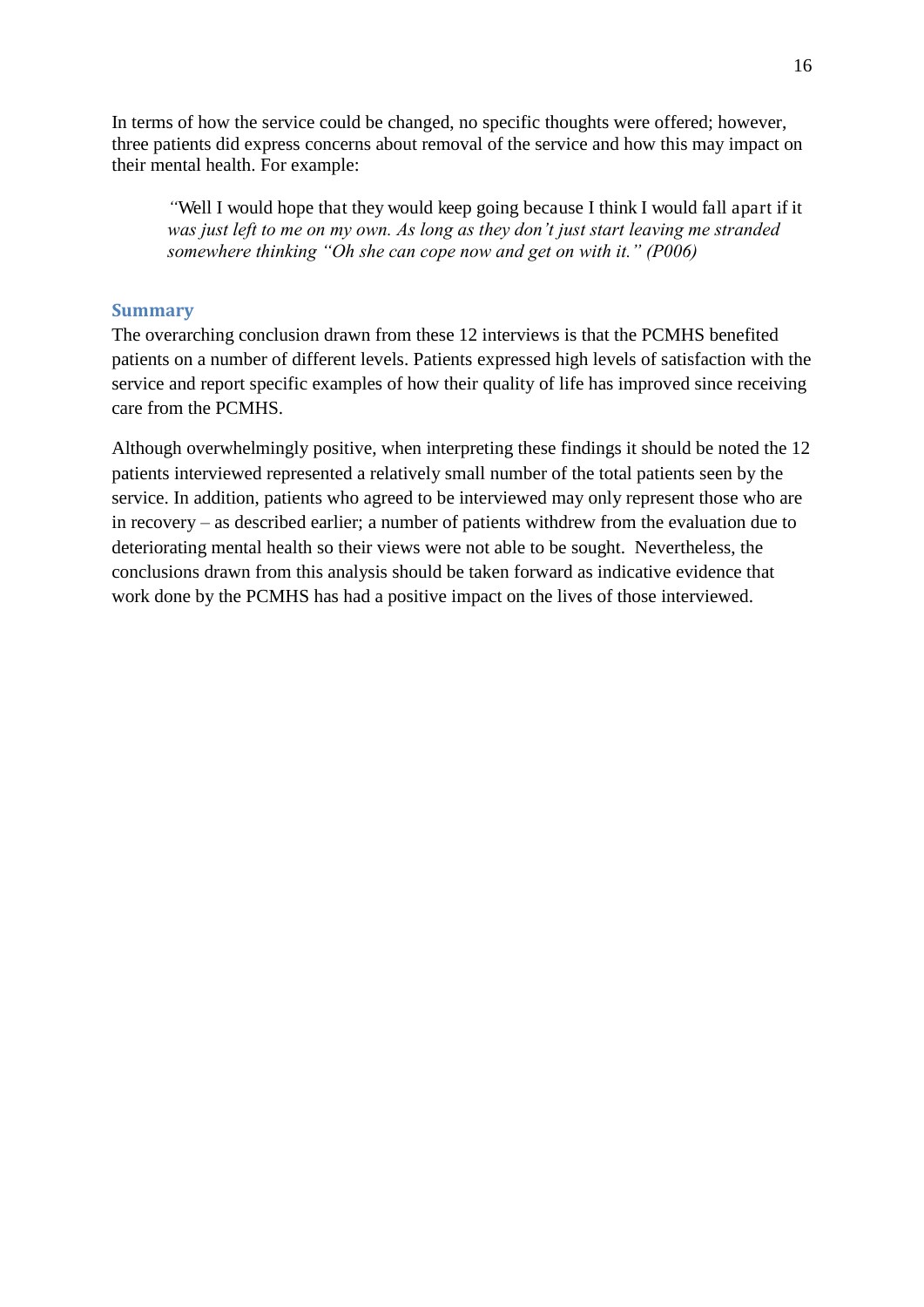In terms of how the service could be changed, no specific thoughts were offered; however, three patients did express concerns about removal of the service and how this may impact on their mental health. For example:

> *"Well I would hope that they would keep going because I think I would fall apart if it was just left to me on my own. As long as they don't just start leaving me stranded somewhere thinking "Oh she can cope now and get on with it." (P006)*

## Summary

The overarching conclusion drawn from these 12 interviews is that the PCMHS benefited patients on a number of different levels. Patients expressed high levels of satisfaction with the service and report specific examples of how their quality of life has improved since receiving care from the PCMHS.

Although overwhelmingly positive, when interpreting these findings it should be noted the 12 patients interviewed represented a relatively small number of the total patients seen by the service. In addition, patients who agreed to be interviewed may only represent those who are in recovery – as described earlier; a number of patients withdrew from the evaluation due to deteriorating mental health so their views were not able to be sought. Nevertheless, the conclusions drawn from this analysis should be taken forward as indicative evidence that work done by the PCMHS has had a positive impact on the lives of those interviewed.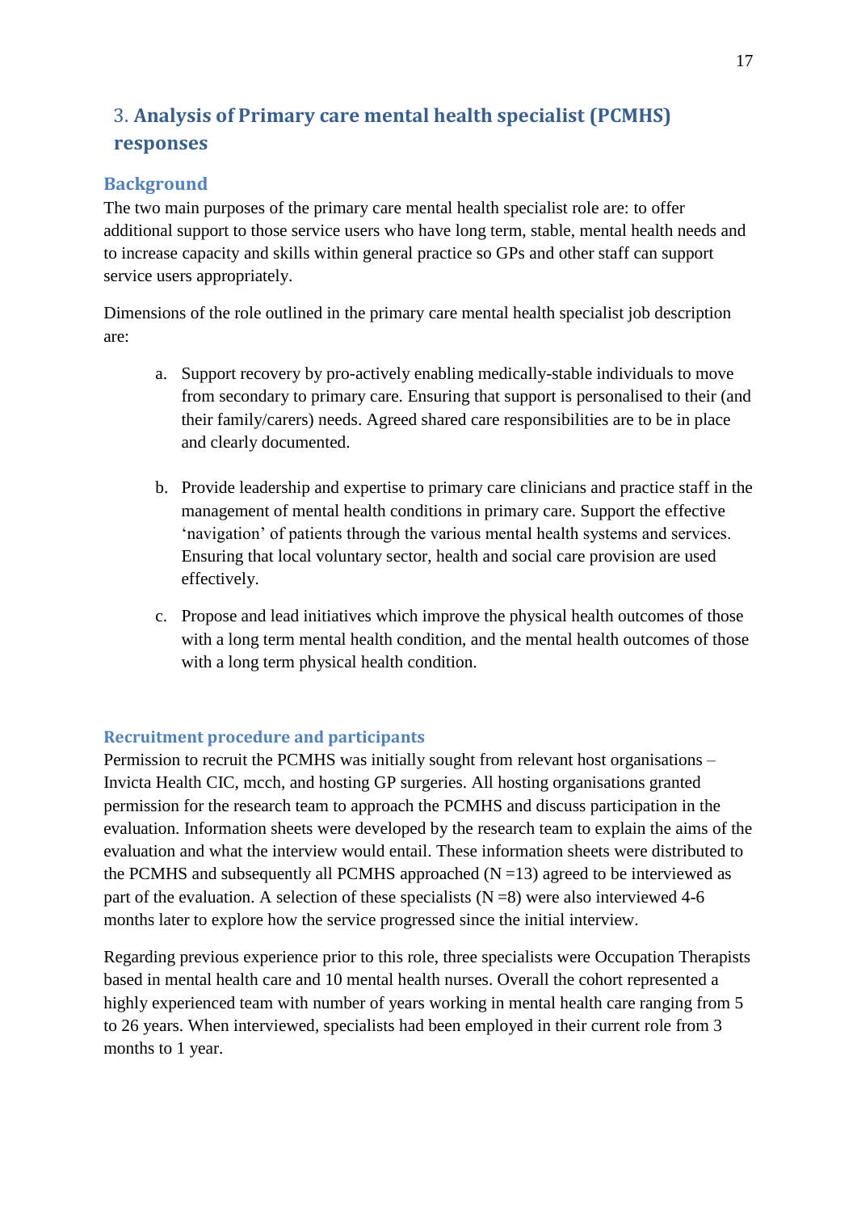## 3. **Analysis of Primary care mental health specialist (PCMHS) responses**

### Background

The two main purposes of the primary care mental health specialist role are: to offer additional support to those service users who have long term, stable, mental health needs and to increase capacity and skills within general practice so GPs and other staff can support service users appropriately.

Dimensions of the role outlined in the primary care mental health specialist job description are:

a. Support recovery by pro-actively enabling medically-stable individuals to move from secondary to primary care. Ensuring that support is personalised to their (and their family/carers) needs. Agreed shared care responsibilities are to be in place and clearly documented.

b. Provide leadership and expertise to primary care clinicians and practice staff in the management of mental health conditions in primary care. Support the effective 'navigation' of patients through the various mental health systems and services. Ensuring that local voluntary sector, health and social care provision are used effectively.

c. Propose and lead initiatives which improve the physical health outcomes of those with a long term mental health condition, and the mental health outcomes of those with a long term physical health condition.

### Recruitment procedure and participants

Permission to recruit the PCMHS was initially sought from relevant host organisations – Invicta Health CIC, mcch, and hosting GP surgeries. All hosting organisations granted permission for the research team to approach the PCMHS and discuss participation in the evaluation. Information sheets were developed by the research team to explain the aims of the evaluation and what the interview would entail. These information sheets were distributed to the PCMHS and subsequently all PCMHS approached (N =13) agreed to be interviewed as part of the evaluation. A selection of these specialists (N =8) were also interviewed 4-6 months later to explore how the service progressed since the initial interview.

Regarding previous experience prior to this role, three specialists were Occupation Therapists based in mental health care and 10 mental health nurses. Overall the cohort represented a highly experienced team with number of years working in mental health care ranging from 5 to 26 years. When interviewed, specialists had been employed in their current role from 3 months to 1 year.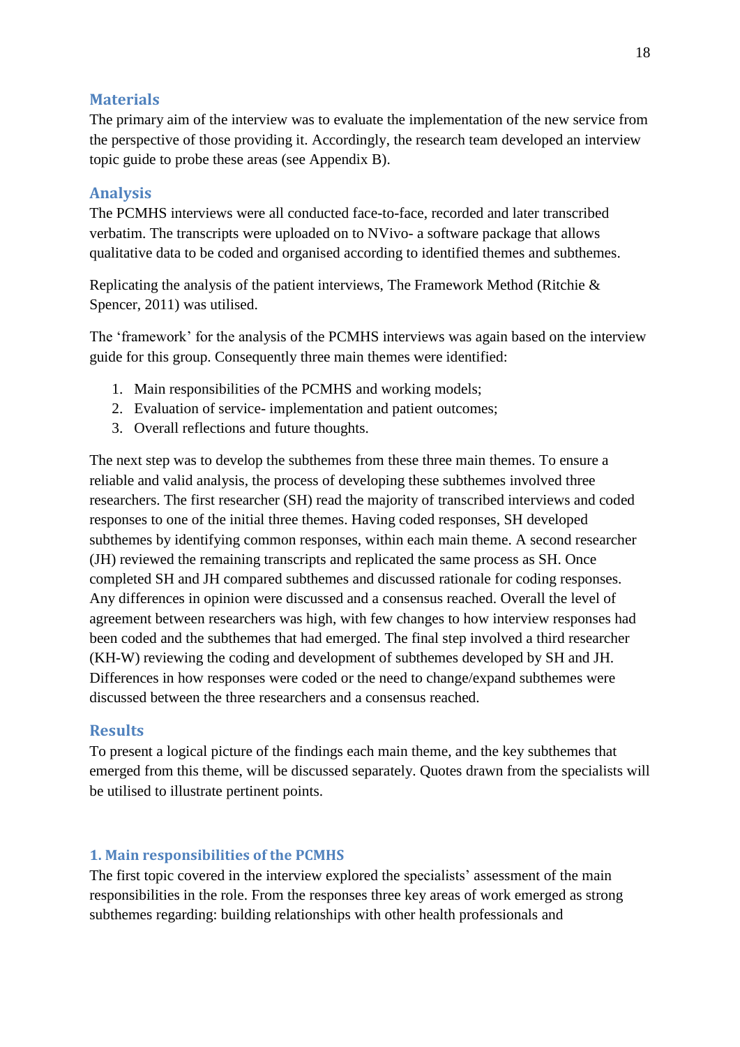## Materials

The primary aim of the interview was to evaluate the implementation of the new service from the perspective of those providing it. Accordingly, the research team developed an interview topic guide to probe these areas (see Appendix B).

## Analysis

The PCMHS interviews were all conducted face-to-face, recorded and later transcribed verbatim. The transcripts were uploaded on to NVivo- a software package that allows qualitative data to be coded and organised according to identified themes and subthemes.

Replicating the analysis of the patient interviews, The Framework Method (Ritchie & Spencer, 2011) was utilised.

The 'framework' for the analysis of the PCMHS interviews was again based on the interview guide for this group. Consequently three main themes were identified:

1. Main responsibilities of the PCMHS and working models;
2. Evaluation of service- implementation and patient outcomes;
3. Overall reflections and future thoughts.

The next step was to develop the subthemes from these three main themes. To ensure a reliable and valid analysis, the process of developing these subthemes involved three researchers. The first researcher (SH) read the majority of transcribed interviews and coded responses to one of the initial three themes. Having coded responses, SH developed subthemes by identifying common responses, within each main theme. A second researcher (JH) reviewed the remaining transcripts and replicated the same process as SH. Once completed SH and JH compared subthemes and discussed rationale for coding responses. Any differences in opinion were discussed and a consensus reached. Overall the level of agreement between researchers was high, with few changes to how interview responses had been coded and the subthemes that had emerged. The final step involved a third researcher (KH-W) reviewing the coding and development of subthemes developed by SH and JH. Differences in how responses were coded or the need to change/expand subthemes were discussed between the three researchers and a consensus reached.

## Results

To present a logical picture of the findings each main theme, and the key subthemes that emerged from this theme, will be discussed separately. Quotes drawn from the specialists will be utilised to illustrate pertinent points.

### 1. Main responsibilities of the PCMHS

The first topic covered in the interview explored the specialists' assessment of the main responsibilities in the role. From the responses three key areas of work emerged as strong subthemes regarding: building relationships with other health professionals and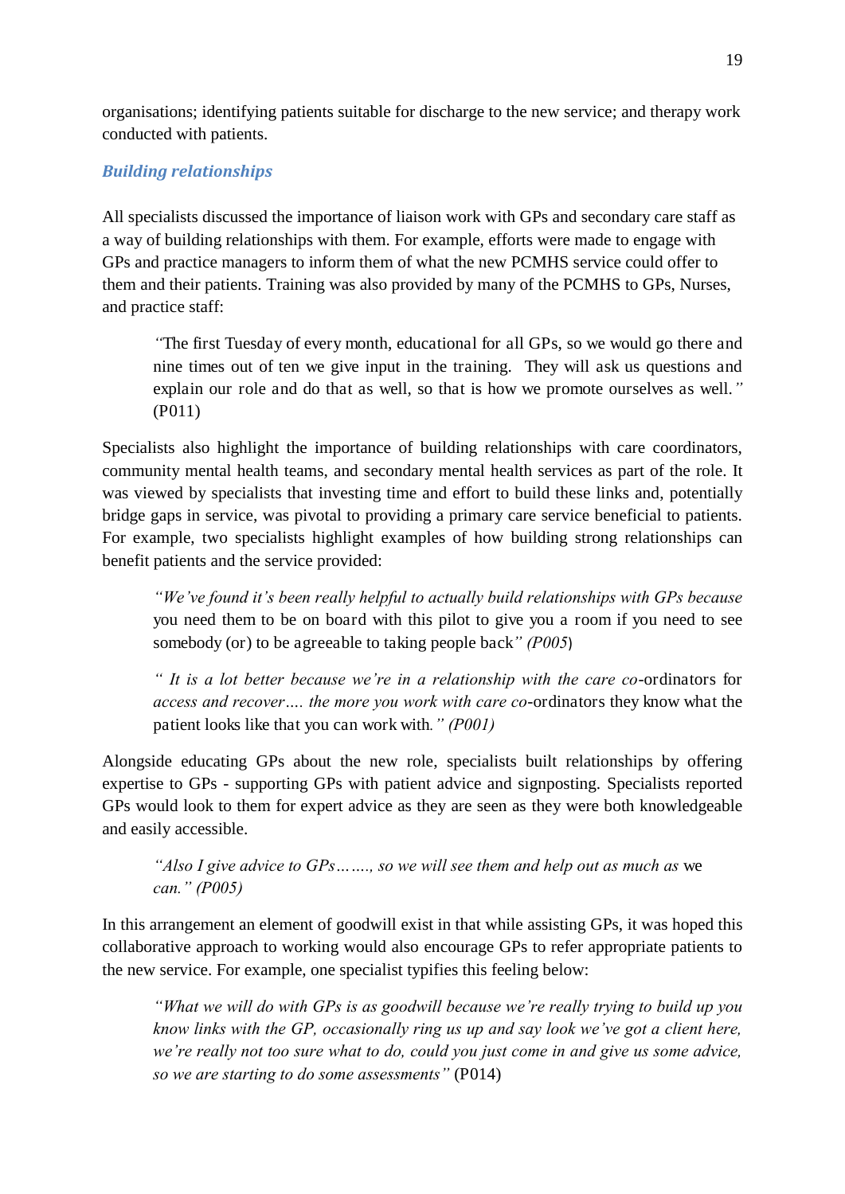organisations; identifying patients suitable for discharge to the new service; and therapy work conducted with patients.

### *Building relationships*

All specialists discussed the importance of liaison work with GPs and secondary care staff as a way of building relationships with them. For example, efforts were made to engage with GPs and practice managers to inform them of what the new PCMHS service could offer to them and their patients. Training was also provided by many of the PCMHS to GPs, Nurses, and practice staff:

> "The first Tuesday of every month, educational for all GPs, so we would go there and nine times out of ten we give input in the training. They will ask us questions and explain our role and do that as well, so that is how we promote ourselves as well." (P011)

Specialists also highlight the importance of building relationships with care coordinators, community mental health teams, and secondary mental health services as part of the role. It was viewed by specialists that investing time and effort to build these links and, potentially bridge gaps in service, was pivotal to providing a primary care service beneficial to patients. For example, two specialists highlight examples of how building strong relationships can benefit patients and the service provided:

> *"We've found it's been really helpful to actually build relationships with GPs because* you need them to be on board with this pilot to give you a room if you need to see somebody (or) to be agreeable to taking people back*" (P005)*

> *" It is a lot better because we're in a relationship with the care co*-ordinators for *access and recover…. the more you work with care co*-ordinators they know what the patient looks like that you can work with*." (P001)*

Alongside educating GPs about the new role, specialists built relationships by offering expertise to GPs - supporting GPs with patient advice and signposting. Specialists reported GPs would look to them for expert advice as they are seen as they were both knowledgeable and easily accessible.

> *"Also I give advice to GPs…….., so we will see them and help out as much as* we *can." (P005)*

In this arrangement an element of goodwill exist in that while assisting GPs, it was hoped this collaborative approach to working would also encourage GPs to refer appropriate patients to the new service. For example, one specialist typifies this feeling below:

> *"What we will do with GPs is as goodwill because we're really trying to build up you know links with the GP, occasionally ring us up and say look we've got a client here, we're really not too sure what to do, could you just come in and give us some advice, so we are starting to do some assessments"* (P014)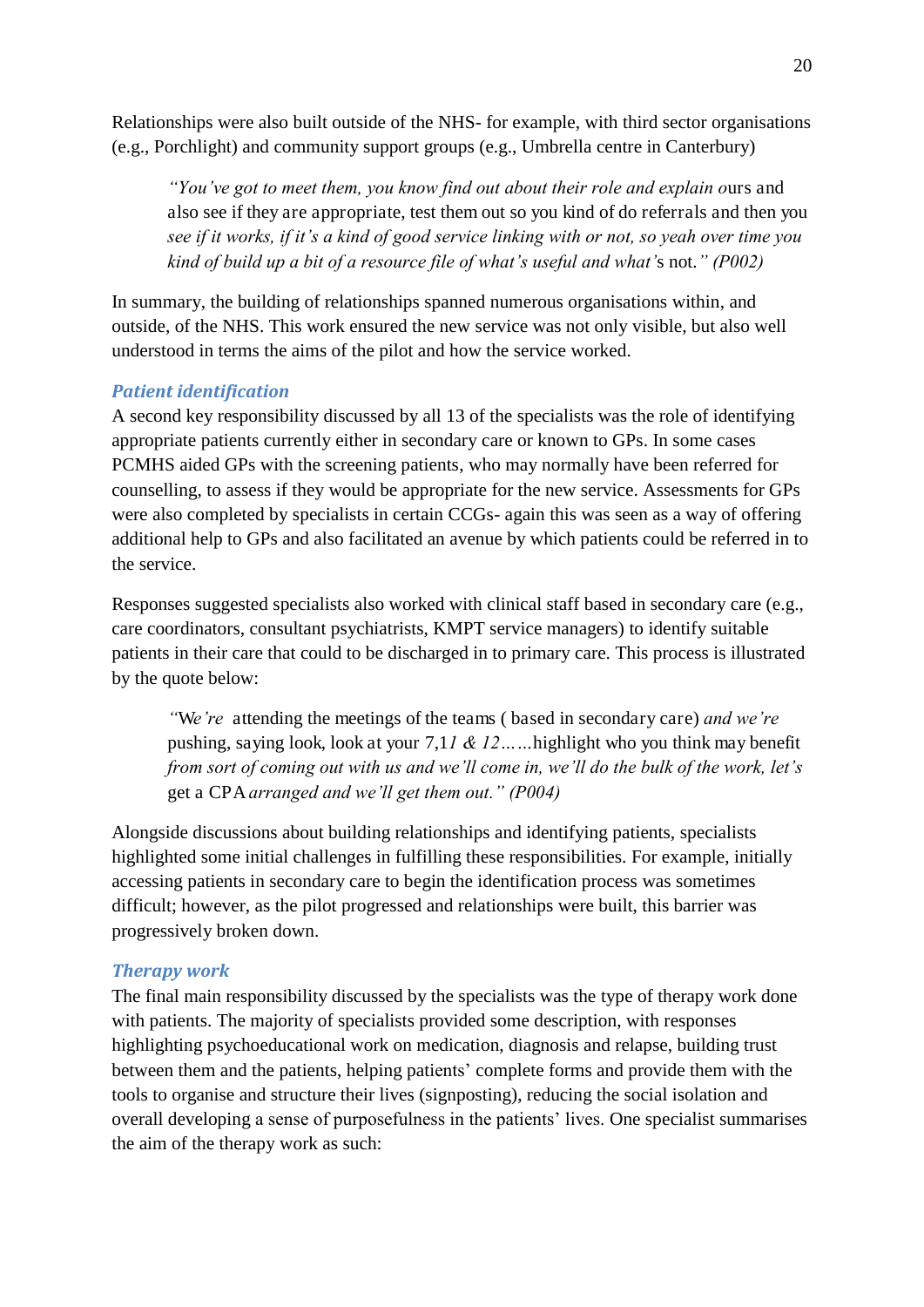Relationships were also built outside of the NHS- for example, with third sector organisations (e.g., Porchlight) and community support groups (e.g., Umbrella centre in Canterbury)

> *"You've got to meet them, you know find out about their role and explain o*urs and also see if they are appropriate, test them out so you kind of do referrals and then you *see if it works, if it's a kind of good service linking with or not, so yeah over time you kind of build up a bit of a resource file of what's useful and what'*s not.*" (P002)*

In summary, the building of relationships spanned numerous organisations within, and outside, of the NHS. This work ensured the new service was not only visible, but also well understood in terms the aims of the pilot and how the service worked.

### *Patient identification*

A second key responsibility discussed by all 13 of the specialists was the role of identifying appropriate patients currently either in secondary care or known to GPs. In some cases PCMHS aided GPs with the screening patients, who may normally have been referred for counselling, to assess if they would be appropriate for the new service. Assessments for GPs were also completed by specialists in certain CCGs- again this was seen as a way of offering additional help to GPs and also facilitated an avenue by which patients could be referred in to the service.

Responses suggested specialists also worked with clinical staff based in secondary care (e.g., care coordinators, consultant psychiatrists, KMPT service managers) to identify suitable patients in their care that could to be discharged in to primary care. This process is illustrated by the quote below:

> *"*We*'re* attending the meetings of the teams ( based in secondary care) *and we're* pushing, saying look, look at your 7,1*1 & 12……*highlight who you think may benefit *from sort of coming out with us and we'll come in, we'll do the bulk of the work, let's* get a CPA *arranged and we'll get them out." (P004)*

Alongside discussions about building relationships and identifying patients, specialists highlighted some initial challenges in fulfilling these responsibilities. For example, initially accessing patients in secondary care to begin the identification process was sometimes difficult; however, as the pilot progressed and relationships were built, this barrier was progressively broken down.

### *Therapy work*

The final main responsibility discussed by the specialists was the type of therapy work done with patients. The majority of specialists provided some description, with responses highlighting psychoeducational work on medication, diagnosis and relapse, building trust between them and the patients, helping patients' complete forms and provide them with the tools to organise and structure their lives (signposting), reducing the social isolation and overall developing a sense of purposefulness in the patients' lives. One specialist summarises the aim of the therapy work as such: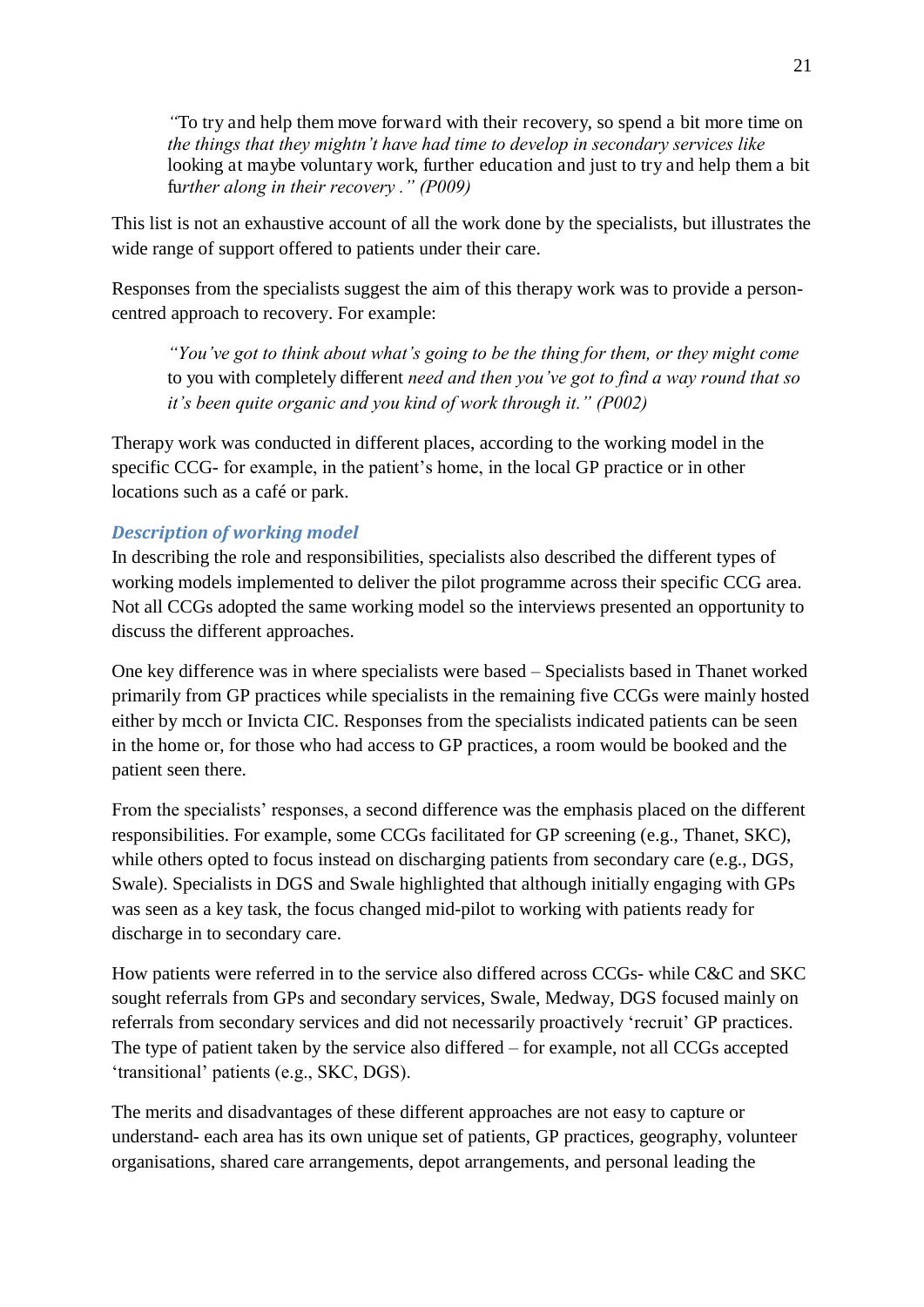> "To try and help them move forward with their recovery, so spend a bit more time on the things that they mightn't have had time to develop in secondary services like looking at maybe voluntary work, further education and just to try and help them a bit further along in their recovery ." (P009)

This list is not an exhaustive account of all the work done by the specialists, but illustrates the wide range of support offered to patients under their care.

Responses from the specialists suggest the aim of this therapy work was to provide a person-centred approach to recovery. For example:

> *"You've got to think about what's going to be the thing for them, or they might come to you with completely different need and then you've got to find a way round that so it's been quite organic and you kind of work through it." (P002)*

Therapy work was conducted in different places, according to the working model in the specific CCG- for example, in the patient's home, in the local GP practice or in other locations such as a café or park.

### *Description of working model*

In describing the role and responsibilities, specialists also described the different types of working models implemented to deliver the pilot programme across their specific CCG area. Not all CCGs adopted the same working model so the interviews presented an opportunity to discuss the different approaches.

One key difference was in where specialists were based – Specialists based in Thanet worked primarily from GP practices while specialists in the remaining five CCGs were mainly hosted either by mcch or Invicta CIC. Responses from the specialists indicated patients can be seen in the home or, for those who had access to GP practices, a room would be booked and the patient seen there.

From the specialists' responses, a second difference was the emphasis placed on the different responsibilities. For example, some CCGs facilitated for GP screening (e.g., Thanet, SKC), while others opted to focus instead on discharging patients from secondary care (e.g., DGS, Swale). Specialists in DGS and Swale highlighted that although initially engaging with GPs was seen as a key task, the focus changed mid-pilot to working with patients ready for discharge in to secondary care.

How patients were referred in to the service also differed across CCGs- while C&C and SKC sought referrals from GPs and secondary services, Swale, Medway, DGS focused mainly on referrals from secondary services and did not necessarily proactively 'recruit' GP practices. The type of patient taken by the service also differed – for example, not all CCGs accepted 'transitional' patients (e.g., SKC, DGS).

The merits and disadvantages of these different approaches are not easy to capture or understand- each area has its own unique set of patients, GP practices, geography, volunteer organisations, shared care arrangements, depot arrangements, and personal leading the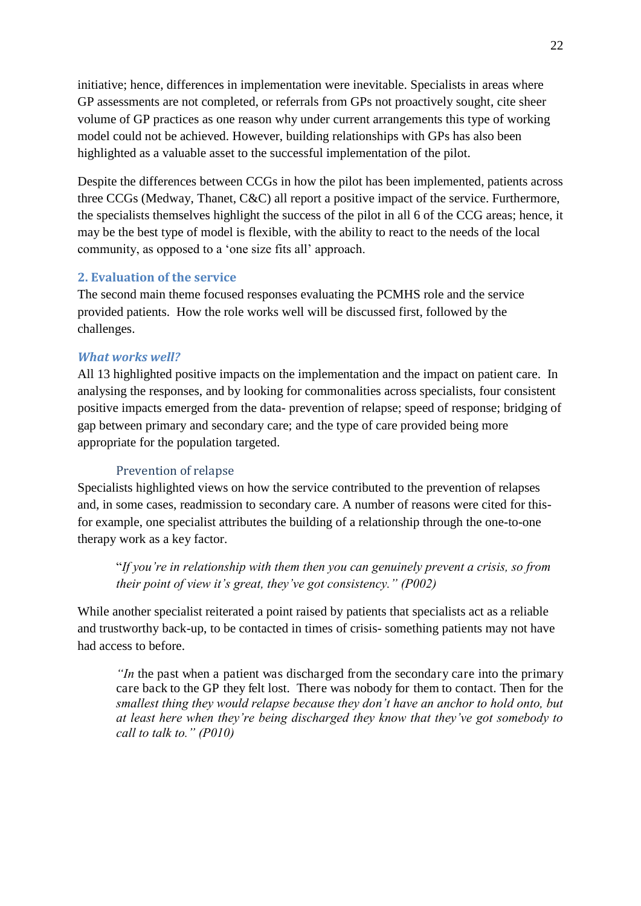initiative; hence, differences in implementation were inevitable. Specialists in areas where GP assessments are not completed, or referrals from GPs not proactively sought, cite sheer volume of GP practices as one reason why under current arrangements this type of working model could not be achieved. However, building relationships with GPs has also been highlighted as a valuable asset to the successful implementation of the pilot.

Despite the differences between CCGs in how the pilot has been implemented, patients across three CCGs (Medway, Thanet, C&C) all report a positive impact of the service. Furthermore, the specialists themselves highlight the success of the pilot in all 6 of the CCG areas; hence, it may be the best type of model is flexible, with the ability to react to the needs of the local community, as opposed to a 'one size fits all' approach.

## 2. Evaluation of the service

The second main theme focused responses evaluating the PCMHS role and the service provided patients. How the role works well will be discussed first, followed by the challenges.

### *What works well?*

All 13 highlighted positive impacts on the implementation and the impact on patient care. In analysing the responses, and by looking for commonalities across specialists, four consistent positive impacts emerged from the data- prevention of relapse; speed of response; bridging of gap between primary and secondary care; and the type of care provided being more appropriate for the population targeted.

#### Prevention of relapse

Specialists highlighted views on how the service contributed to the prevention of relapses and, in some cases, readmission to secondary care. A number of reasons were cited for this- for example, one specialist attributes the building of a relationship through the one-to-one therapy work as a key factor.

> "*If you're in relationship with them then you can genuinely prevent a crisis, so from their point of view it's great, they've got consistency." (P002)*

While another specialist reiterated a point raised by patients that specialists act as a reliable and trustworthy back-up, to be contacted in times of crisis- something patients may not have had access to before.

> *"In* the past when a patient was discharged from the secondary care into the primary care back to the GP they felt lost. There was nobody for them to contact. Then for the *smallest thing they would relapse because they don't have an anchor to hold onto, but at least here when they're being discharged they know that they've got somebody to call to talk to." (P010)*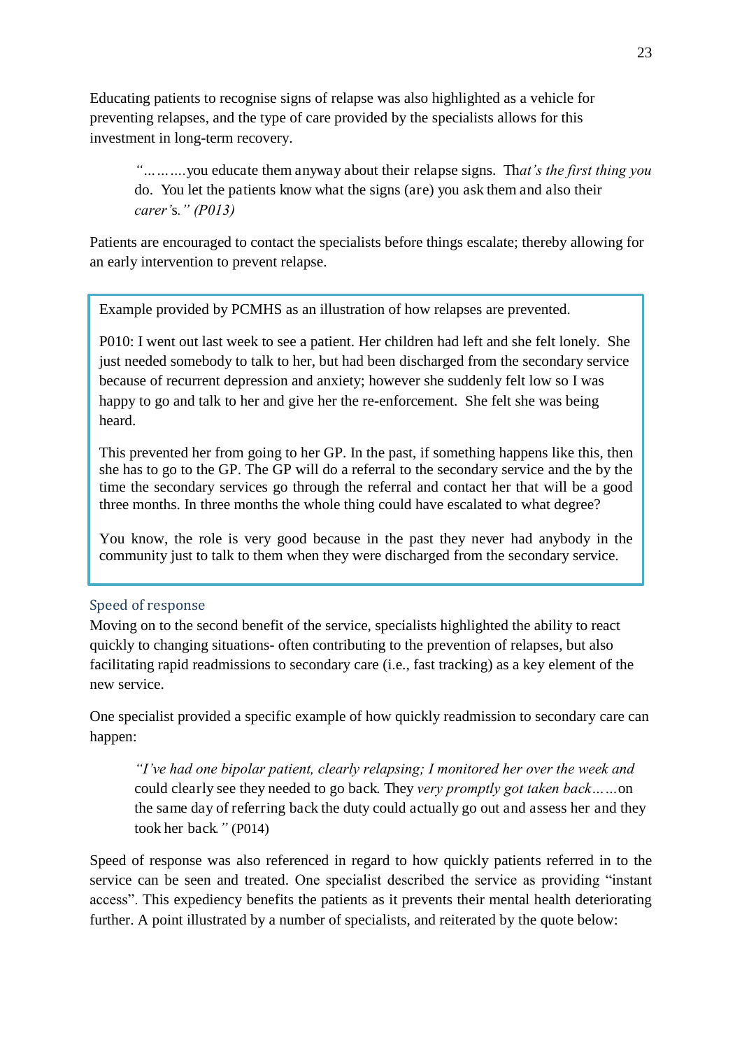Educating patients to recognise signs of relapse was also highlighted as a vehicle for preventing relapses, and the type of care provided by the specialists allows for this investment in long-term recovery.

> *"……….*you educate them anyway about their relapse signs. Th*at's the first thing you* do. You let the patients know what the signs (are) you ask them and also their *carer's." (P013)*

Patients are encouraged to contact the specialists before things escalate; thereby allowing for an early intervention to prevent relapse.

> Example provided by PCMHS as an illustration of how relapses are prevented.
>
> P010: I went out last week to see a patient. Her children had left and she felt lonely. She just needed somebody to talk to her, but had been discharged from the secondary service because of recurrent depression and anxiety; however she suddenly felt low so I was happy to go and talk to her and give her the re-enforcement. She felt she was being heard.
>
> This prevented her from going to her GP. In the past, if something happens like this, then she has to go to the GP. The GP will do a referral to the secondary service and the by the time the secondary services go through the referral and contact her that will be a good three months. In three months the whole thing could have escalated to what degree?
>
> You know, the role is very good because in the past they never had anybody in the community just to talk to them when they were discharged from the secondary service.

### Speed of response

Moving on to the second benefit of the service, specialists highlighted the ability to react quickly to changing situations- often contributing to the prevention of relapses, but also facilitating rapid readmissions to secondary care (i.e., fast tracking) as a key element of the new service.

One specialist provided a specific example of how quickly readmission to secondary care can happen:

> *"I've had one bipolar patient, clearly relapsing; I monitored her over the week and* could clearly see they needed to go back. They *very promptly got taken back……*on the same day of referring back the duty could actually go out and assess her and they took her back*."* (P014)

Speed of response was also referenced in regard to how quickly patients referred in to the service can be seen and treated. One specialist described the service as providing "instant access". This expediency benefits the patients as it prevents their mental health deteriorating further. A point illustrated by a number of specialists, and reiterated by the quote below: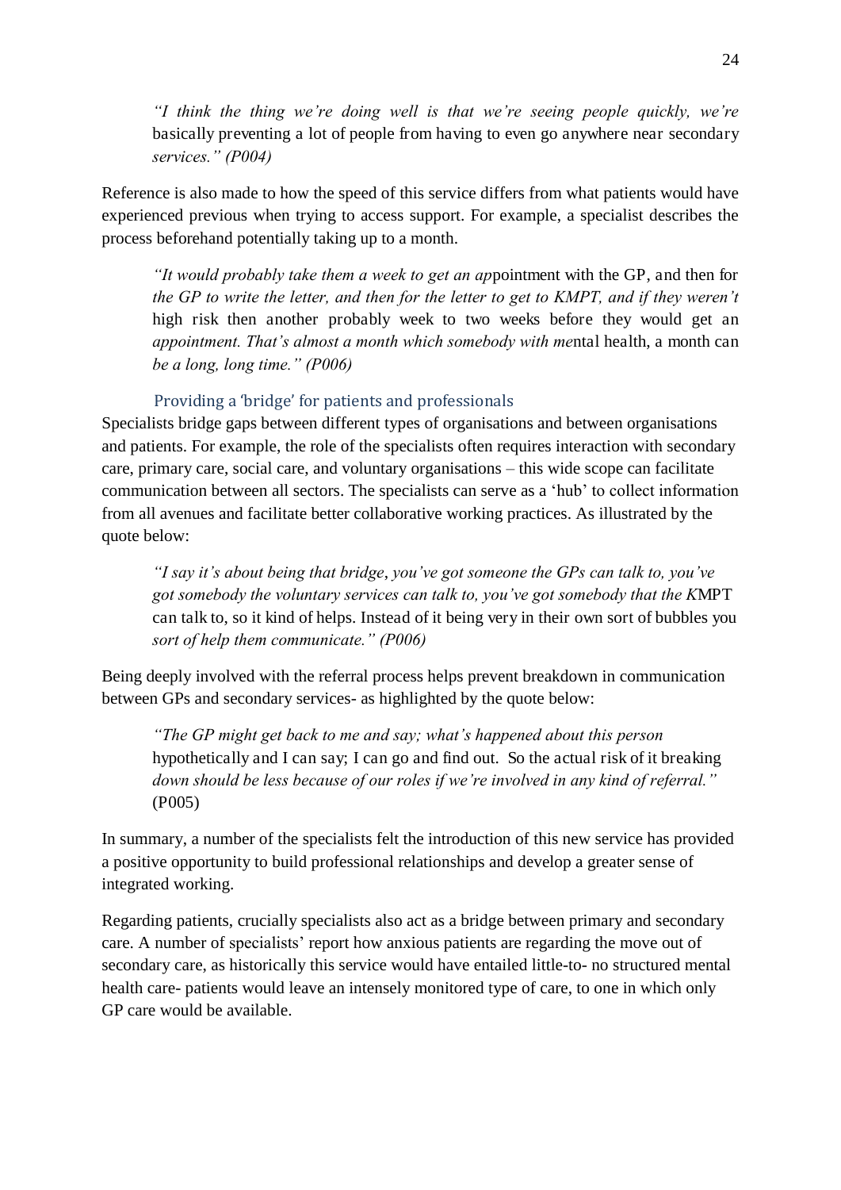> *"I think the thing we're doing well is that we're seeing people quickly, we're basically preventing a lot of people from having to even go anywhere near secondary services." (P004)*

Reference is also made to how the speed of this service differs from what patients would have experienced previous when trying to access support. For example, a specialist describes the process beforehand potentially taking up to a month.

> *"It would probably take them a week to get an appointment with the GP, and then for the GP to write the letter, and then for the letter to get to KMPT, and if they weren't high risk then another probably week to two weeks before they would get an appointment. That's almost a month which somebody with mental health, a month can be a long, long time." (P006)*

### Providing a 'bridge' for patients and professionals

Specialists bridge gaps between different types of organisations and between organisations and patients. For example, the role of the specialists often requires interaction with secondary care, primary care, social care, and voluntary organisations – this wide scope can facilitate communication between all sectors. The specialists can serve as a 'hub' to collect information from all avenues and facilitate better collaborative working practices. As illustrated by the quote below:

> *"I say it's about being that bridge, you've got someone the GPs can talk to, you've got somebody the voluntary services can talk to, you've got somebody that the KMPT can talk to, so it kind of helps. Instead of it being very in their own sort of bubbles you sort of help them communicate." (P006)*

Being deeply involved with the referral process helps prevent breakdown in communication between GPs and secondary services- as highlighted by the quote below:

> *"The GP might get back to me and say; what's happened about this person hypothetically and I can say; I can go and find out. So the actual risk of it breaking down should be less because of our roles if we're involved in any kind of referral." (P005)*

In summary, a number of the specialists felt the introduction of this new service has provided a positive opportunity to build professional relationships and develop a greater sense of integrated working.

Regarding patients, crucially specialists also act as a bridge between primary and secondary care. A number of specialists' report how anxious patients are regarding the move out of secondary care, as historically this service would have entailed little-to- no structured mental health care- patients would leave an intensely monitored type of care, to one in which only GP care would be available.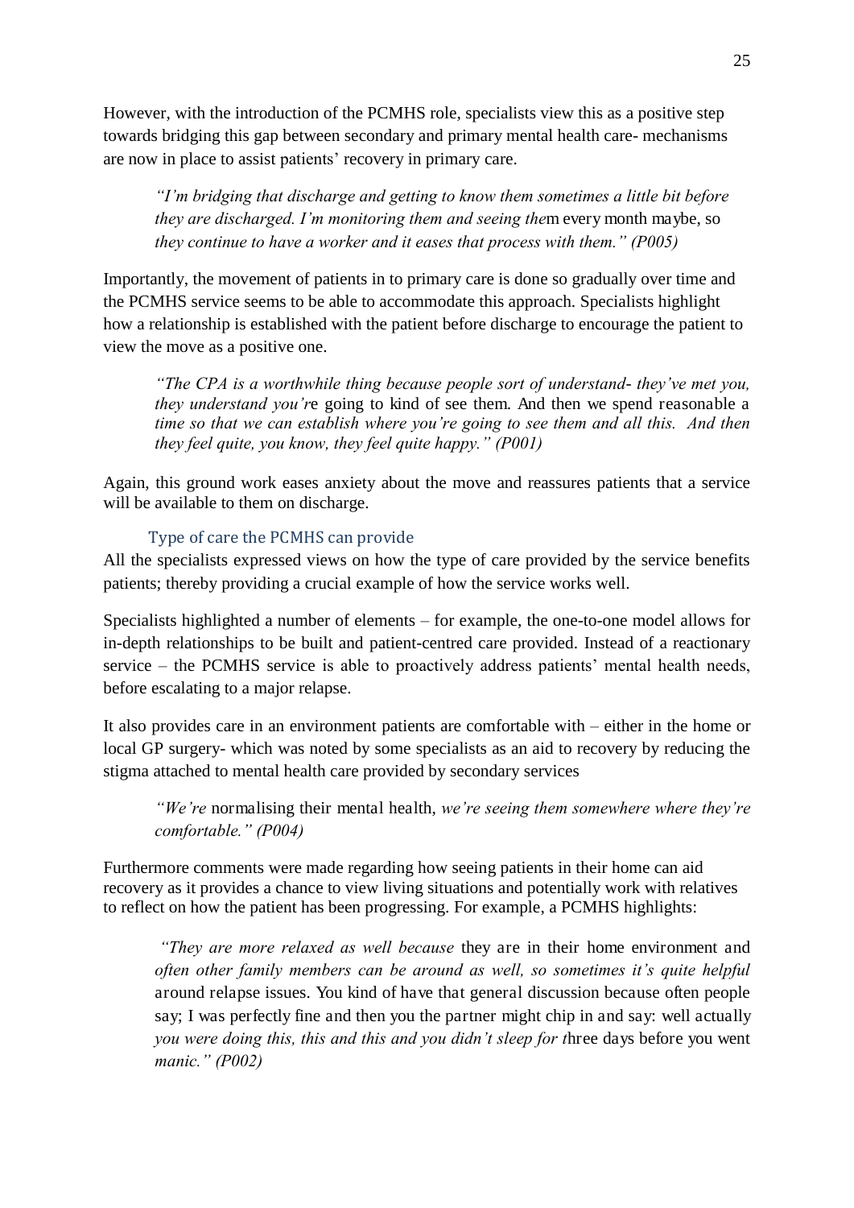However, with the introduction of the PCMHS role, specialists view this as a positive step towards bridging this gap between secondary and primary mental health care- mechanisms are now in place to assist patients' recovery in primary care.

> *"I'm bridging that discharge and getting to know them sometimes a little bit before they are discharged. I'm monitoring them and seeing the*m every month maybe, so *they continue to have a worker and it eases that process with them." (P005)*

Importantly, the movement of patients in to primary care is done so gradually over time and the PCMHS service seems to be able to accommodate this approach. Specialists highlight how a relationship is established with the patient before discharge to encourage the patient to view the move as a positive one.

> *"The CPA is a worthwhile thing because people sort of understand- they've met you, they understand you'r*e going to kind of see them. And then we spend reasonable a *time so that we can establish where you're going to see them and all this. And then they feel quite, you know, they feel quite happy." (P001)*

Again, this ground work eases anxiety about the move and reassures patients that a service will be available to them on discharge.

### Type of care the PCMHS can provide

All the specialists expressed views on how the type of care provided by the service benefits patients; thereby providing a crucial example of how the service works well.

Specialists highlighted a number of elements – for example, the one-to-one model allows for in-depth relationships to be built and patient-centred care provided. Instead of a reactionary service – the PCMHS service is able to proactively address patients' mental health needs, before escalating to a major relapse.

It also provides care in an environment patients are comfortable with – either in the home or local GP surgery- which was noted by some specialists as an aid to recovery by reducing the stigma attached to mental health care provided by secondary services

> *"We're* normalising their mental health, *we're seeing them somewhere where they're comfortable." (P004)*

Furthermore comments were made regarding how seeing patients in their home can aid recovery as it provides a chance to view living situations and potentially work with relatives to reflect on how the patient has been progressing. For example, a PCMHS highlights:

> *"They are more relaxed as well because* they are in their home environment and *often other family members can be around as well, so sometimes it's quite helpful* around relapse issues. You kind of have that general discussion because often people say; I was perfectly fine and then you the partner might chip in and say: well actually *you were doing this, this and this and you didn't sleep for t*hree days before you went *manic." (P002)*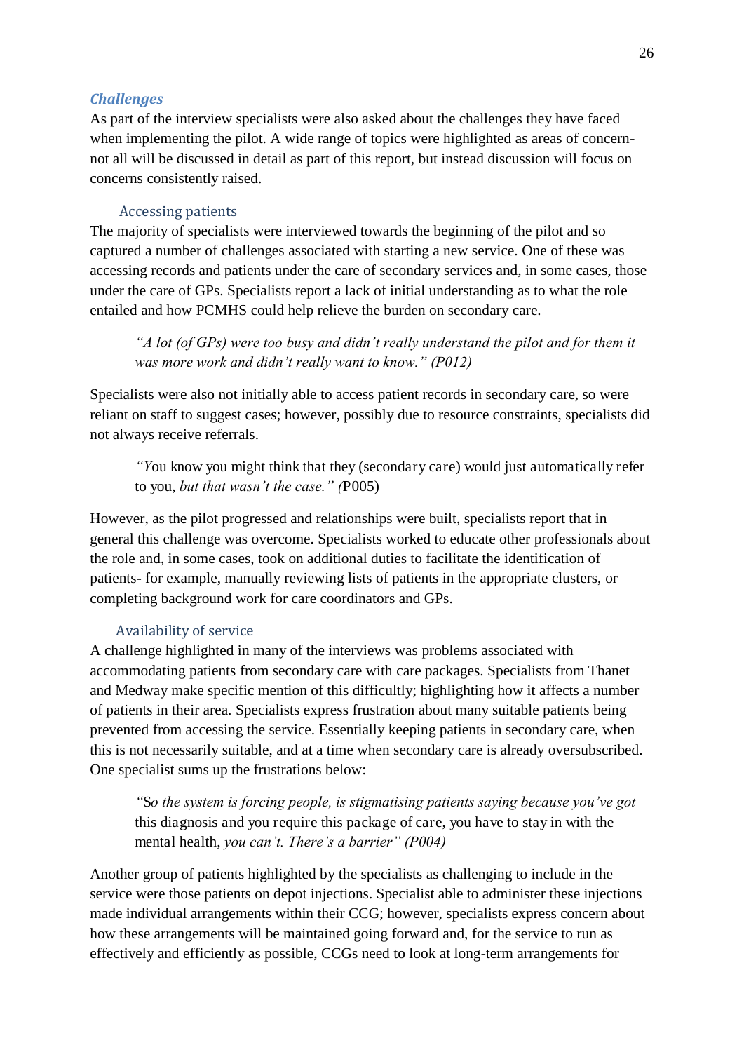### *Challenges*

As part of the interview specialists were also asked about the challenges they have faced when implementing the pilot. A wide range of topics were highlighted as areas of concern- not all will be discussed in detail as part of this report, but instead discussion will focus on concerns consistently raised.

#### Accessing patients

The majority of specialists were interviewed towards the beginning of the pilot and so captured a number of challenges associated with starting a new service. One of these was accessing records and patients under the care of secondary services and, in some cases, those under the care of GPs. Specialists report a lack of initial understanding as to what the role entailed and how PCMHS could help relieve the burden on secondary care.

> *"A lot (of GPs) were too busy and didn't really understand the pilot and for them it was more work and didn't really want to know." (P012)*

Specialists were also not initially able to access patient records in secondary care, so were reliant on staff to suggest cases; however, possibly due to resource constraints, specialists did not always receive referrals.

> *"Y*ou know you might think that they (secondary care) would just automatically refer to you, *but that wasn't the case." (*P005)

However, as the pilot progressed and relationships were built, specialists report that in general this challenge was overcome. Specialists worked to educate other professionals about the role and, in some cases, took on additional duties to facilitate the identification of patients- for example, manually reviewing lists of patients in the appropriate clusters, or completing background work for care coordinators and GPs.

#### Availability of service

A challenge highlighted in many of the interviews was problems associated with accommodating patients from secondary care with care packages. Specialists from Thanet and Medway make specific mention of this difficultly; highlighting how it affects a number of patients in their area. Specialists express frustration about many suitable patients being prevented from accessing the service. Essentially keeping patients in secondary care, when this is not necessarily suitable, and at a time when secondary care is already oversubscribed. One specialist sums up the frustrations below:

> *"*S*o the system is forcing people, is stigmatising patients saying because you've got* this diagnosis and you require this package of care, you have to stay in with the mental health*, you can't. There's a barrier" (P004)*

Another group of patients highlighted by the specialists as challenging to include in the service were those patients on depot injections. Specialist able to administer these injections made individual arrangements within their CCG; however, specialists express concern about how these arrangements will be maintained going forward and, for the service to run as effectively and efficiently as possible, CCGs need to look at long-term arrangements for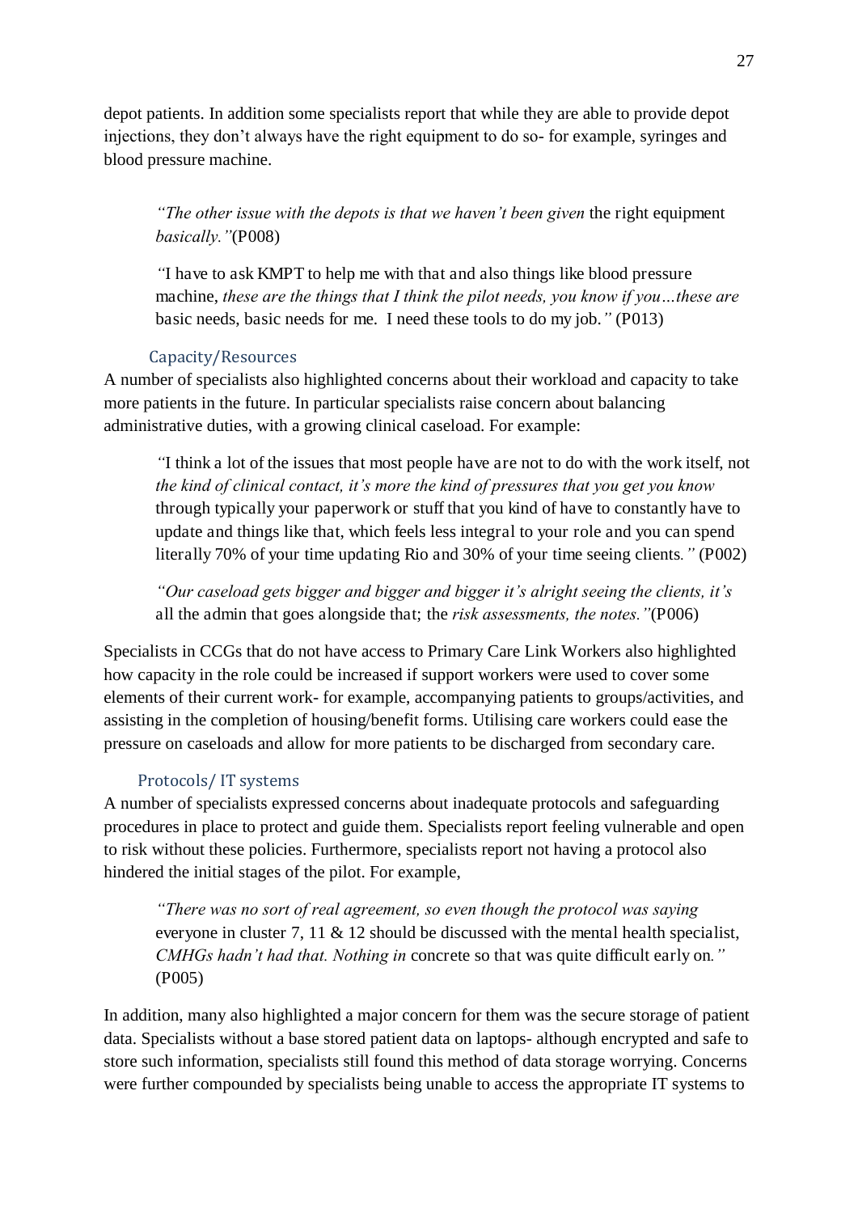depot patients. In addition some specialists report that while they are able to provide depot injections, they don't always have the right equipment to do so- for example, syringes and blood pressure machine.

> *"The other issue with the depots is that we haven't been given* the right equipment *basically."*(P008)
>
> *"*I have to ask KMPT to help me with that and also things like blood pressure machine, *these are the things that I think the pilot needs, you know if you…these are* basic needs, basic needs for me. I need these tools to do my job.*"* (P013)

### Capacity/Resources

A number of specialists also highlighted concerns about their workload and capacity to take more patients in the future. In particular specialists raise concern about balancing administrative duties, with a growing clinical caseload. For example:

> *"*I think a lot of the issues that most people have are not to do with the work itself, not *the kind of clinical contact, it's more the kind of pressures that you get you know* through typically your paperwork or stuff that you kind of have to constantly have to update and things like that, which feels less integral to your role and you can spend literally 70% of your time updating Rio and 30% of your time seeing clients*."* (P002)
>
> *"Our caseload gets bigger and bigger and bigger it's alright seeing the clients, it's* all the admin that goes alongside that; the *risk assessments, the notes."*(P006)

Specialists in CCGs that do not have access to Primary Care Link Workers also highlighted how capacity in the role could be increased if support workers were used to cover some elements of their current work- for example, accompanying patients to groups/activities, and assisting in the completion of housing/benefit forms. Utilising care workers could ease the pressure on caseloads and allow for more patients to be discharged from secondary care.

### Protocols/ IT systems

A number of specialists expressed concerns about inadequate protocols and safeguarding procedures in place to protect and guide them. Specialists report feeling vulnerable and open to risk without these policies. Furthermore, specialists report not having a protocol also hindered the initial stages of the pilot. For example,

> *"There was no sort of real agreement, so even though the protocol was saying* everyone in cluster 7, 11 & 12 should be discussed with the mental health specialist, *CMHGs hadn't had that. Nothing in* concrete so that was quite difficult early on*."* (P005)

In addition, many also highlighted a major concern for them was the secure storage of patient data. Specialists without a base stored patient data on laptops- although encrypted and safe to store such information, specialists still found this method of data storage worrying. Concerns were further compounded by specialists being unable to access the appropriate IT systems to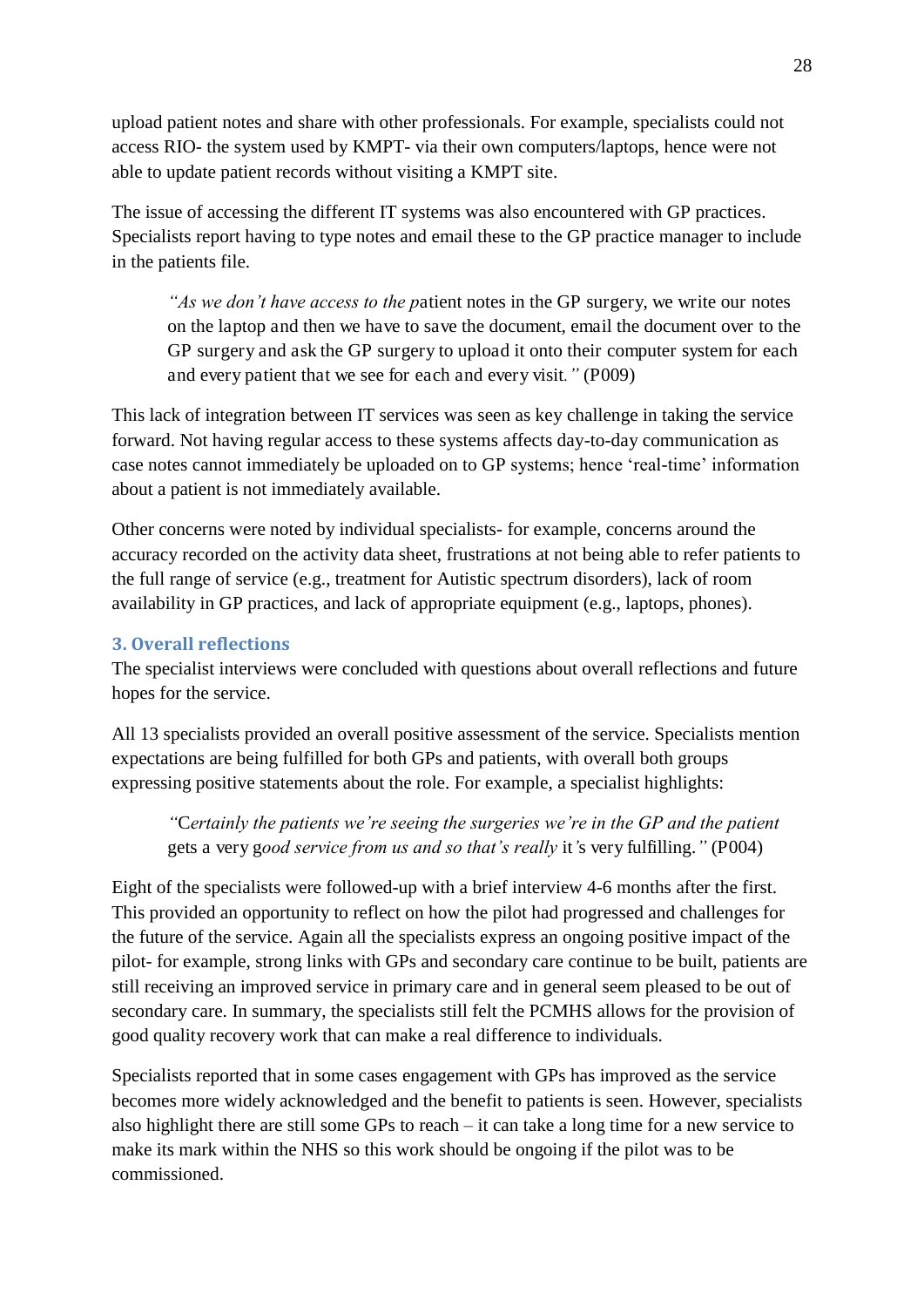upload patient notes and share with other professionals. For example, specialists could not access RIO- the system used by KMPT- via their own computers/laptops, hence were not able to update patient records without visiting a KMPT site.

The issue of accessing the different IT systems was also encountered with GP practices. Specialists report having to type notes and email these to the GP practice manager to include in the patients file.

> *"As we don't have access to the p*atient notes in the GP surgery, we write our notes on the laptop and then we have to save the document, email the document over to the GP surgery and ask the GP surgery to upload it onto their computer system for each and every patient that we see for each and every visit*."* (P009)

This lack of integration between IT services was seen as key challenge in taking the service forward. Not having regular access to these systems affects day-to-day communication as case notes cannot immediately be uploaded on to GP systems; hence 'real-time' information about a patient is not immediately available.

Other concerns were noted by individual specialists- for example, concerns around the accuracy recorded on the activity data sheet, frustrations at not being able to refer patients to the full range of service (e.g., treatment for Autistic spectrum disorders), lack of room availability in GP practices, and lack of appropriate equipment (e.g., laptops, phones).

### 3. Overall reflections

The specialist interviews were concluded with questions about overall reflections and future hopes for the service.

All 13 specialists provided an overall positive assessment of the service. Specialists mention expectations are being fulfilled for both GPs and patients, with overall both groups expressing positive statements about the role. For example, a specialist highlights:

> *"*C*ertainly the patients we're seeing the surgeries we're in the GP and the patient* gets a very g*ood service from us and so that's really* it*'*s very fulfilling*."* (P004)

Eight of the specialists were followed-up with a brief interview 4-6 months after the first. This provided an opportunity to reflect on how the pilot had progressed and challenges for the future of the service. Again all the specialists express an ongoing positive impact of the pilot- for example, strong links with GPs and secondary care continue to be built, patients are still receiving an improved service in primary care and in general seem pleased to be out of secondary care. In summary, the specialists still felt the PCMHS allows for the provision of good quality recovery work that can make a real difference to individuals.

Specialists reported that in some cases engagement with GPs has improved as the service becomes more widely acknowledged and the benefit to patients is seen. However, specialists also highlight there are still some GPs to reach – it can take a long time for a new service to make its mark within the NHS so this work should be ongoing if the pilot was to be commissioned.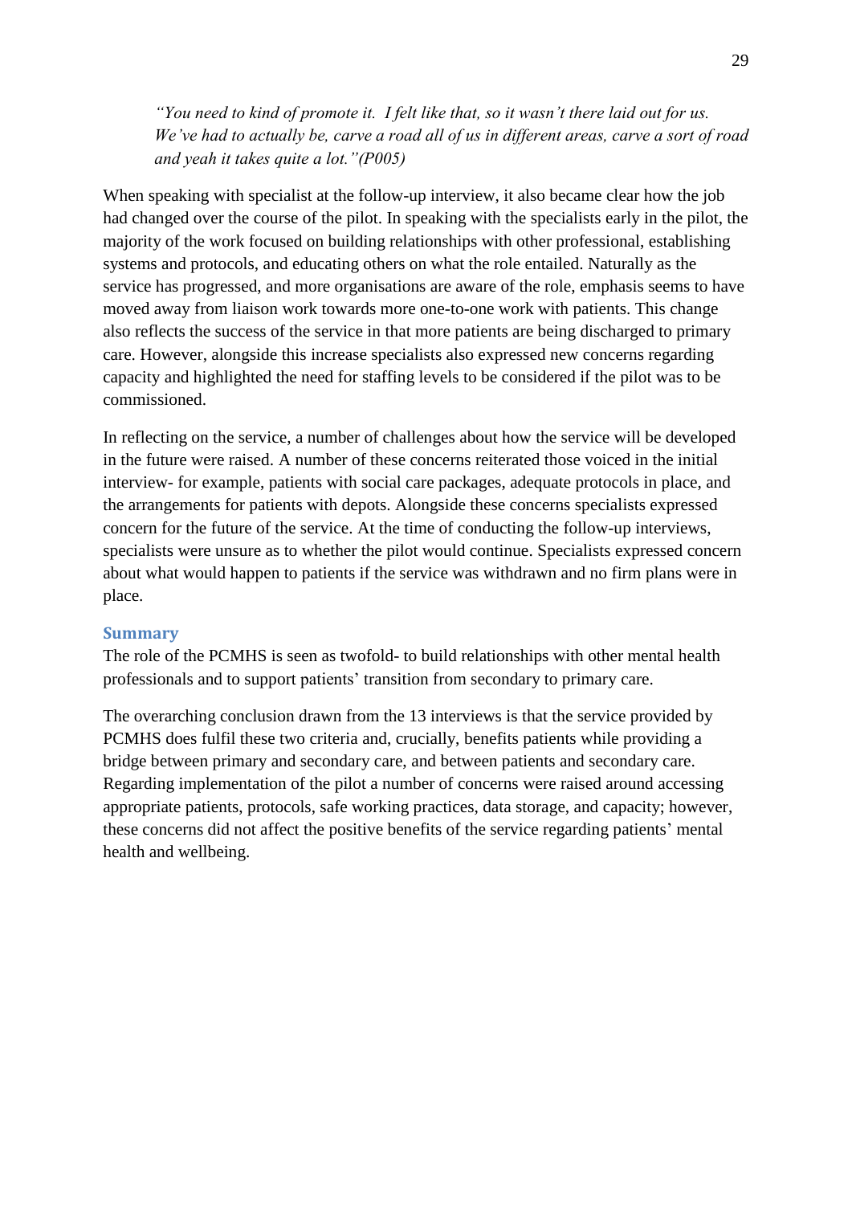> *"You need to kind of promote it. I felt like that, so it wasn't there laid out for us. We've had to actually be, carve a road all of us in different areas, carve a sort of road and yeah it takes quite a lot."(P005)*

When speaking with specialist at the follow-up interview, it also became clear how the job had changed over the course of the pilot. In speaking with the specialists early in the pilot, the majority of the work focused on building relationships with other professional, establishing systems and protocols, and educating others on what the role entailed. Naturally as the service has progressed, and more organisations are aware of the role, emphasis seems to have moved away from liaison work towards more one-to-one work with patients. This change also reflects the success of the service in that more patients are being discharged to primary care. However, alongside this increase specialists also expressed new concerns regarding capacity and highlighted the need for staffing levels to be considered if the pilot was to be commissioned.

In reflecting on the service, a number of challenges about how the service will be developed in the future were raised. A number of these concerns reiterated those voiced in the initial interview- for example, patients with social care packages, adequate protocols in place, and the arrangements for patients with depots. Alongside these concerns specialists expressed concern for the future of the service. At the time of conducting the follow-up interviews, specialists were unsure as to whether the pilot would continue. Specialists expressed concern about what would happen to patients if the service was withdrawn and no firm plans were in place.

## Summary

The role of the PCMHS is seen as twofold- to build relationships with other mental health professionals and to support patients' transition from secondary to primary care.

The overarching conclusion drawn from the 13 interviews is that the service provided by PCMHS does fulfil these two criteria and, crucially, benefits patients while providing a bridge between primary and secondary care, and between patients and secondary care. Regarding implementation of the pilot a number of concerns were raised around accessing appropriate patients, protocols, safe working practices, data storage, and capacity; however, these concerns did not affect the positive benefits of the service regarding patients' mental health and wellbeing.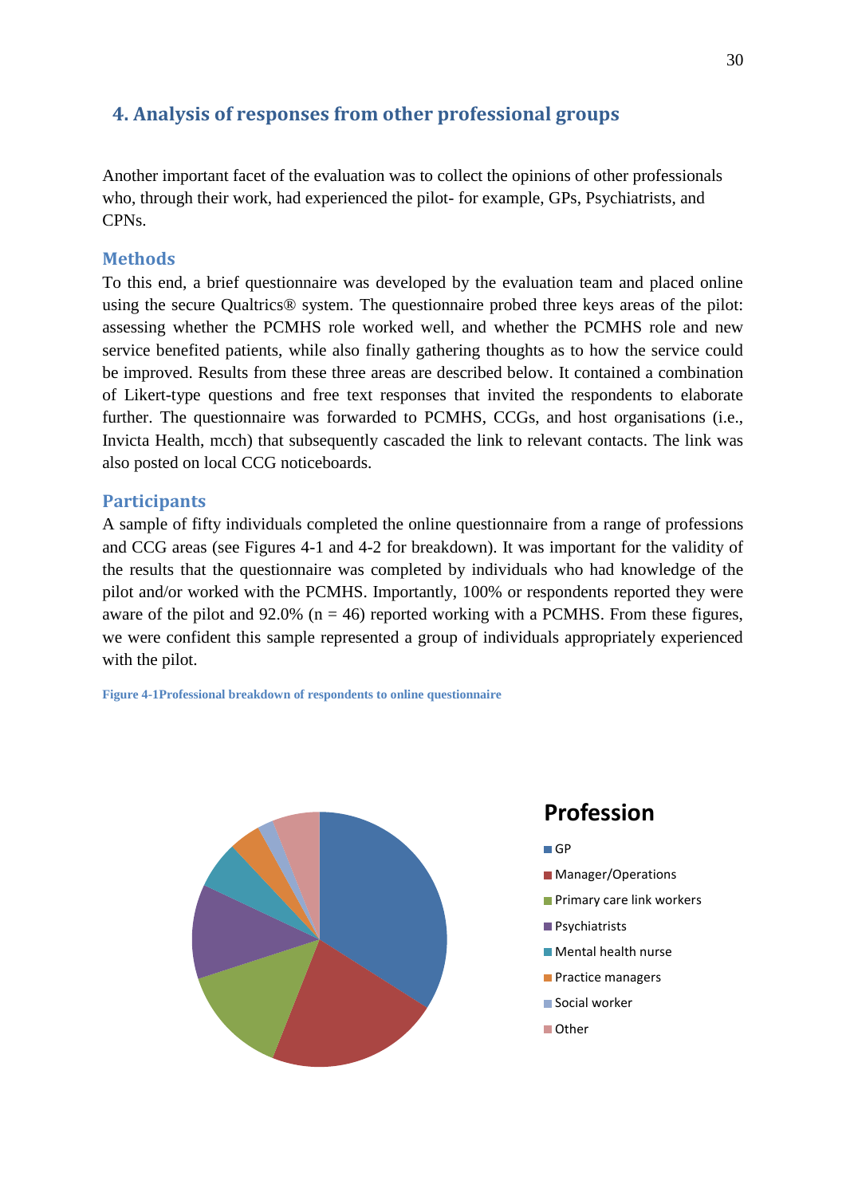## 4. Analysis of responses from other professional groups

Another important facet of the evaluation was to collect the opinions of other professionals who, through their work, had experienced the pilot- for example, GPs, Psychiatrists, and CPNs.

### Methods

To this end, a brief questionnaire was developed by the evaluation team and placed online using the secure Qualtrics® system. The questionnaire probed three keys areas of the pilot: assessing whether the PCMHS role worked well, and whether the PCMHS role and new service benefited patients, while also finally gathering thoughts as to how the service could be improved. Results from these three areas are described below. It contained a combination of Likert-type questions and free text responses that invited the respondents to elaborate further. The questionnaire was forwarded to PCMHS, CCGs, and host organisations (i.e., Invicta Health, mcch) that subsequently cascaded the link to relevant contacts. The link was also posted on local CCG noticeboards.

### Participants

A sample of fifty individuals completed the online questionnaire from a range of professions and CCG areas (see Figures 4-1 and 4-2 for breakdown). It was important for the validity of the results that the questionnaire was completed by individuals who had knowledge of the pilot and/or worked with the PCMHS. Importantly, 100% or respondents reported they were aware of the pilot and 92.0% (n = 46) reported working with a PCMHS. From these figures, we were confident this sample represented a group of individuals appropriately experienced with the pilot.

**Figure 4-1Professional breakdown of respondents to online questionnaire**

Profession

- GP
- Manager/Operations
- Primary care link workers
- Psychiatrists
- Mental health nurse
- Practice managers
- Social worker
- Other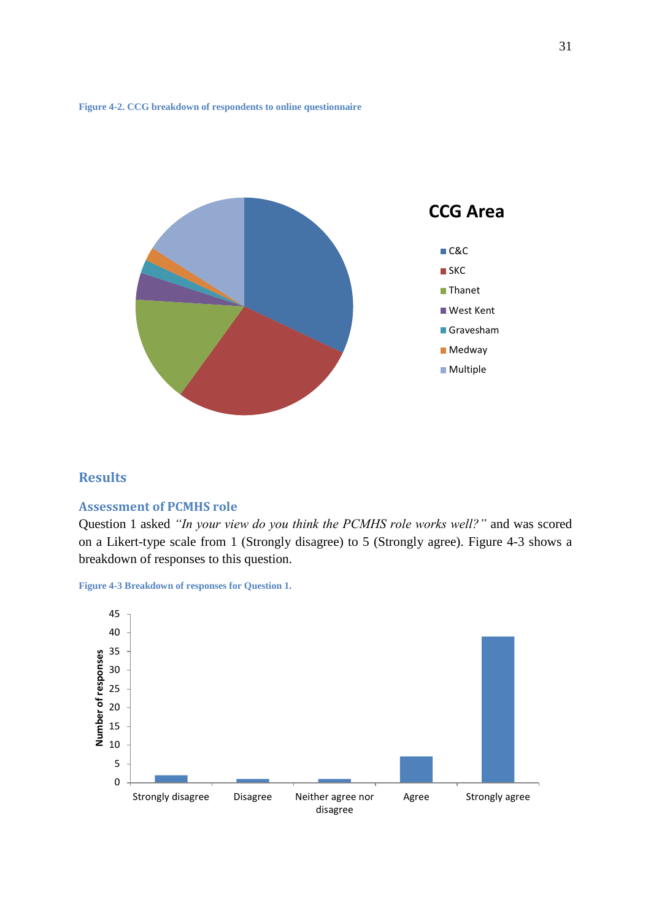Figure 4-2. CCG breakdown of respondents to online questionnaire

## Results

### Assessment of PCMHS role

Question 1 asked *"In your view do you think the PCMHS role works well?"* and was scored on a Likert-type scale from 1 (Strongly disagree) to 5 (Strongly agree). Figure 4-3 shows a breakdown of responses to this question.

Figure 4-3 Breakdown of responses for Question 1.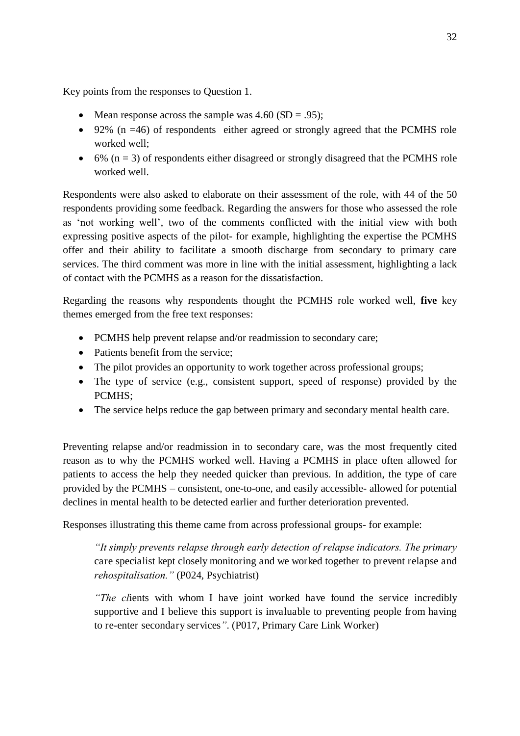Key points from the responses to Question 1.

- Mean response across the sample was 4.60 (SD = .95);
- 92% (n =46) of respondents either agreed or strongly agreed that the PCMHS role worked well;
- 6% (n = 3) of respondents either disagreed or strongly disagreed that the PCMHS role worked well.

Respondents were also asked to elaborate on their assessment of the role, with 44 of the 50 respondents providing some feedback. Regarding the answers for those who assessed the role as 'not working well', two of the comments conflicted with the initial view with both expressing positive aspects of the pilot- for example, highlighting the expertise the PCMHS offer and their ability to facilitate a smooth discharge from secondary to primary care services. The third comment was more in line with the initial assessment, highlighting a lack of contact with the PCMHS as a reason for the dissatisfaction.

Regarding the reasons why respondents thought the PCMHS role worked well, **five** key themes emerged from the free text responses:

- PCMHS help prevent relapse and/or readmission to secondary care;
- Patients benefit from the service;
- The pilot provides an opportunity to work together across professional groups;
- The type of service (e.g., consistent support, speed of response) provided by the PCMHS;
- The service helps reduce the gap between primary and secondary mental health care.

Preventing relapse and/or readmission in to secondary care, was the most frequently cited reason as to why the PCMHS worked well. Having a PCMHS in place often allowed for patients to access the help they needed quicker than previous. In addition, the type of care provided by the PCMHS – consistent, one-to-one, and easily accessible- allowed for potential declines in mental health to be detected earlier and further deterioration prevented.

Responses illustrating this theme came from across professional groups- for example:

> *"It simply prevents relapse through early detection of relapse indicators. The primary* care specialist kept closely monitoring and we worked together to prevent relapse and *rehospitalisation."* (P024, Psychiatrist)
>
> *"The cl*ients with whom I have joint worked have found the service incredibly supportive and I believe this support is invaluable to preventing people from having to re-enter secondary services*".* (P017, Primary Care Link Worker)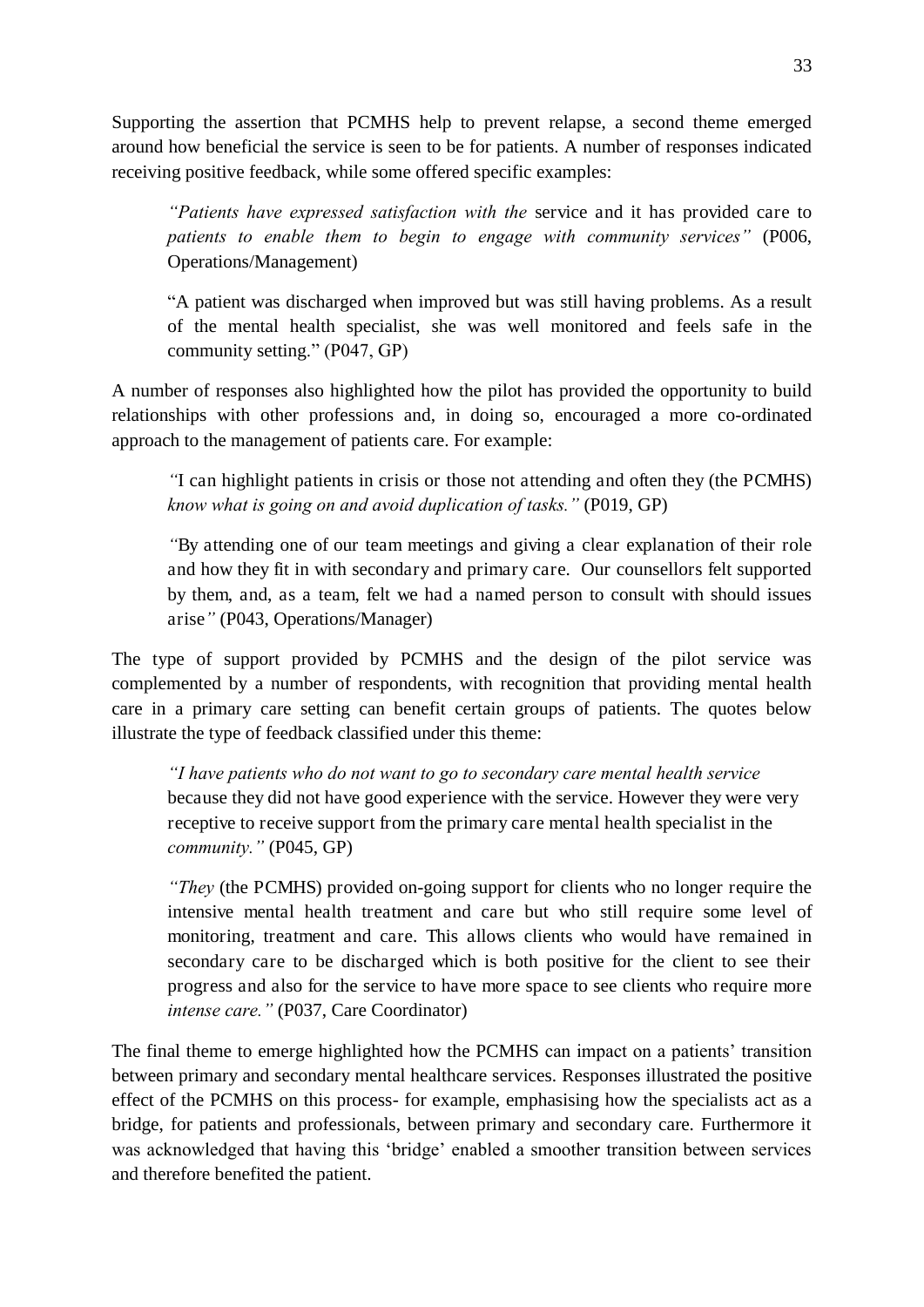Supporting the assertion that PCMHS help to prevent relapse, a second theme emerged around how beneficial the service is seen to be for patients. A number of responses indicated receiving positive feedback, while some offered specific examples:

> *"Patients have expressed satisfaction with the* service and it has provided care to *patients to enable them to begin to engage with community services"* (P006, Operations/Management)

> "A patient was discharged when improved but was still having problems. As a result of the mental health specialist, she was well monitored and feels safe in the community setting." (P047, GP)

A number of responses also highlighted how the pilot has provided the opportunity to build relationships with other professions and, in doing so, encouraged a more co-ordinated approach to the management of patients care. For example:

> *"*I can highlight patients in crisis or those not attending and often they (the PCMHS) *know what is going on and avoid duplication of tasks."* (P019, GP)

> *"*By attending one of our team meetings and giving a clear explanation of their role and how they fit in with secondary and primary care. Our counsellors felt supported by them, and, as a team, felt we had a named person to consult with should issues arise*"* (P043, Operations/Manager)

The type of support provided by PCMHS and the design of the pilot service was complemented by a number of respondents, with recognition that providing mental health care in a primary care setting can benefit certain groups of patients. The quotes below illustrate the type of feedback classified under this theme:

> *"I have patients who do not want to go to secondary care mental health service* because they did not have good experience with the service. However they were very receptive to receive support from the primary care mental health specialist in the *community."* (P045, GP)

> *"They* (the PCMHS) provided on-going support for clients who no longer require the intensive mental health treatment and care but who still require some level of monitoring, treatment and care. This allows clients who would have remained in secondary care to be discharged which is both positive for the client to see their progress and also for the service to have more space to see clients who require more *intense care."* (P037, Care Coordinator)

The final theme to emerge highlighted how the PCMHS can impact on a patients' transition between primary and secondary mental healthcare services. Responses illustrated the positive effect of the PCMHS on this process- for example, emphasising how the specialists act as a bridge, for patients and professionals, between primary and secondary care. Furthermore it was acknowledged that having this 'bridge' enabled a smoother transition between services and therefore benefited the patient.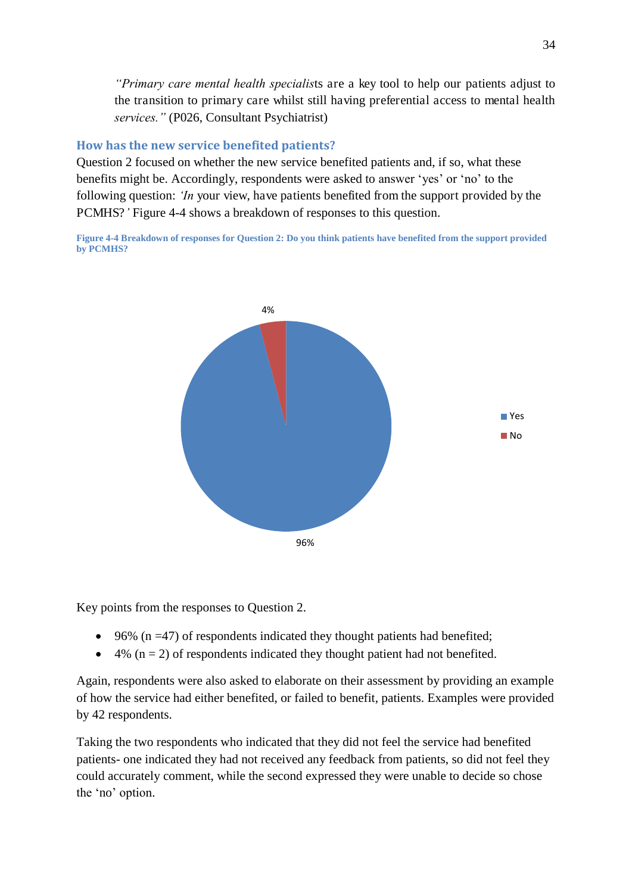*"Primary care mental health specialist*s are a key tool to help our patients adjust to the transition to primary care whilst still having preferential access to mental health *services."* (P026, Consultant Psychiatrist)

## How has the new service benefited patients?

Question 2 focused on whether the new service benefited patients and, if so, what these benefits might be. Accordingly, respondents were asked to answer 'yes' or 'no' to the following question: *'In* your view, have patients benefited from the support provided by the PCMHS?*'* Figure 4-4 shows a breakdown of responses to this question.

**Figure 4-4 Breakdown of responses for Question 2: Do you think patients have benefited from the support provided by PCMHS?**

Key points from the responses to Question 2.

- 96% (n =47) of respondents indicated they thought patients had benefited;
- 4% (n = 2) of respondents indicated they thought patient had not benefited.

Again, respondents were also asked to elaborate on their assessment by providing an example of how the service had either benefited, or failed to benefit, patients. Examples were provided by 42 respondents.

Taking the two respondents who indicated that they did not feel the service had benefited patients- one indicated they had not received any feedback from patients, so did not feel they could accurately comment, while the second expressed they were unable to decide so chose the 'no' option.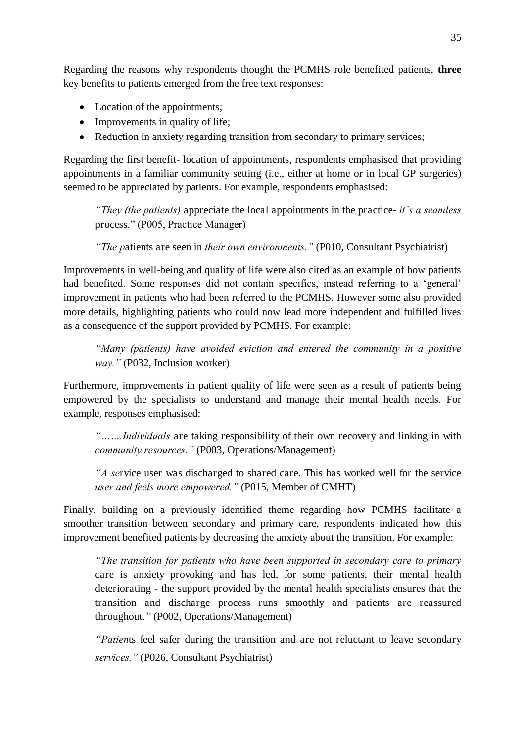Regarding the reasons why respondents thought the PCMHS role benefited patients, **three** key benefits to patients emerged from the free text responses:

- Location of the appointments;
- Improvements in quality of life;
- Reduction in anxiety regarding transition from secondary to primary services;

Regarding the first benefit- location of appointments, respondents emphasised that providing appointments in a familiar community setting (i.e., either at home or in local GP surgeries) seemed to be appreciated by patients. For example, respondents emphasised:

> *"They (the patients)* appreciate the local appointments in the practice- *it's a seamless* process." (P005, Practice Manager)

> *"The p*atients are seen in *their own environments."* (P010, Consultant Psychiatrist)

Improvements in well-being and quality of life were also cited as an example of how patients had benefited. Some responses did not contain specifics, instead referring to a 'general' improvement in patients who had been referred to the PCMHS. However some also provided more details, highlighting patients who could now lead more independent and fulfilled lives as a consequence of the support provided by PCMHS. For example:

> *"Many (patients) have avoided eviction and entered the community in a positive way."* (P032, Inclusion worker)

Furthermore, improvements in patient quality of life were seen as a result of patients being empowered by the specialists to understand and manage their mental health needs. For example, responses emphasised:

> *"…….Individuals* are taking responsibility of their own recovery and linking in with *community resources."* (P003, Operations/Management)

> *"A se*rvice user was discharged to shared care. This has worked well for the service *user and feels more empowered."* (P015, Member of CMHT)

Finally, building on a previously identified theme regarding how PCMHS facilitate a smoother transition between secondary and primary care, respondents indicated how this improvement benefited patients by decreasing the anxiety about the transition. For example:

> *"The transition for patients who have been supported in secondary care to primary* care is anxiety provoking and has led, for some patients, their mental health deteriorating - the support provided by the mental health specialists ensures that the transition and discharge process runs smoothly and patients are reassured throughout.*"* (P002, Operations/Management)

> *"Patien*ts feel safer during the transition and are not reluctant to leave secondary *services."* (P026, Consultant Psychiatrist)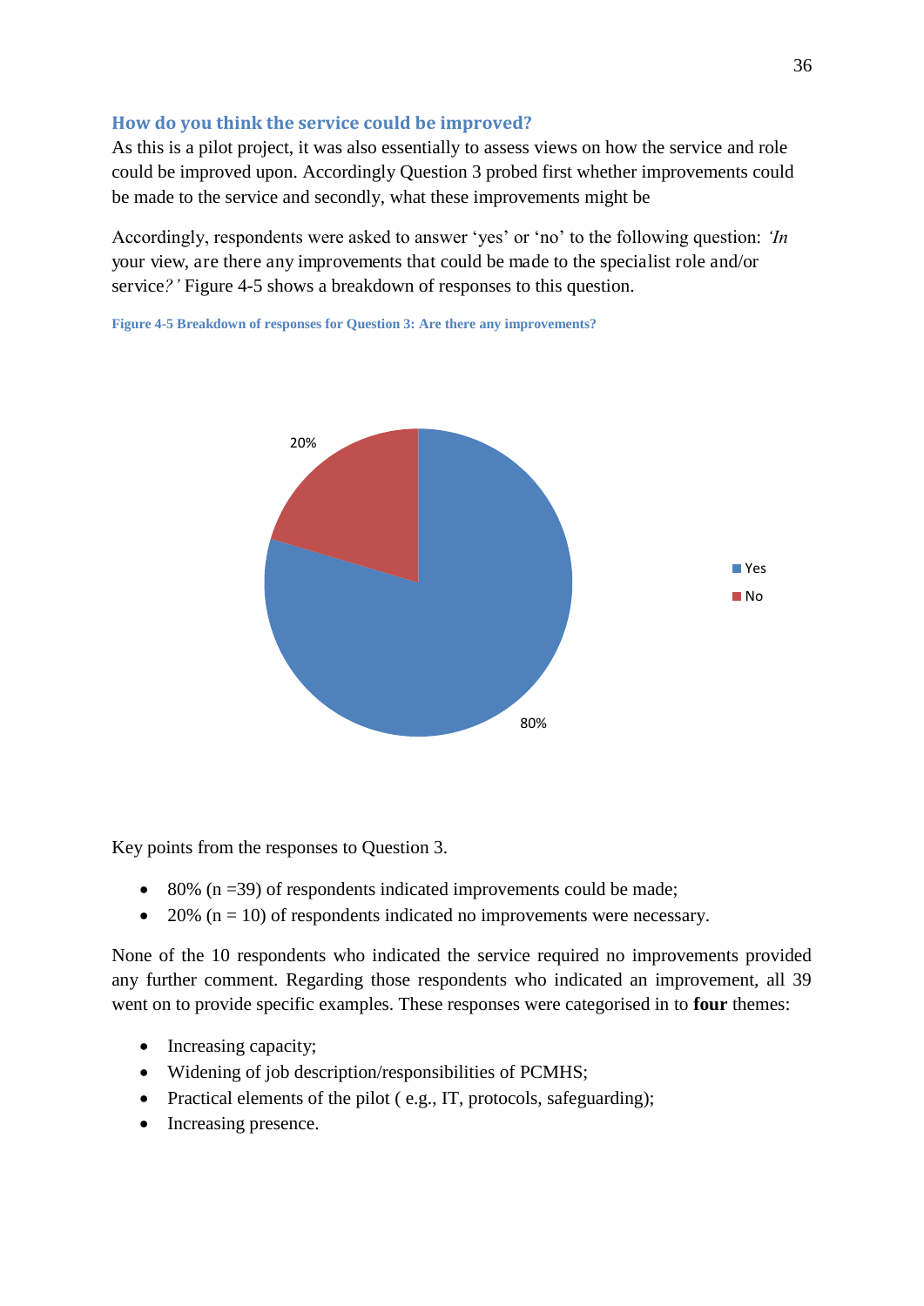### How do you think the service could be improved?

As this is a pilot project, it was also essentially to assess views on how the service and role could be improved upon. Accordingly Question 3 probed first whether improvements could be made to the service and secondly, what these improvements might be

Accordingly, respondents were asked to answer 'yes' or 'no' to the following question: *'In your view, are there any improvements that could be made to the specialist role and/or service?'* Figure 4-5 shows a breakdown of responses to this question.

**Figure 4-5 Breakdown of responses for Question 3: Are there any improvements?**

Key points from the responses to Question 3.

- 80% (n =39) of respondents indicated improvements could be made;
- 20% (n = 10) of respondents indicated no improvements were necessary.

None of the 10 respondents who indicated the service required no improvements provided any further comment. Regarding those respondents who indicated an improvement, all 39 went on to provide specific examples. These responses were categorised in to **four** themes:

- Increasing capacity;
- Widening of job description/responsibilities of PCMHS;
- Practical elements of the pilot ( e.g., IT, protocols, safeguarding);
- Increasing presence.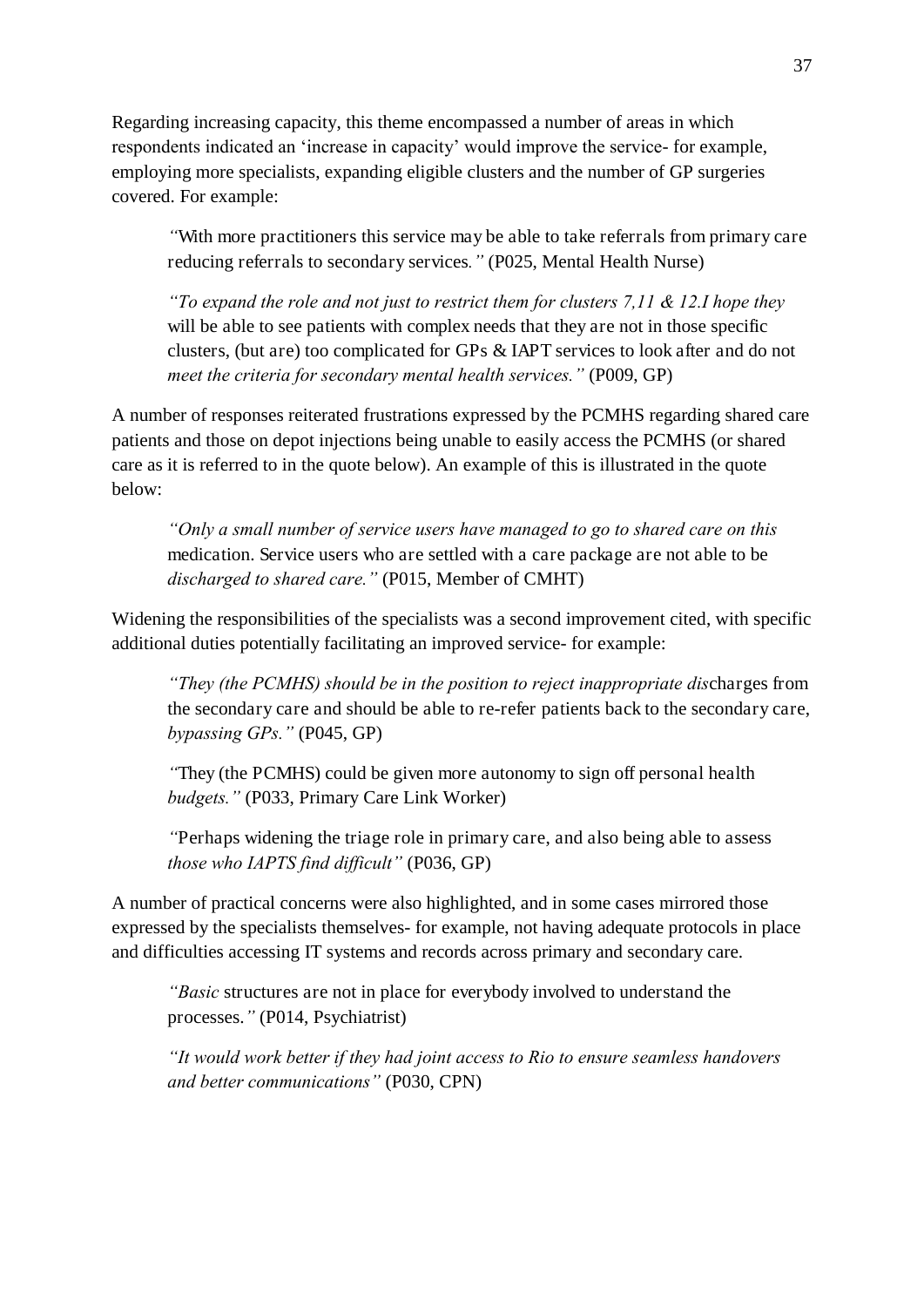Regarding increasing capacity, this theme encompassed a number of areas in which respondents indicated an 'increase in capacity' would improve the service- for example, employing more specialists, expanding eligible clusters and the number of GP surgeries covered. For example:

> "With more practitioners this service may be able to take referrals from primary care reducing referrals to secondary services." (P025, Mental Health Nurse)

> "To expand the role and not just to restrict them for clusters 7,11 & 12.I hope they will be able to see patients with complex needs that they are not in those specific clusters, (but are) too complicated for GPs & IAPT services to look after and do not meet the criteria for secondary mental health services." (P009, GP)

A number of responses reiterated frustrations expressed by the PCMHS regarding shared care patients and those on depot injections being unable to easily access the PCMHS (or shared care as it is referred to in the quote below). An example of this is illustrated in the quote below:

> "Only a small number of service users have managed to go to shared care on this medication. Service users who are settled with a care package are not able to be discharged to shared care." (P015, Member of CMHT)

Widening the responsibilities of the specialists was a second improvement cited, with specific additional duties potentially facilitating an improved service- for example:

> "They (the PCMHS) should be in the position to reject inappropriate discharges from the secondary care and should be able to re-refer patients back to the secondary care, bypassing GPs." (P045, GP)

> "They (the PCMHS) could be given more autonomy to sign off personal health budgets." (P033, Primary Care Link Worker)

> "Perhaps widening the triage role in primary care, and also being able to assess those who IAPTS find difficult" (P036, GP)

A number of practical concerns were also highlighted, and in some cases mirrored those expressed by the specialists themselves- for example, not having adequate protocols in place and difficulties accessing IT systems and records across primary and secondary care.

> "Basic structures are not in place for everybody involved to understand the processes." (P014, Psychiatrist)

> "It would work better if they had joint access to Rio to ensure seamless handovers and better communications" (P030, CPN)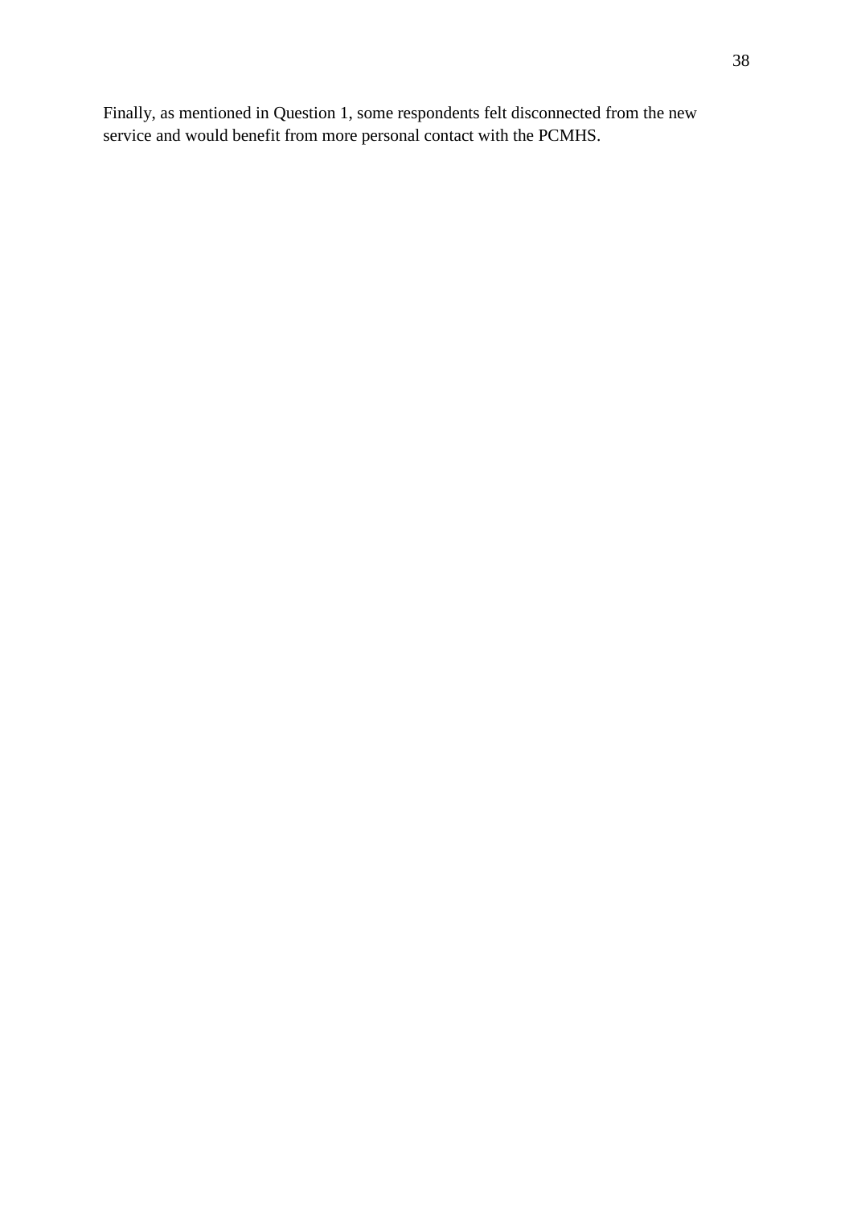Finally, as mentioned in Question 1, some respondents felt disconnected from the new service and would benefit from more personal contact with the PCMHS.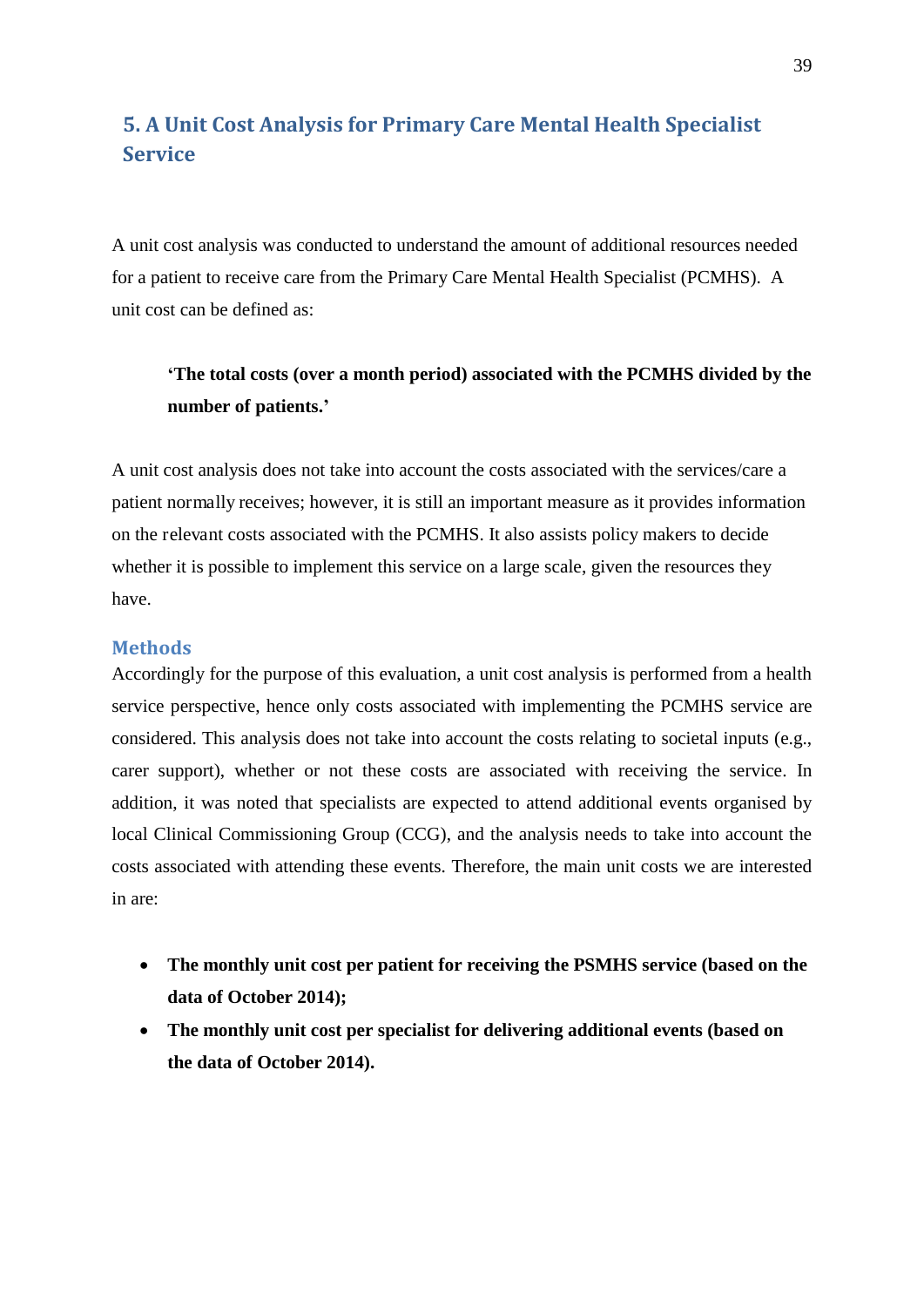## 5. A Unit Cost Analysis for Primary Care Mental Health Specialist Service

A unit cost analysis was conducted to understand the amount of additional resources needed for a patient to receive care from the Primary Care Mental Health Specialist (PCMHS). A unit cost can be defined as:

> **'The total costs (over a month period) associated with the PCMHS divided by the number of patients.'**

A unit cost analysis does not take into account the costs associated with the services/care a patient normally receives; however, it is still an important measure as it provides information on the relevant costs associated with the PCMHS. It also assists policy makers to decide whether it is possible to implement this service on a large scale, given the resources they have.

### Methods

Accordingly for the purpose of this evaluation, a unit cost analysis is performed from a health service perspective, hence only costs associated with implementing the PCMHS service are considered. This analysis does not take into account the costs relating to societal inputs (e.g., carer support), whether or not these costs are associated with receiving the service. In addition, it was noted that specialists are expected to attend additional events organised by local Clinical Commissioning Group (CCG), and the analysis needs to take into account the costs associated with attending these events. Therefore, the main unit costs we are interested in are:

- **The monthly unit cost per patient for receiving the PSMHS service (based on the data of October 2014);**
- **The monthly unit cost per specialist for delivering additional events (based on the data of October 2014).**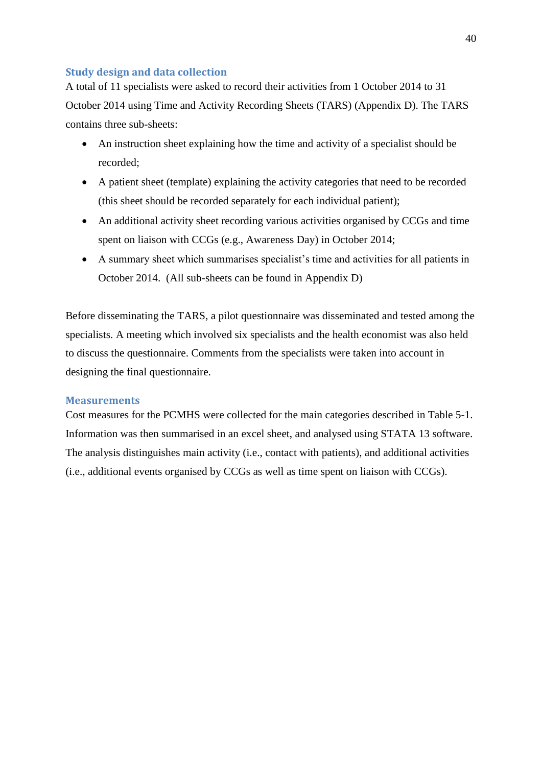## Study design and data collection

A total of 11 specialists were asked to record their activities from 1 October 2014 to 31 October 2014 using Time and Activity Recording Sheets (TARS) (Appendix D). The TARS contains three sub-sheets:

- An instruction sheet explaining how the time and activity of a specialist should be recorded;
- A patient sheet (template) explaining the activity categories that need to be recorded (this sheet should be recorded separately for each individual patient);
- An additional activity sheet recording various activities organised by CCGs and time spent on liaison with CCGs (e.g., Awareness Day) in October 2014;
- A summary sheet which summarises specialist's time and activities for all patients in October 2014. (All sub-sheets can be found in Appendix D)

Before disseminating the TARS, a pilot questionnaire was disseminated and tested among the specialists. A meeting which involved six specialists and the health economist was also held to discuss the questionnaire. Comments from the specialists were taken into account in designing the final questionnaire.

## Measurements

Cost measures for the PCMHS were collected for the main categories described in Table 5-1. Information was then summarised in an excel sheet, and analysed using STATA 13 software. The analysis distinguishes main activity (i.e., contact with patients), and additional activities (i.e., additional events organised by CCGs as well as time spent on liaison with CCGs).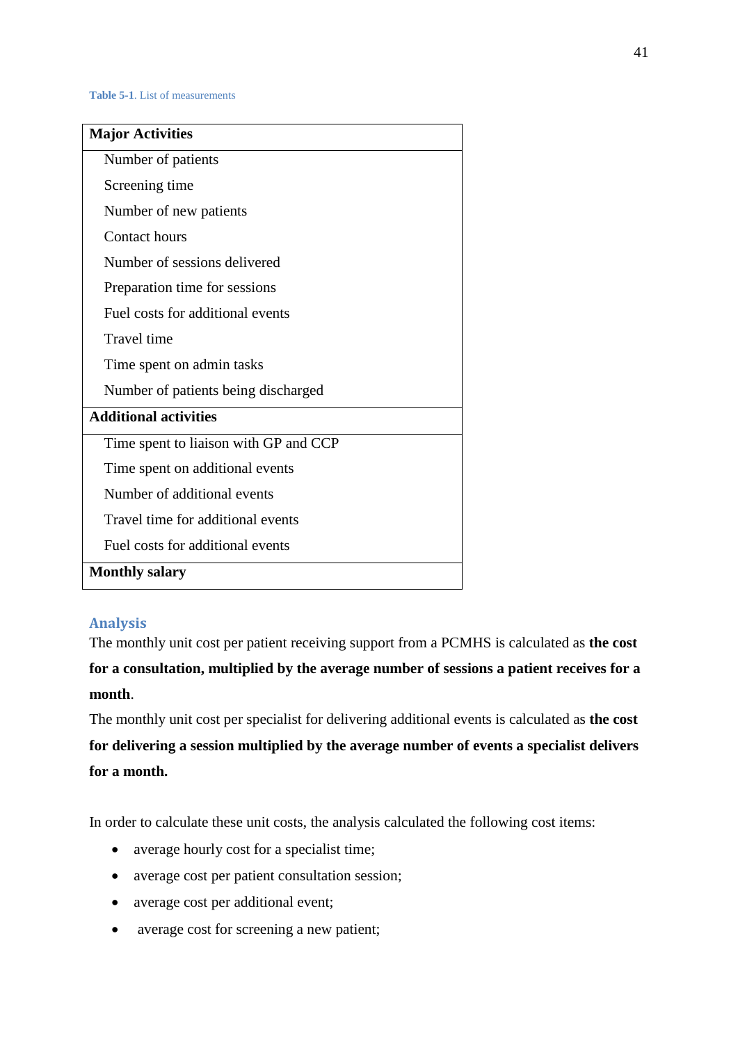Table 5-1. List of measurements

| Major Activities |
| --- |
| Number of patients |
| Screening time |
| Number of new patients |
| Contact hours |
| Number of sessions delivered |
| Preparation time for sessions |
| Fuel costs for additional events |
| Travel time |
| Time spent on admin tasks |
| Number of patients being discharged |
| **Additional activities** |
| Time spent to liaison with GP and CCP |
| Time spent on additional events |
| Number of additional events |
| Travel time for additional events |
| Fuel costs for additional events |
| **Monthly salary** |

## Analysis

The monthly unit cost per patient receiving support from a PCMHS is calculated as **the cost for a consultation, multiplied by the average number of sessions a patient receives for a month**.

The monthly unit cost per specialist for delivering additional events is calculated as **the cost for delivering a session multiplied by the average number of events a specialist delivers for a month.**

In order to calculate these unit costs, the analysis calculated the following cost items:

- average hourly cost for a specialist time;
- average cost per patient consultation session;
- average cost per additional event;
- average cost for screening a new patient;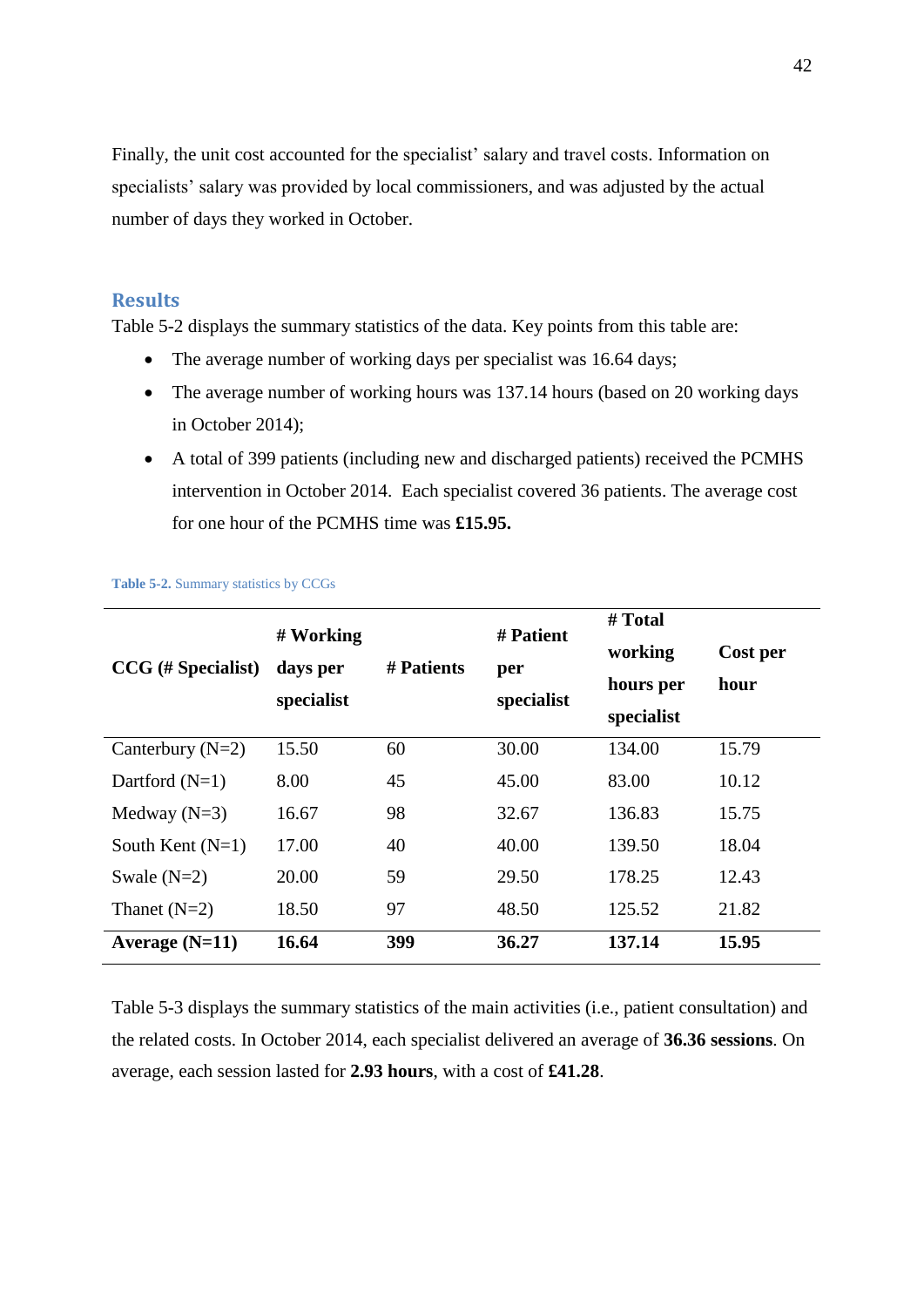Finally, the unit cost accounted for the specialist' salary and travel costs. Information on specialists' salary was provided by local commissioners, and was adjusted by the actual number of days they worked in October.

## Results

Table 5-2 displays the summary statistics of the data. Key points from this table are:

- The average number of working days per specialist was 16.64 days;
- The average number of working hours was 137.14 hours (based on 20 working days in October 2014);
- A total of 399 patients (including new and discharged patients) received the PCMHS intervention in October 2014. Each specialist covered 36 patients. The average cost for one hour of the PCMHS time was **£15.95.**

**Table 5-2.** Summary statistics by CCGs

| CCG (# Specialist) | # Working days per specialist | # Patients | # Patient per specialist | # Total working hours per specialist | Cost per hour |
|---|---|---|---|---|---|
| Canterbury (N=2) | 15.50 | 60 | 30.00 | 134.00 | 15.79 |
| Dartford (N=1) | 8.00 | 45 | 45.00 | 83.00 | 10.12 |
| Medway (N=3) | 16.67 | 98 | 32.67 | 136.83 | 15.75 |
| South Kent (N=1) | 17.00 | 40 | 40.00 | 139.50 | 18.04 |
| Swale (N=2) | 20.00 | 59 | 29.50 | 178.25 | 12.43 |
| Thanet (N=2) | 18.50 | 97 | 48.50 | 125.52 | 21.82 |
| **Average (N=11)** | **16.64** | **399** | **36.27** | **137.14** | **15.95** |

Table 5-3 displays the summary statistics of the main activities (i.e., patient consultation) and the related costs. In October 2014, each specialist delivered an average of **36.36 sessions**. On average, each session lasted for **2.93 hours**, with a cost of **£41.28**.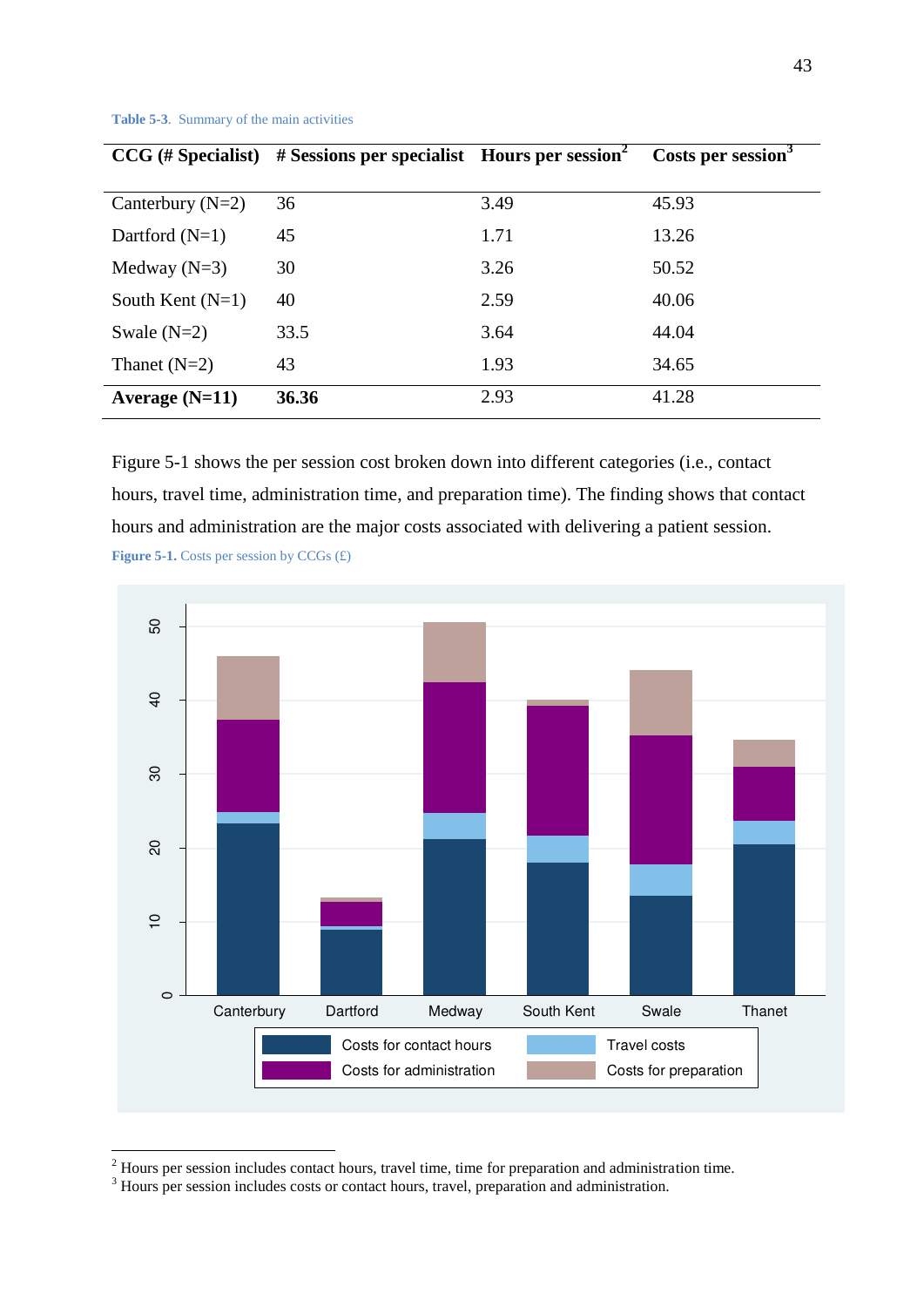**Table 5-3**. Summary of the main activities

| CCG (# Specialist) | # Sessions per specialist | Hours per session[2] | Costs per session[3] |
|---|---|---|---|
| Canterbury (N=2) | 36 | 3.49 | 45.93 |
| Dartford (N=1) | 45 | 1.71 | 13.26 |
| Medway (N=3) | 30 | 3.26 | 50.52 |
| South Kent (N=1) | 40 | 2.59 | 40.06 |
| Swale (N=2) | 33.5 | 3.64 | 44.04 |
| Thanet (N=2) | 43 | 1.93 | 34.65 |
| **Average (N=11)** | **36.36** | 2.93 | 41.28 |

Figure 5-1 shows the per session cost broken down into different categories (i.e., contact hours, travel time, administration time, and preparation time). The finding shows that contact hours and administration are the major costs associated with delivering a patient session.

**Figure 5-1.** Costs per session by CCGs (£)

[2] Hours per session includes contact hours, travel time, time for preparation and administration time.
[3] Hours per session includes costs or contact hours, travel, preparation and administration.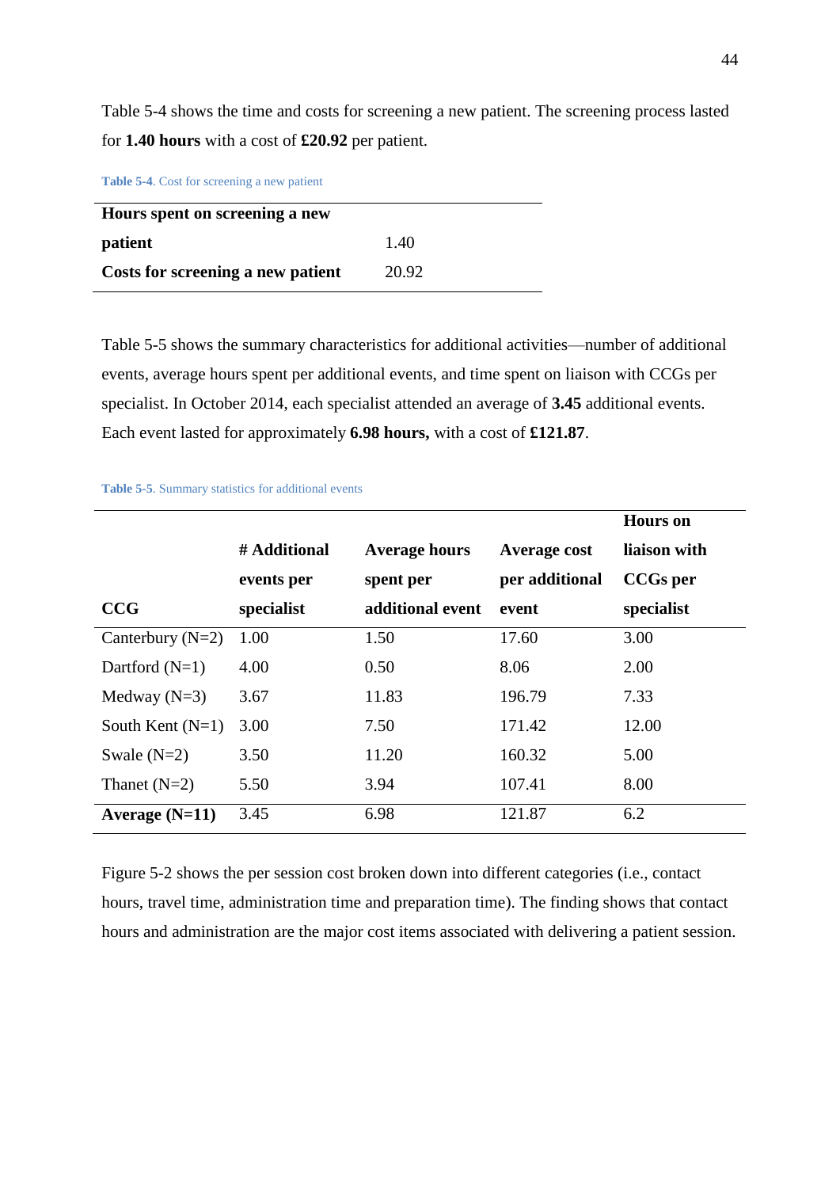Table 5-4 shows the time and costs for screening a new patient. The screening process lasted for **1.40 hours** with a cost of **£20.92** per patient.

Table 5-4. Cost for screening a new patient

| | |
|---|---|
| **Hours spent on screening a new patient** | 1.40 |
| **Costs for screening a new patient** | 20.92 |

Table 5-5 shows the summary characteristics for additional activities—number of additional events, average hours spent per additional events, and time spent on liaison with CCGs per specialist. In October 2014, each specialist attended an average of **3.45** additional events. Each event lasted for approximately **6.98 hours,** with a cost of **£121.87**.

Table 5-5. Summary statistics for additional events

| **CCG** | **# Additional events per specialist** | **Average hours spent per additional event** | **Average cost per additional event** | **Hours on liaison with CCGs per specialist** |
|---|---|---|---|---|
| Canterbury (N=2) | 1.00 | 1.50 | 17.60 | 3.00 |
| Dartford (N=1) | 4.00 | 0.50 | 8.06 | 2.00 |
| Medway (N=3) | 3.67 | 11.83 | 196.79 | 7.33 |
| South Kent (N=1) | 3.00 | 7.50 | 171.42 | 12.00 |
| Swale (N=2) | 3.50 | 11.20 | 160.32 | 5.00 |
| Thanet (N=2) | 5.50 | 3.94 | 107.41 | 8.00 |
| **Average (N=11)** | 3.45 | 6.98 | 121.87 | 6.2 |

Figure 5-2 shows the per session cost broken down into different categories (i.e., contact hours, travel time, administration time and preparation time). The finding shows that contact hours and administration are the major cost items associated with delivering a patient session.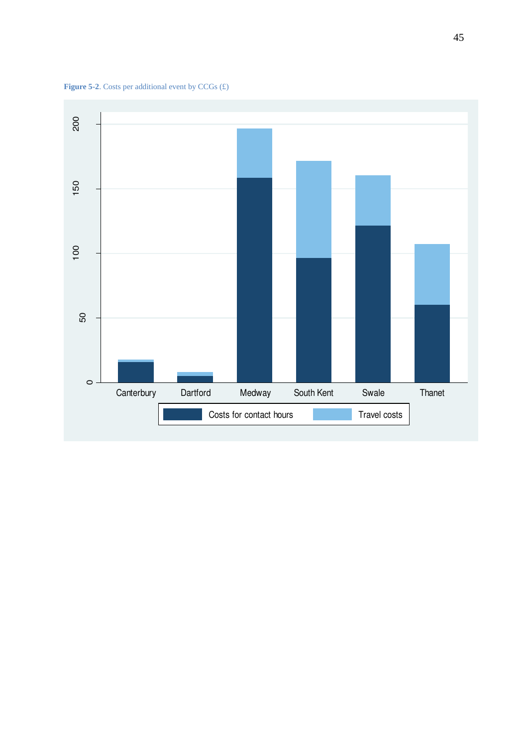**Figure 5-2**. Costs per additional event by CCGs (£)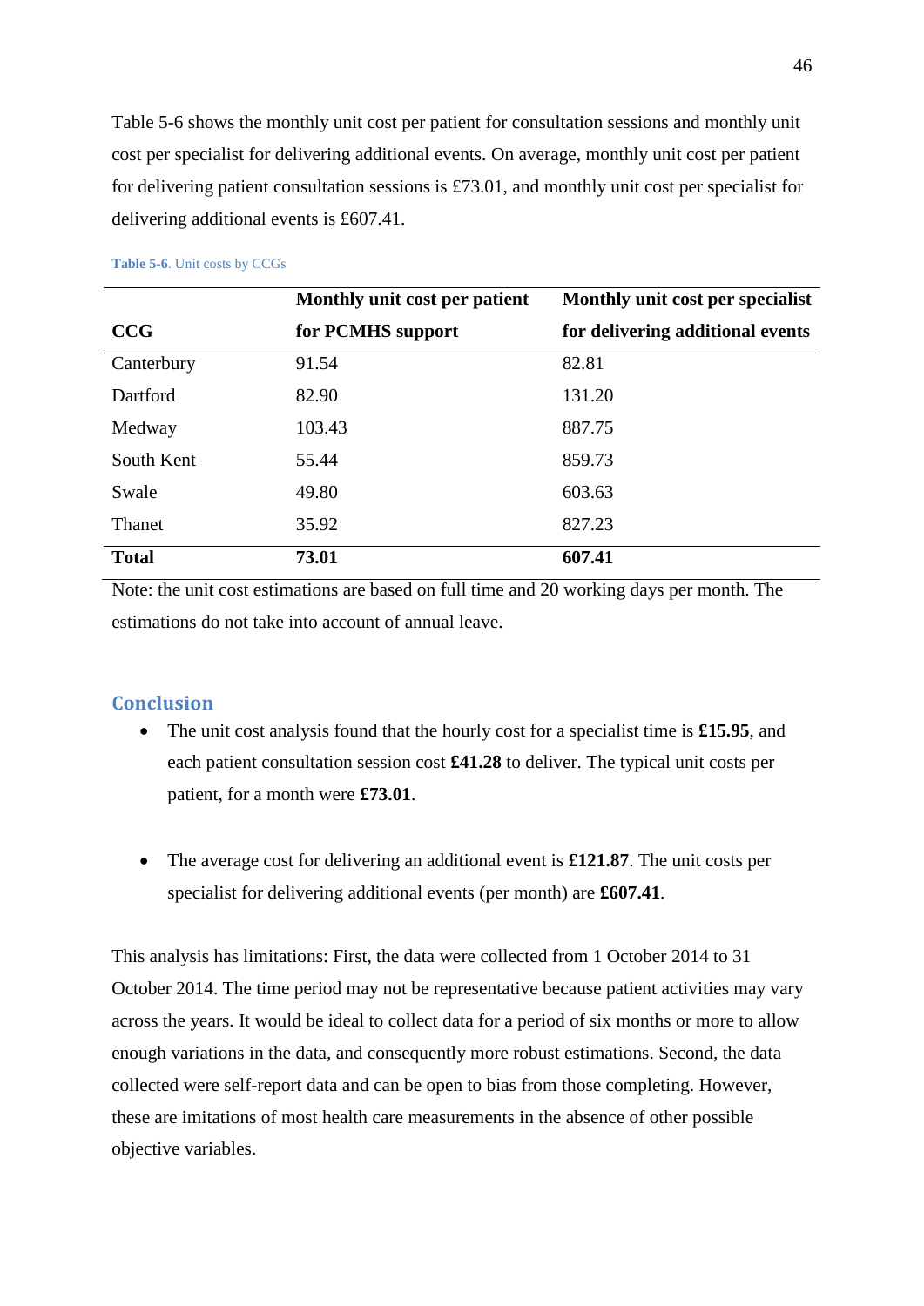Table 5-6 shows the monthly unit cost per patient for consultation sessions and monthly unit cost per specialist for delivering additional events. On average, monthly unit cost per patient for delivering patient consultation sessions is £73.01, and monthly unit cost per specialist for delivering additional events is £607.41.

**Table 5-6**. Unit costs by CCGs

| CCG | Monthly unit cost per patient for PCMHS support | Monthly unit cost per specialist for delivering additional events |
|---|---|---|
| Canterbury | 91.54 | 82.81 |
| Dartford | 82.90 | 131.20 |
| Medway | 103.43 | 887.75 |
| South Kent | 55.44 | 859.73 |
| Swale | 49.80 | 603.63 |
| Thanet | 35.92 | 827.23 |
| **Total** | **73.01** | **607.41** |

Note: the unit cost estimations are based on full time and 20 working days per month. The estimations do not take into account of annual leave.

## Conclusion

- The unit cost analysis found that the hourly cost for a specialist time is **£15.95**, and each patient consultation session cost **£41.28** to deliver. The typical unit costs per patient, for a month were **£73.01**.

- The average cost for delivering an additional event is **£121.87**. The unit costs per specialist for delivering additional events (per month) are **£607.41**.

This analysis has limitations: First, the data were collected from 1 October 2014 to 31 October 2014. The time period may not be representative because patient activities may vary across the years. It would be ideal to collect data for a period of six months or more to allow enough variations in the data, and consequently more robust estimations. Second, the data collected were self-report data and can be open to bias from those completing. However, these are imitations of most health care measurements in the absence of other possible objective variables.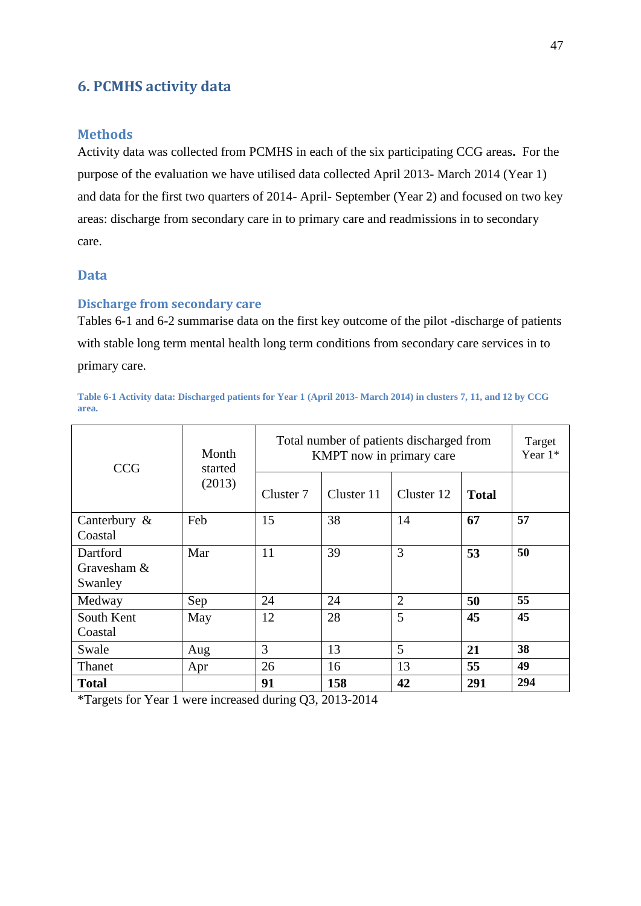## 6. PCMHS activity data

### Methods

Activity data was collected from PCMHS in each of the six participating CCG areas**.** For the purpose of the evaluation we have utilised data collected April 2013- March 2014 (Year 1) and data for the first two quarters of 2014- April- September (Year 2) and focused on two key areas: discharge from secondary care in to primary care and readmissions in to secondary care.

### Data

### Discharge from secondary care

Tables 6-1 and 6-2 summarise data on the first key outcome of the pilot -discharge of patients with stable long term mental health long term conditions from secondary care services in to primary care.

**Table 6-1 Activity data: Discharged patients for Year 1 (April 2013- March 2014) in clusters 7, 11, and 12 by CCG area.**

| CCG | Month started (2013) | Total number of patients discharged from KMPT now in primary care | | | | Target Year 1* |
|---|---|---|---|---|---|---|
| | | Cluster 7 | Cluster 11 | Cluster 12 | **Total** | |
| Canterbury & Coastal | Feb | 15 | 38 | 14 | **67** | **57** |
| Dartford Gravesham & Swanley | Mar | 11 | 39 | 3 | **53** | **50** |
| Medway | Sep | 24 | 24 | 2 | **50** | **55** |
| South Kent Coastal | May | 12 | 28 | 5 | **45** | **45** |
| Swale | Aug | 3 | 13 | 5 | **21** | **38** |
| Thanet | Apr | 26 | 16 | 13 | **55** | **49** |
| **Total** | | **91** | **158** | **42** | **291** | **294** |

*Targets for Year 1 were increased during Q3, 2013-2014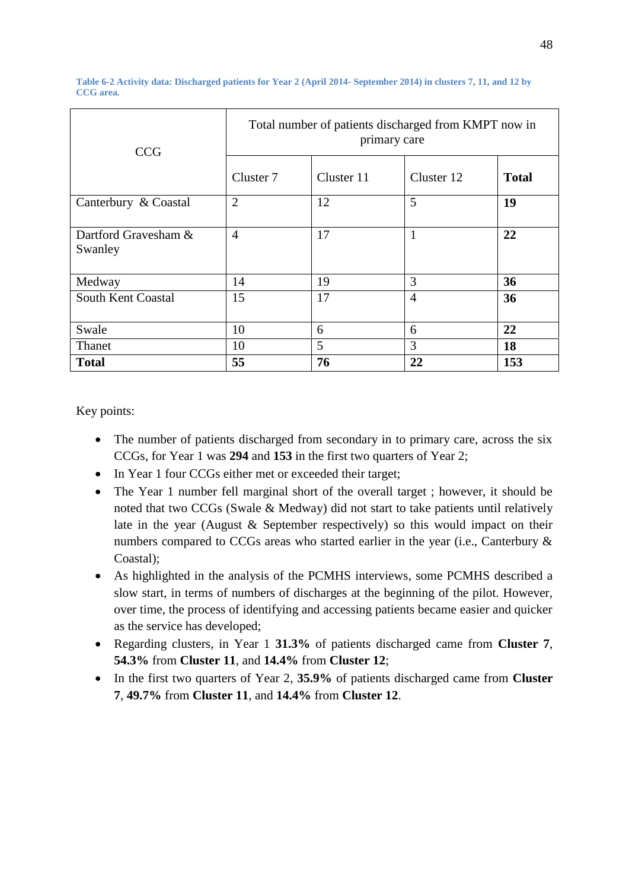**Table 6-2 Activity data: Discharged patients for Year 2 (April 2014- September 2014) in clusters 7, 11, and 12 by CCG area.**

| CCG | Total number of patients discharged from KMPT now in primary care | | | |
|---|---|---|---|---|
| | Cluster 7 | Cluster 11 | Cluster 12 | **Total** |
| Canterbury & Coastal | 2 | 12 | 5 | **19** |
| Dartford Gravesham & Swanley | 4 | 17 | 1 | **22** |
| Medway | 14 | 19 | 3 | **36** |
| South Kent Coastal | 15 | 17 | 4 | **36** |
| Swale | 10 | 6 | 6 | **22** |
| Thanet | 10 | 5 | 3 | **18** |
| **Total** | **55** | **76** | **22** | **153** |

Key points:

- The number of patients discharged from secondary in to primary care, across the six CCGs, for Year 1 was **294** and **153** in the first two quarters of Year 2;
- In Year 1 four CCGs either met or exceeded their target;
- The Year 1 number fell marginal short of the overall target ; however, it should be noted that two CCGs (Swale & Medway) did not start to take patients until relatively late in the year (August & September respectively) so this would impact on their numbers compared to CCGs areas who started earlier in the year (i.e., Canterbury & Coastal);
- As highlighted in the analysis of the PCMHS interviews, some PCMHS described a slow start, in terms of numbers of discharges at the beginning of the pilot. However, over time, the process of identifying and accessing patients became easier and quicker as the service has developed;
- Regarding clusters, in Year 1 **31.3%** of patients discharged came from **Cluster 7**, **54.3%** from **Cluster 11**, and **14.4%** from **Cluster 12**;
- In the first two quarters of Year 2, **35.9%** of patients discharged came from **Cluster 7**, **49.7%** from **Cluster 11**, and **14.4%** from **Cluster 12**.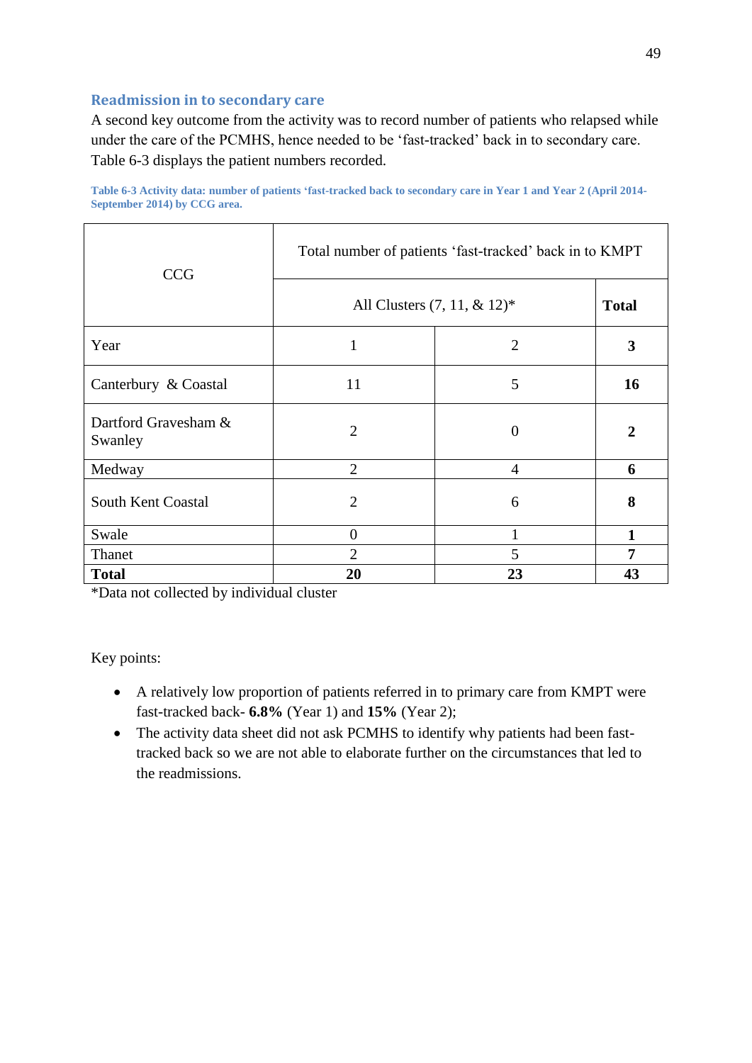### Readmission in to secondary care

A second key outcome from the activity was to record number of patients who relapsed while under the care of the PCMHS, hence needed to be 'fast-tracked' back in to secondary care. Table 6-3 displays the patient numbers recorded.

**Table 6-3 Activity data: number of patients 'fast-tracked back to secondary care in Year 1 and Year 2 (April 2014-September 2014) by CCG area.**

| CCG | Total number of patients 'fast-tracked' back in to KMPT | | |
|---|---|---|---|
| | All Clusters (7, 11, & 12)* | | **Total** |
| Year | 1 | 2 | **3** |
| Canterbury & Coastal | 11 | 5 | **16** |
| Dartford Gravesham & Swanley | 2 | 0 | **2** |
| Medway | 2 | 4 | **6** |
| South Kent Coastal | 2 | 6 | **8** |
| Swale | 0 | 1 | **1** |
| Thanet | 2 | 5 | **7** |
| **Total** | **20** | **23** | **43** |

*Data not collected by individual cluster

Key points:

- A relatively low proportion of patients referred in to primary care from KMPT were fast-tracked back- **6.8%** (Year 1) and **15%** (Year 2);
- The activity data sheet did not ask PCMHS to identify why patients had been fast-tracked back so we are not able to elaborate further on the circumstances that led to the readmissions.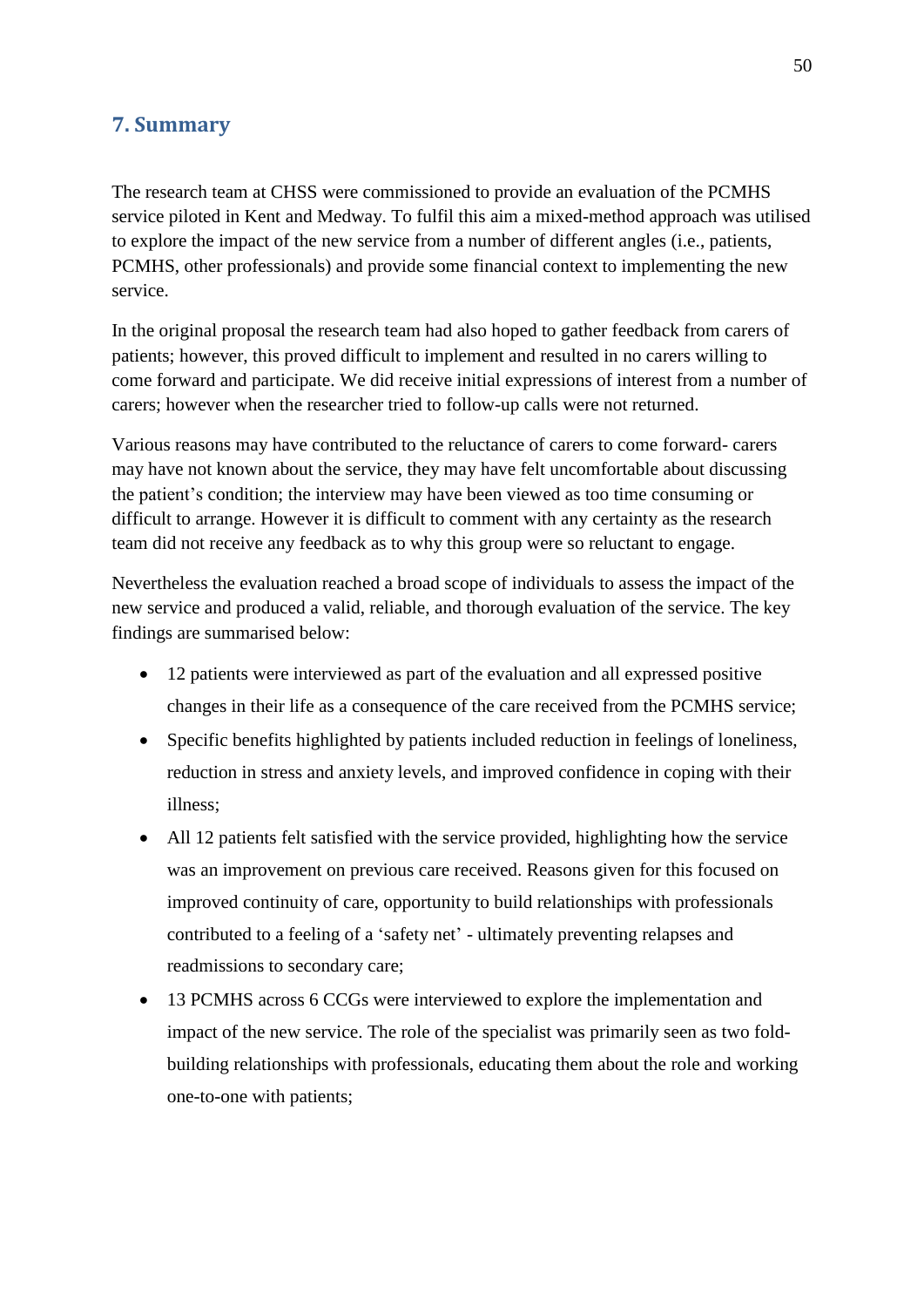## 7. Summary

The research team at CHSS were commissioned to provide an evaluation of the PCMHS service piloted in Kent and Medway. To fulfil this aim a mixed-method approach was utilised to explore the impact of the new service from a number of different angles (i.e., patients, PCMHS, other professionals) and provide some financial context to implementing the new service.

In the original proposal the research team had also hoped to gather feedback from carers of patients; however, this proved difficult to implement and resulted in no carers willing to come forward and participate. We did receive initial expressions of interest from a number of carers; however when the researcher tried to follow-up calls were not returned.

Various reasons may have contributed to the reluctance of carers to come forward- carers may have not known about the service, they may have felt uncomfortable about discussing the patient's condition; the interview may have been viewed as too time consuming or difficult to arrange. However it is difficult to comment with any certainty as the research team did not receive any feedback as to why this group were so reluctant to engage.

Nevertheless the evaluation reached a broad scope of individuals to assess the impact of the new service and produced a valid, reliable, and thorough evaluation of the service. The key findings are summarised below:

- 12 patients were interviewed as part of the evaluation and all expressed positive changes in their life as a consequence of the care received from the PCMHS service;
- Specific benefits highlighted by patients included reduction in feelings of loneliness, reduction in stress and anxiety levels, and improved confidence in coping with their illness;
- All 12 patients felt satisfied with the service provided, highlighting how the service was an improvement on previous care received. Reasons given for this focused on improved continuity of care, opportunity to build relationships with professionals contributed to a feeling of a 'safety net' - ultimately preventing relapses and readmissions to secondary care;
- 13 PCMHS across 6 CCGs were interviewed to explore the implementation and impact of the new service. The role of the specialist was primarily seen as two fold- building relationships with professionals, educating them about the role and working one-to-one with patients;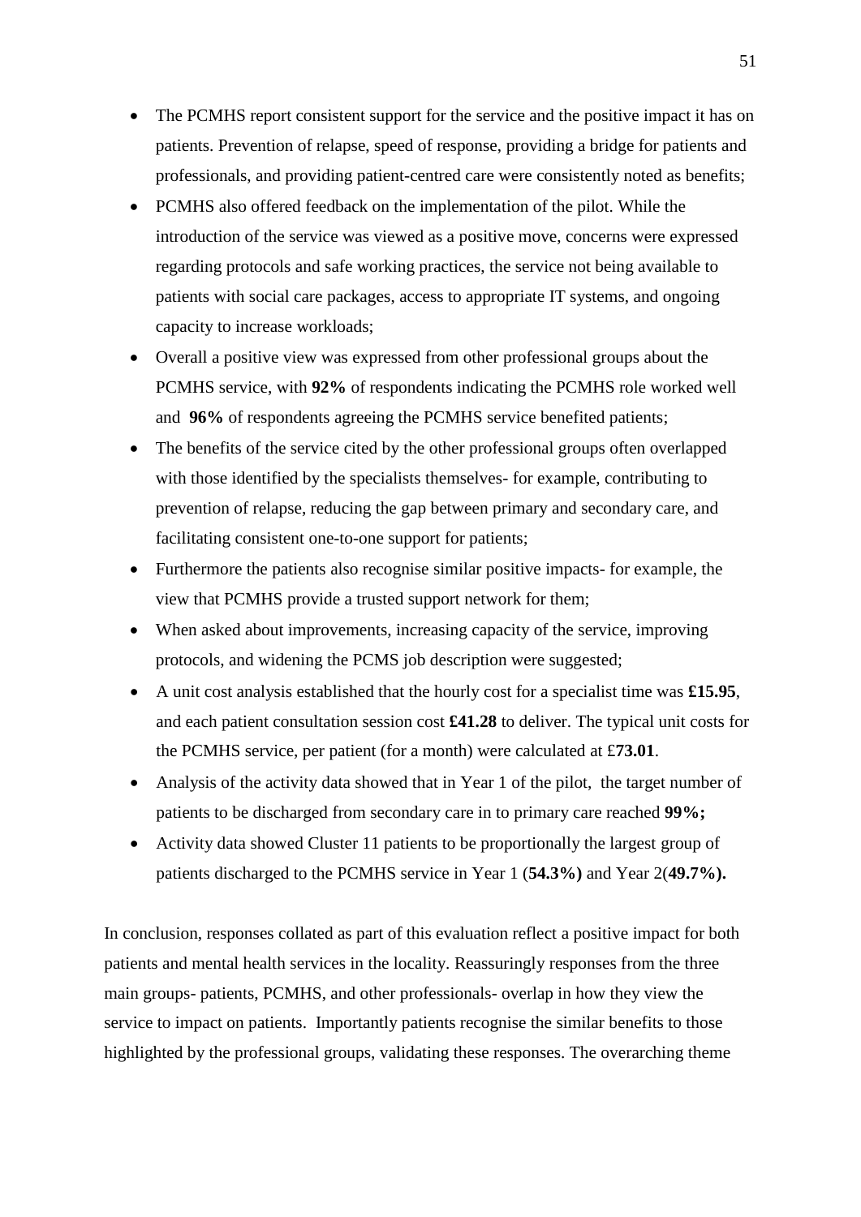- The PCMHS report consistent support for the service and the positive impact it has on patients. Prevention of relapse, speed of response, providing a bridge for patients and professionals, and providing patient-centred care were consistently noted as benefits;
- PCMHS also offered feedback on the implementation of the pilot. While the introduction of the service was viewed as a positive move, concerns were expressed regarding protocols and safe working practices, the service not being available to patients with social care packages, access to appropriate IT systems, and ongoing capacity to increase workloads;
- Overall a positive view was expressed from other professional groups about the PCMHS service, with **92%** of respondents indicating the PCMHS role worked well and **96%** of respondents agreeing the PCMHS service benefited patients;
- The benefits of the service cited by the other professional groups often overlapped with those identified by the specialists themselves- for example, contributing to prevention of relapse, reducing the gap between primary and secondary care, and facilitating consistent one-to-one support for patients;
- Furthermore the patients also recognise similar positive impacts- for example, the view that PCMHS provide a trusted support network for them;
- When asked about improvements, increasing capacity of the service, improving protocols, and widening the PCMS job description were suggested;
- A unit cost analysis established that the hourly cost for a specialist time was **£15.95**, and each patient consultation session cost **£41.28** to deliver. The typical unit costs for the PCMHS service, per patient (for a month) were calculated at £**73.01**.
- Analysis of the activity data showed that in Year 1 of the pilot, the target number of patients to be discharged from secondary care in to primary care reached **99%;**
- Activity data showed Cluster 11 patients to be proportionally the largest group of patients discharged to the PCMHS service in Year 1 (**54.3%)** and Year 2(**49.7%).**

In conclusion, responses collated as part of this evaluation reflect a positive impact for both patients and mental health services in the locality. Reassuringly responses from the three main groups- patients, PCMHS, and other professionals- overlap in how they view the service to impact on patients. Importantly patients recognise the similar benefits to those highlighted by the professional groups, validating these responses. The overarching theme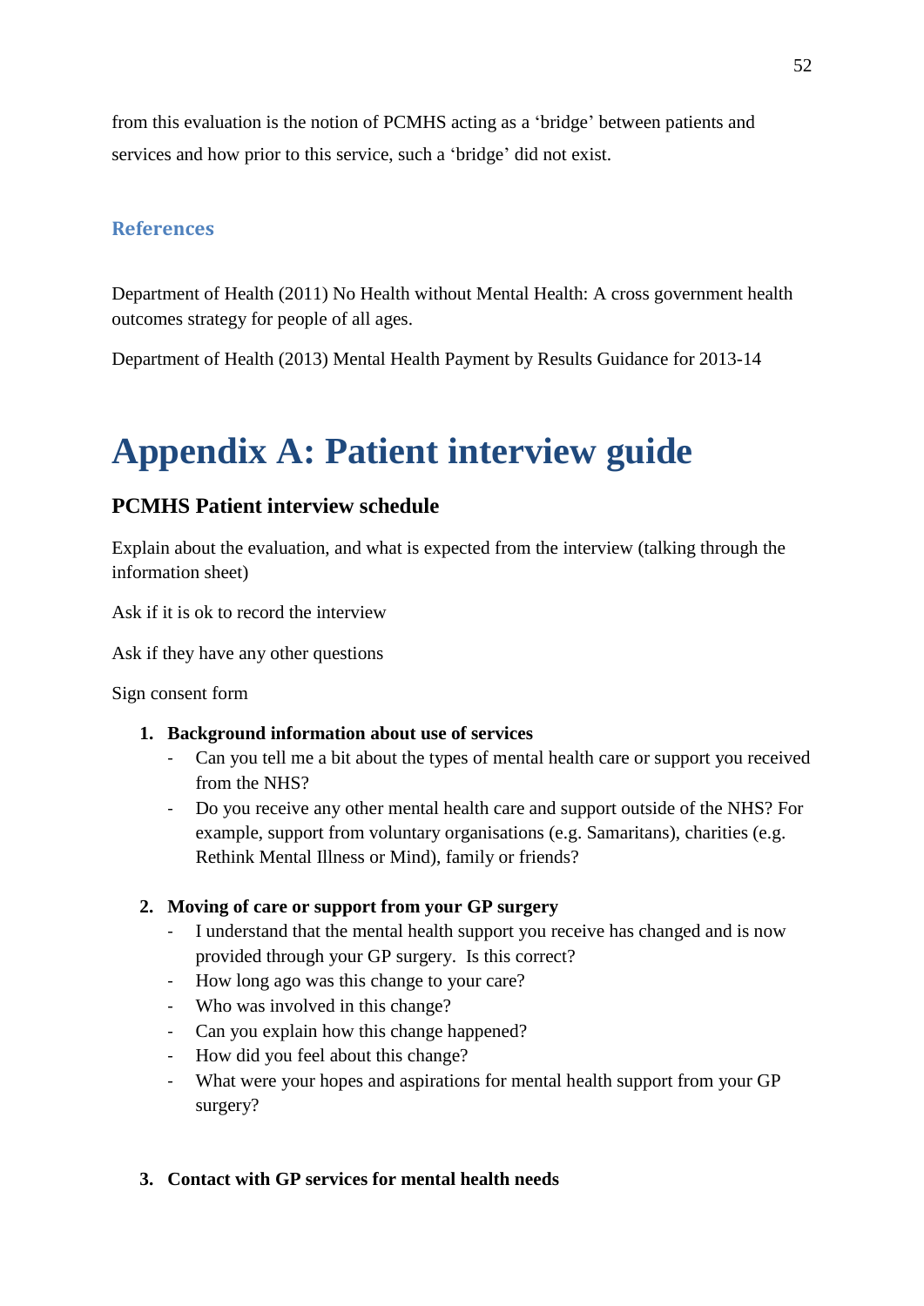from this evaluation is the notion of PCMHS acting as a 'bridge' between patients and services and how prior to this service, such a 'bridge' did not exist.

## References

Department of Health (2011) No Health without Mental Health: A cross government health outcomes strategy for people of all ages.

Department of Health (2013) Mental Health Payment by Results Guidance for 2013-14

# Appendix A: Patient interview guide

### PCMHS Patient interview schedule

Explain about the evaluation, and what is expected from the interview (talking through the information sheet)

Ask if it is ok to record the interview

Ask if they have any other questions

Sign consent form

1. **Background information about use of services**
   - Can you tell me a bit about the types of mental health care or support you received from the NHS?
   - Do you receive any other mental health care and support outside of the NHS? For example, support from voluntary organisations (e.g. Samaritans), charities (e.g. Rethink Mental Illness or Mind), family or friends?

2. **Moving of care or support from your GP surgery**
   - I understand that the mental health support you receive has changed and is now provided through your GP surgery. Is this correct?
   - How long ago was this change to your care?
   - Who was involved in this change?
   - Can you explain how this change happened?
   - How did you feel about this change?
   - What were your hopes and aspirations for mental health support from your GP surgery?

3. **Contact with GP services for mental health needs**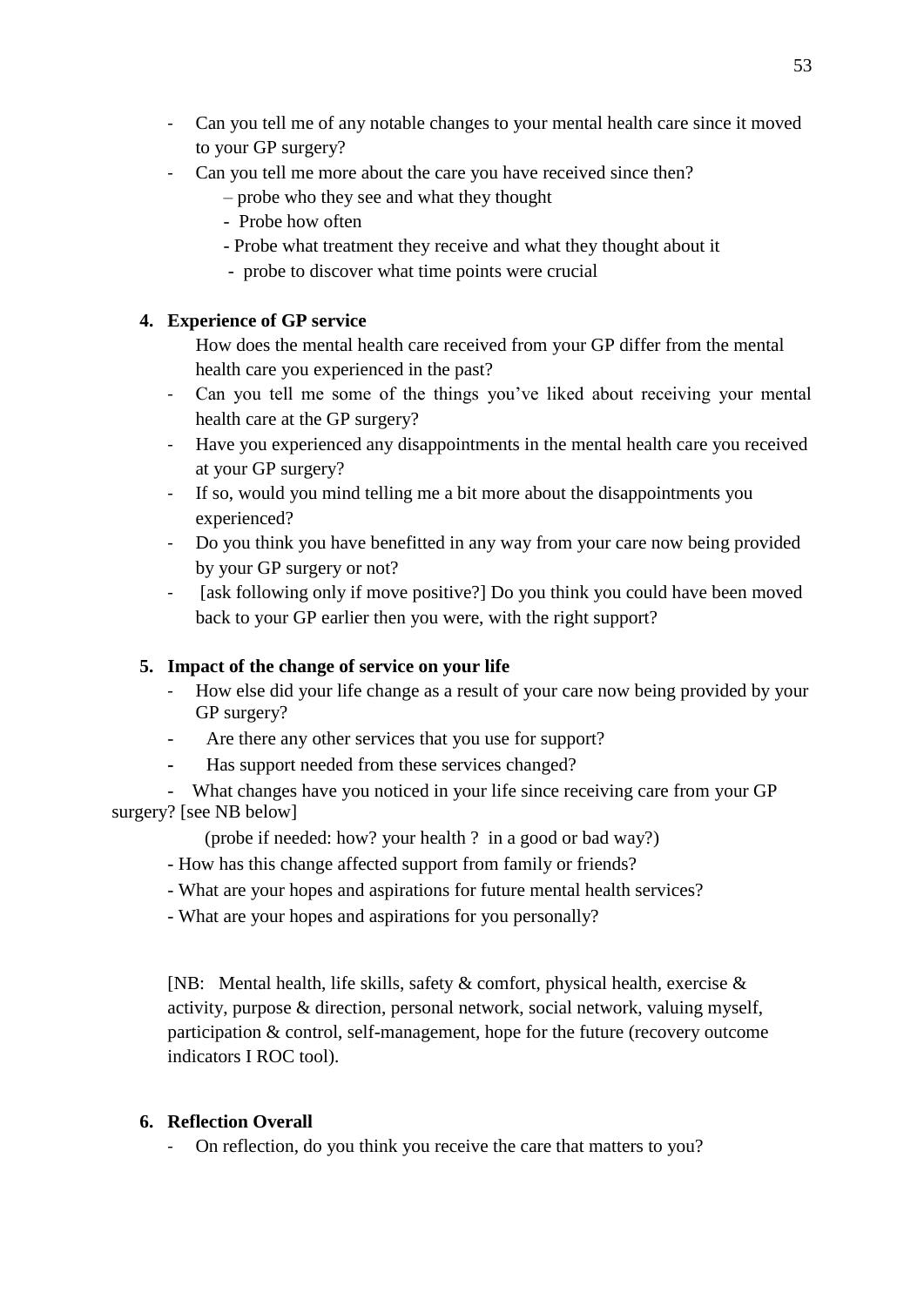- Can you tell me of any notable changes to your mental health care since it moved to your GP surgery?
- Can you tell me more about the care you have received since then?
  - – probe who they see and what they thought
  - - Probe how often
  - - Probe what treatment they receive and what they thought about it
  - - probe to discover what time points were crucial

**4. Experience of GP service**

How does the mental health care received from your GP differ from the mental health care you experienced in the past?

- Can you tell me some of the things you've liked about receiving your mental health care at the GP surgery?
- Have you experienced any disappointments in the mental health care you received at your GP surgery?
- If so, would you mind telling me a bit more about the disappointments you experienced?
- Do you think you have benefitted in any way from your care now being provided by your GP surgery or not?
- [ask following only if move positive?] Do you think you could have been moved back to your GP earlier then you were, with the right support?

**5. Impact of the change of service on your life**

- How else did your life change as a result of your care now being provided by your GP surgery?
- Are there any other services that you use for support?
- Has support needed from these services changed?
- What changes have you noticed in your life since receiving care from your GP surgery? [see NB below]

  (probe if needed: how? your health ? in a good or bad way?)

- How has this change affected support from family or friends?
- What are your hopes and aspirations for future mental health services?
- What are your hopes and aspirations for you personally?

[NB: Mental health, life skills, safety & comfort, physical health, exercise & activity, purpose & direction, personal network, social network, valuing myself, participation & control, self-management, hope for the future (recovery outcome indicators I ROC tool).

**6. Reflection Overall**

- On reflection, do you think you receive the care that matters to you?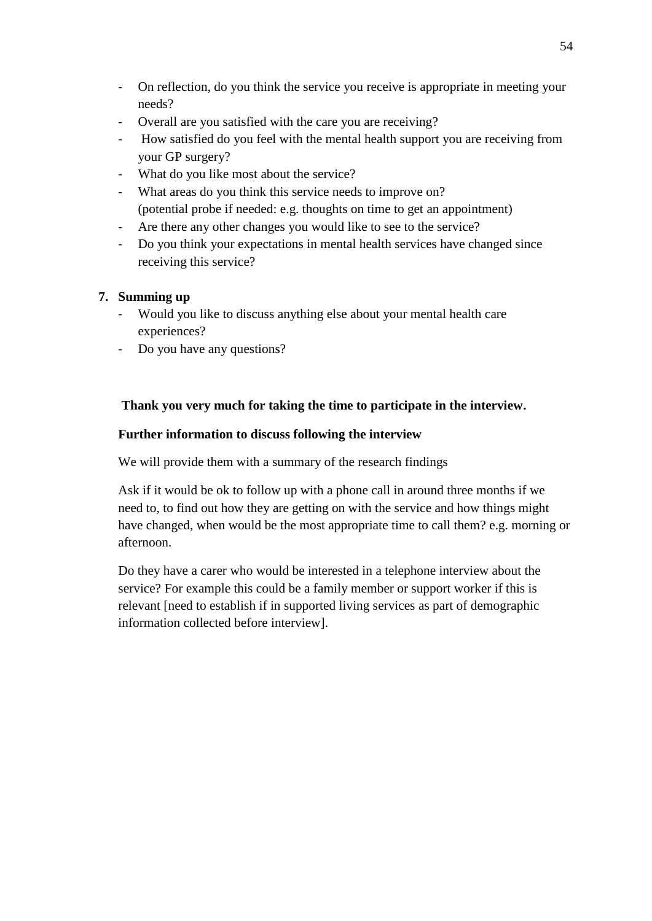- On reflection, do you think the service you receive is appropriate in meeting your needs?
- Overall are you satisfied with the care you are receiving?
- How satisfied do you feel with the mental health support you are receiving from your GP surgery?
- What do you like most about the service?
- What areas do you think this service needs to improve on?
  (potential probe if needed: e.g. thoughts on time to get an appointment)
- Are there any other changes you would like to see to the service?
- Do you think your expectations in mental health services have changed since receiving this service?

7. **Summing up**
   - Would you like to discuss anything else about your mental health care experiences?
   - Do you have any questions?

**Thank you very much for taking the time to participate in the interview.**

**Further information to discuss following the interview**

We will provide them with a summary of the research findings

Ask if it would be ok to follow up with a phone call in around three months if we need to, to find out how they are getting on with the service and how things might have changed, when would be the most appropriate time to call them? e.g. morning or afternoon.

Do they have a carer who would be interested in a telephone interview about the service? For example this could be a family member or support worker if this is relevant [need to establish if in supported living services as part of demographic information collected before interview].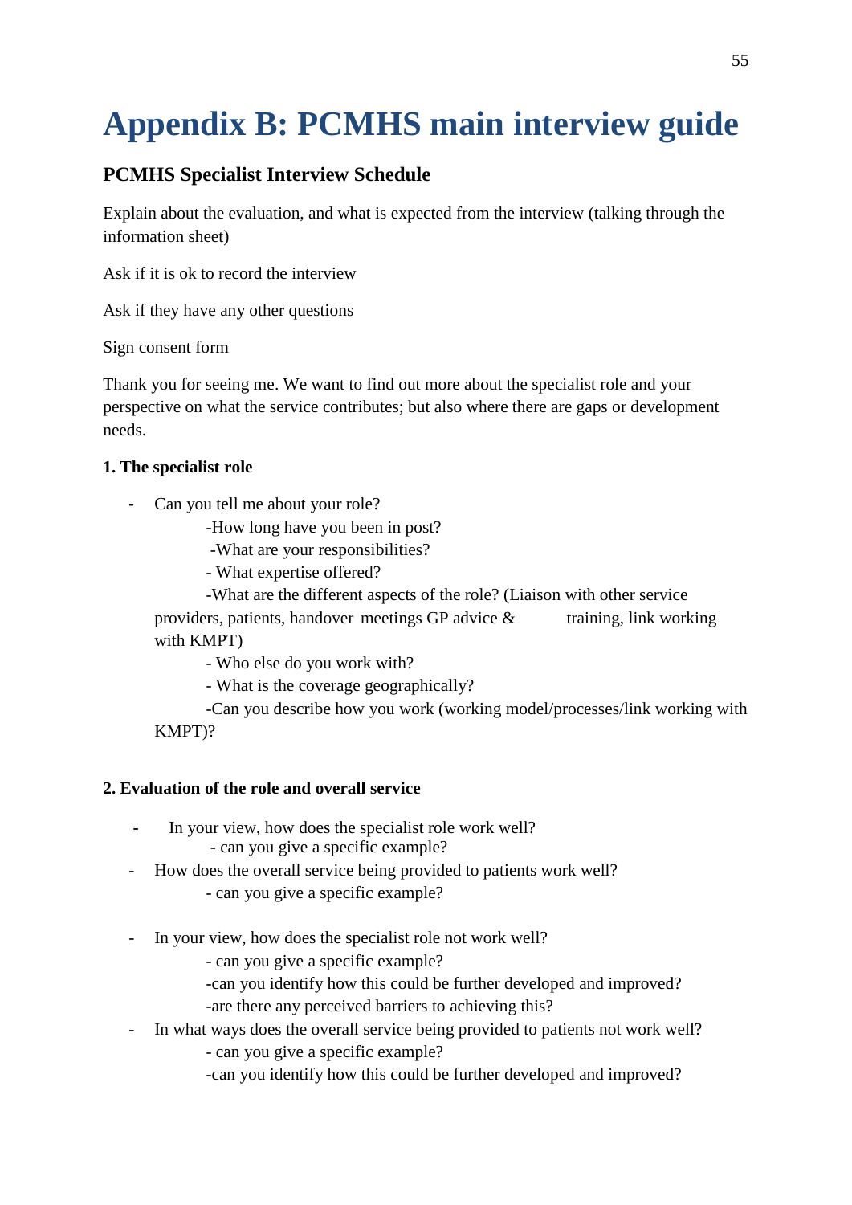# Appendix B: PCMHS main interview guide

## PCMHS Specialist Interview Schedule

Explain about the evaluation, and what is expected from the interview (talking through the information sheet)

Ask if it is ok to record the interview

Ask if they have any other questions

Sign consent form

Thank you for seeing me. We want to find out more about the specialist role and your perspective on what the service contributes; but also where there are gaps or development needs.

**1. The specialist role**

- Can you tell me about your role?
  - How long have you been in post?
  - What are your responsibilities?
  - What expertise offered?
  - What are the different aspects of the role? (Liaison with other service providers, patients, handover meetings GP advice & training, link working with KMPT)
  - Who else do you work with?
  - What is the coverage geographically?
  - Can you describe how you work (working model/processes/link working with KMPT)?

**2. Evaluation of the role and overall service**

- In your view, how does the specialist role work well?
  - can you give a specific example?
- How does the overall service being provided to patients work well?
  - can you give a specific example?
- In your view, how does the specialist role not work well?
  - can you give a specific example?
  - can you identify how this could be further developed and improved?
  - are there any perceived barriers to achieving this?
- In what ways does the overall service being provided to patients not work well?
  - can you give a specific example?
  - can you identify how this could be further developed and improved?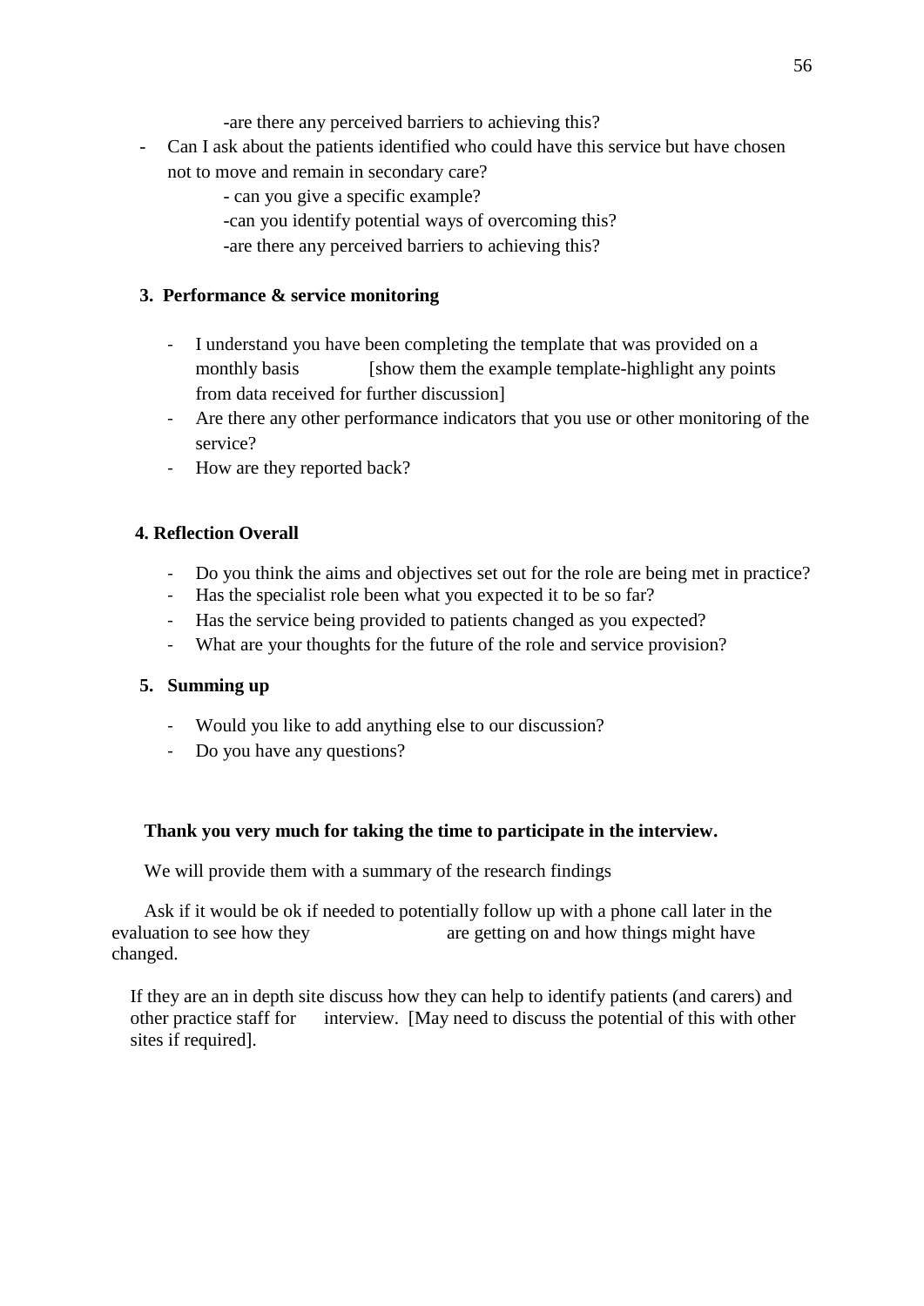-are there any perceived barriers to achieving this?

- Can I ask about the patients identified who could have this service but have chosen not to move and remain in secondary care?
  - can you give a specific example?
  - can you identify potential ways of overcoming this?
  - are there any perceived barriers to achieving this?

**3. Performance & service monitoring**

- I understand you have been completing the template that was provided on a monthly basis [show them the example template-highlight any points from data received for further discussion]
- Are there any other performance indicators that you use or other monitoring of the service?
- How are they reported back?

**4. Reflection Overall**

- Do you think the aims and objectives set out for the role are being met in practice?
- Has the specialist role been what you expected it to be so far?
- Has the service being provided to patients changed as you expected?
- What are your thoughts for the future of the role and service provision?

**5. Summing up**

- Would you like to add anything else to our discussion?
- Do you have any questions?

**Thank you very much for taking the time to participate in the interview.**

We will provide them with a summary of the research findings

Ask if it would be ok if needed to potentially follow up with a phone call later in the evaluation to see how they are getting on and how things might have changed.

If they are an in depth site discuss how they can help to identify patients (and carers) and other practice staff for interview. [May need to discuss the potential of this with other sites if required].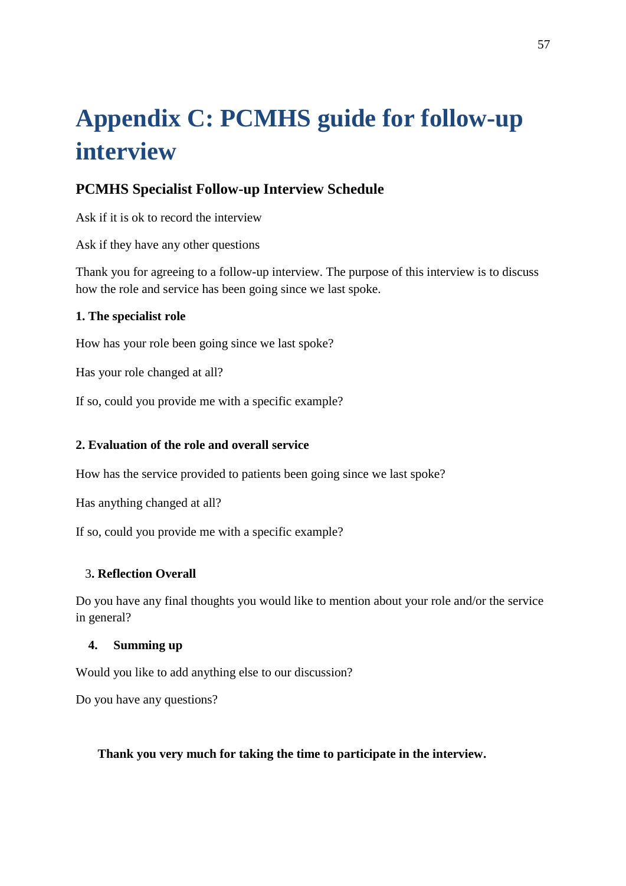# Appendix C: PCMHS guide for follow-up interview

## PCMHS Specialist Follow-up Interview Schedule

Ask if it is ok to record the interview

Ask if they have any other questions

Thank you for agreeing to a follow-up interview. The purpose of this interview is to discuss how the role and service has been going since we last spoke.

**1. The specialist role**

How has your role been going since we last spoke?

Has your role changed at all?

If so, could you provide me with a specific example?

**2. Evaluation of the role and overall service**

How has the service provided to patients been going since we last spoke?

Has anything changed at all?

If so, could you provide me with a specific example?

**3. Reflection Overall**

Do you have any final thoughts you would like to mention about your role and/or the service in general?

**4. Summing up**

Would you like to add anything else to our discussion?

Do you have any questions?

**Thank you very much for taking the time to participate in the interview.**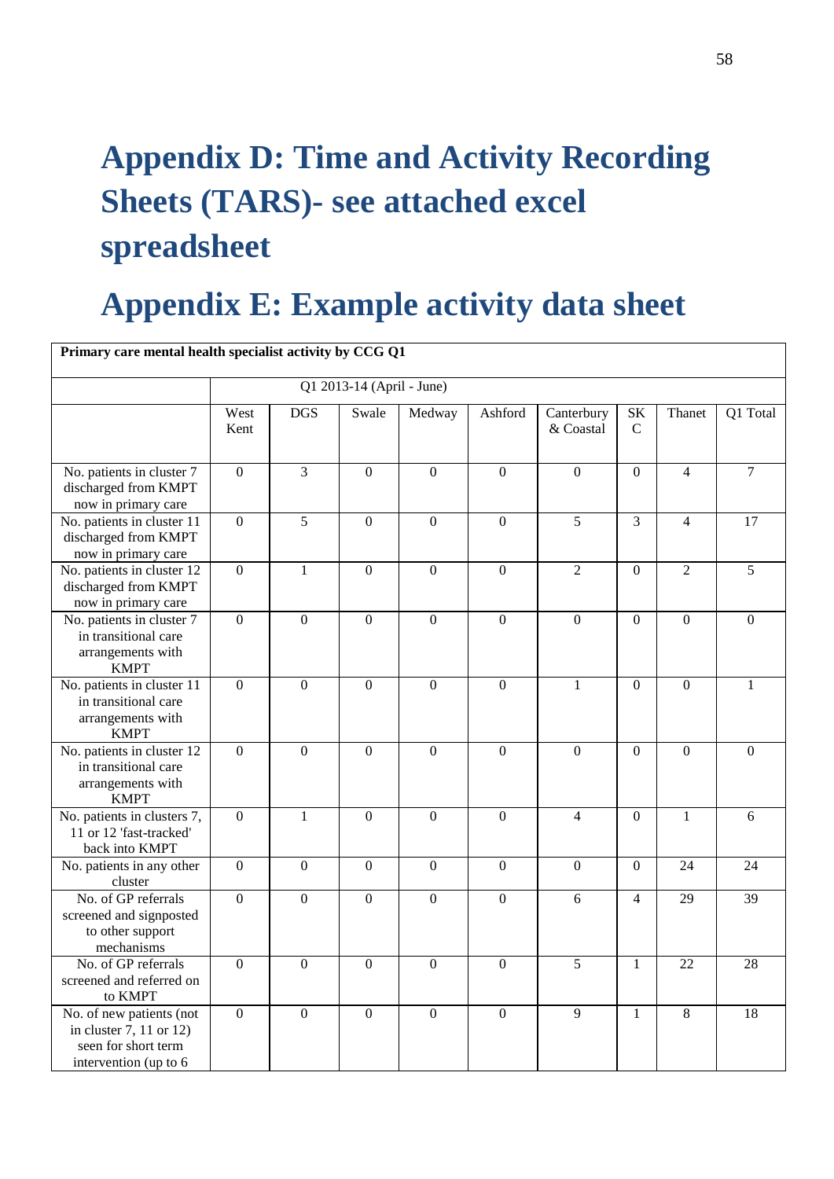# Appendix D: Time and Activity Recording Sheets (TARS)- see attached excel spreadsheet

# Appendix E: Example activity data sheet

| Primary care mental health specialist activity by CCG Q1 | | | | | | | | | |
|---|---|---|---|---|---|---|---|---|---|
| | Q1 2013-14 (April - June) | | | | | | | | |
| | West Kent | DGS | Swale | Medway | Ashford | Canterbury & Coastal | SK C | Thanet | Q1 Total |
| No. patients in cluster 7 discharged from KMPT now in primary care | 0 | 3 | 0 | 0 | 0 | 0 | 0 | 4 | 7 |
| No. patients in cluster 11 discharged from KMPT now in primary care | 0 | 5 | 0 | 0 | 0 | 5 | 3 | 4 | 17 |
| No. patients in cluster 12 discharged from KMPT now in primary care | 0 | 1 | 0 | 0 | 0 | 2 | 0 | 2 | 5 |
| No. patients in cluster 7 in transitional care arrangements with KMPT | 0 | 0 | 0 | 0 | 0 | 0 | 0 | 0 | 0 |
| No. patients in cluster 11 in transitional care arrangements with KMPT | 0 | 0 | 0 | 0 | 0 | 1 | 0 | 0 | 1 |
| No. patients in cluster 12 in transitional care arrangements with KMPT | 0 | 0 | 0 | 0 | 0 | 0 | 0 | 0 | 0 |
| No. patients in clusters 7, 11 or 12 'fast-tracked' back into KMPT | 0 | 1 | 0 | 0 | 0 | 4 | 0 | 1 | 6 |
| No. patients in any other cluster | 0 | 0 | 0 | 0 | 0 | 0 | 0 | 24 | 24 |
| No. of GP referrals screened and signposted to other support mechanisms | 0 | 0 | 0 | 0 | 0 | 6 | 4 | 29 | 39 |
| No. of GP referrals screened and referred on to KMPT | 0 | 0 | 0 | 0 | 0 | 5 | 1 | 22 | 28 |
| No. of new patients (not in cluster 7, 11 or 12) seen for short term intervention (up to 6 | 0 | 0 | 0 | 0 | 0 | 9 | 1 | 8 | 18 |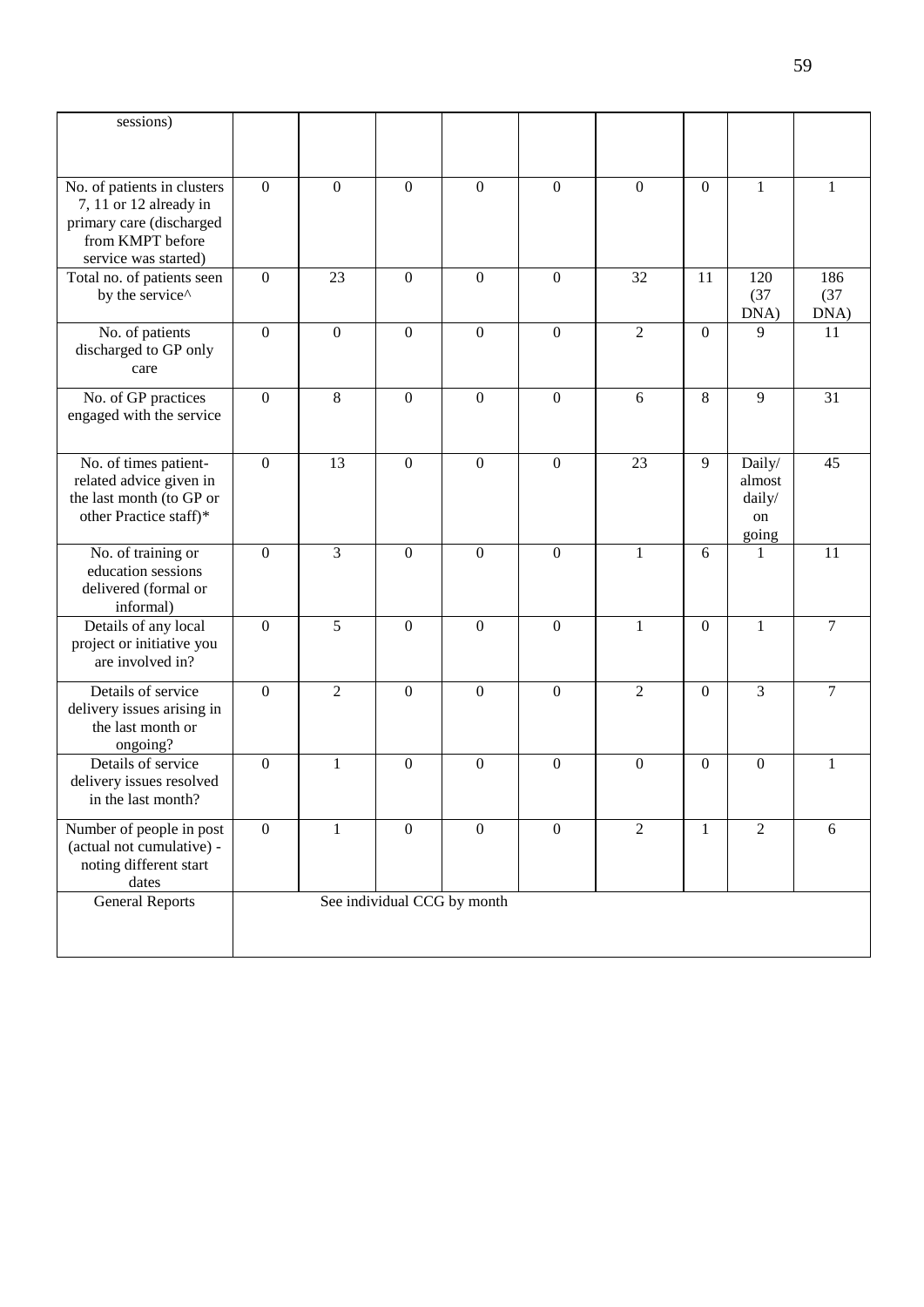| | | | | | | | | |
|---|---|---|---|---|---|---|---|---|
| sessions) | | | | | | | | |
| No. of patients in clusters 7, 11 or 12 already in primary care (discharged from KMPT before service was started) | 0 | 0 | 0 | 0 | 0 | 0 | 0 | 1 | 1 |
| Total no. of patients seen by the service^ | 0 | 23 | 0 | 0 | 0 | 32 | 11 | 120 (37 DNA) | 186 (37 DNA) |
| No. of patients discharged to GP only care | 0 | 0 | 0 | 0 | 0 | 2 | 0 | 9 | 11 |
| No. of GP practices engaged with the service | 0 | 8 | 0 | 0 | 0 | 6 | 8 | 9 | 31 |
| No. of times patient-related advice given in the last month (to GP or other Practice staff)* | 0 | 13 | 0 | 0 | 0 | 23 | 9 | Daily/ almost daily/ on going | 45 |
| No. of training or education sessions delivered (formal or informal) | 0 | 3 | 0 | 0 | 0 | 1 | 6 | 1 | 11 |
| Details of any local project or initiative you are involved in? | 0 | 5 | 0 | 0 | 0 | 1 | 0 | 1 | 7 |
| Details of service delivery issues arising in the last month or ongoing? | 0 | 2 | 0 | 0 | 0 | 2 | 0 | 3 | 7 |
| Details of service delivery issues resolved in the last month? | 0 | 1 | 0 | 0 | 0 | 0 | 0 | 0 | 1 |
| Number of people in post (actual not cumulative) - noting different start dates | 0 | 1 | 0 | 0 | 0 | 2 | 1 | 2 | 6 |
| General Reports | See individual CCG by month | | | | | | | | |